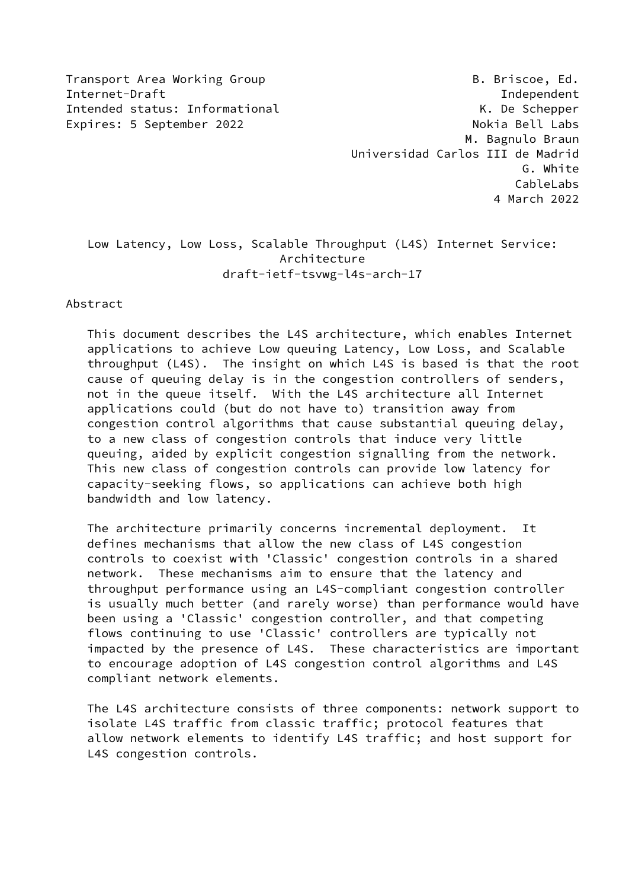Transport Area Working Group B. Briscoe, Ed.
Internet-Draft Independent
Intended status: Informational K. De Schepper
Expires: 5 September 2022 Nokia Bell Labs
M. Bagnulo Braun
Universidad Carlos III de Madrid
G. White
CableLabs
4 March 2022

# Low Latency, Low Loss, Scalable Throughput (L4S) Internet Service: Architecture
## draft-ietf-tsvwg-l4s-arch-17

## Abstract

This document describes the L4S architecture, which enables Internet applications to achieve Low queuing Latency, Low Loss, and Scalable throughput (L4S). The insight on which L4S is based is that the root cause of queuing delay is in the congestion controllers of senders, not in the queue itself. With the L4S architecture all Internet applications could (but do not have to) transition away from congestion control algorithms that cause substantial queuing delay, to a new class of congestion controls that induce very little queuing, aided by explicit congestion signalling from the network. This new class of congestion controls can provide low latency for capacity-seeking flows, so applications can achieve both high bandwidth and low latency.

The architecture primarily concerns incremental deployment. It defines mechanisms that allow the new class of L4S congestion controls to coexist with 'Classic' congestion controls in a shared network. These mechanisms aim to ensure that the latency and throughput performance using an L4S-compliant congestion controller is usually much better (and rarely worse) than performance would have been using a 'Classic' congestion controller, and that competing flows continuing to use 'Classic' controllers are typically not impacted by the presence of L4S. These characteristics are important to encourage adoption of L4S congestion control algorithms and L4S compliant network elements.

The L4S architecture consists of three components: network support to isolate L4S traffic from classic traffic; protocol features that allow network elements to identify L4S traffic; and host support for L4S congestion controls.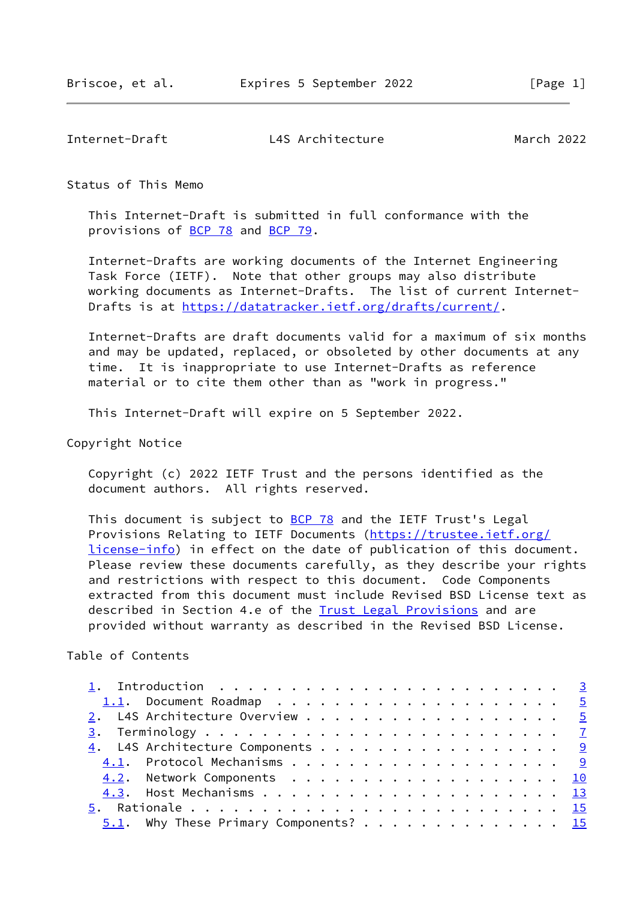## Status of This Memo

This Internet-Draft is submitted in full conformance with the provisions of BCP 78 and BCP 79.

Internet-Drafts are working documents of the Internet Engineering Task Force (IETF). Note that other groups may also distribute working documents as Internet-Drafts. The list of current Internet-Drafts is at https://datatracker.ietf.org/drafts/current/.

Internet-Drafts are draft documents valid for a maximum of six months and may be updated, replaced, or obsoleted by other documents at any time. It is inappropriate to use Internet-Drafts as reference material or to cite them other than as "work in progress."

This Internet-Draft will expire on 5 September 2022.

## Copyright Notice

Copyright (c) 2022 IETF Trust and the persons identified as the document authors. All rights reserved.

This document is subject to BCP 78 and the IETF Trust's Legal Provisions Relating to IETF Documents (https://trustee.ietf.org/license-info) in effect on the date of publication of this document. Please review these documents carefully, as they describe your rights and restrictions with respect to this document. Code Components extracted from this document must include Revised BSD License text as described in Section 4.e of the Trust Legal Provisions and are provided without warranty as described in the Revised BSD License.

## Table of Contents

- 1. Introduction . . . . . . . . . . . . . . . . . . . . . . . . 3
  - 1.1. Document Roadmap . . . . . . . . . . . . . . . . . . . . 5
- 2. L4S Architecture Overview . . . . . . . . . . . . . . . . . 5
- 3. Terminology . . . . . . . . . . . . . . . . . . . . . . . . 7
- 4. L4S Architecture Components . . . . . . . . . . . . . . . . 9
  - 4.1. Protocol Mechanisms . . . . . . . . . . . . . . . . . . 9
  - 4.2. Network Components . . . . . . . . . . . . . . . . . . 10
  - 4.3. Host Mechanisms . . . . . . . . . . . . . . . . . . . . 13
- 5. Rationale . . . . . . . . . . . . . . . . . . . . . . . . . 15
  - 5.1. Why These Primary Components? . . . . . . . . . . . . . 15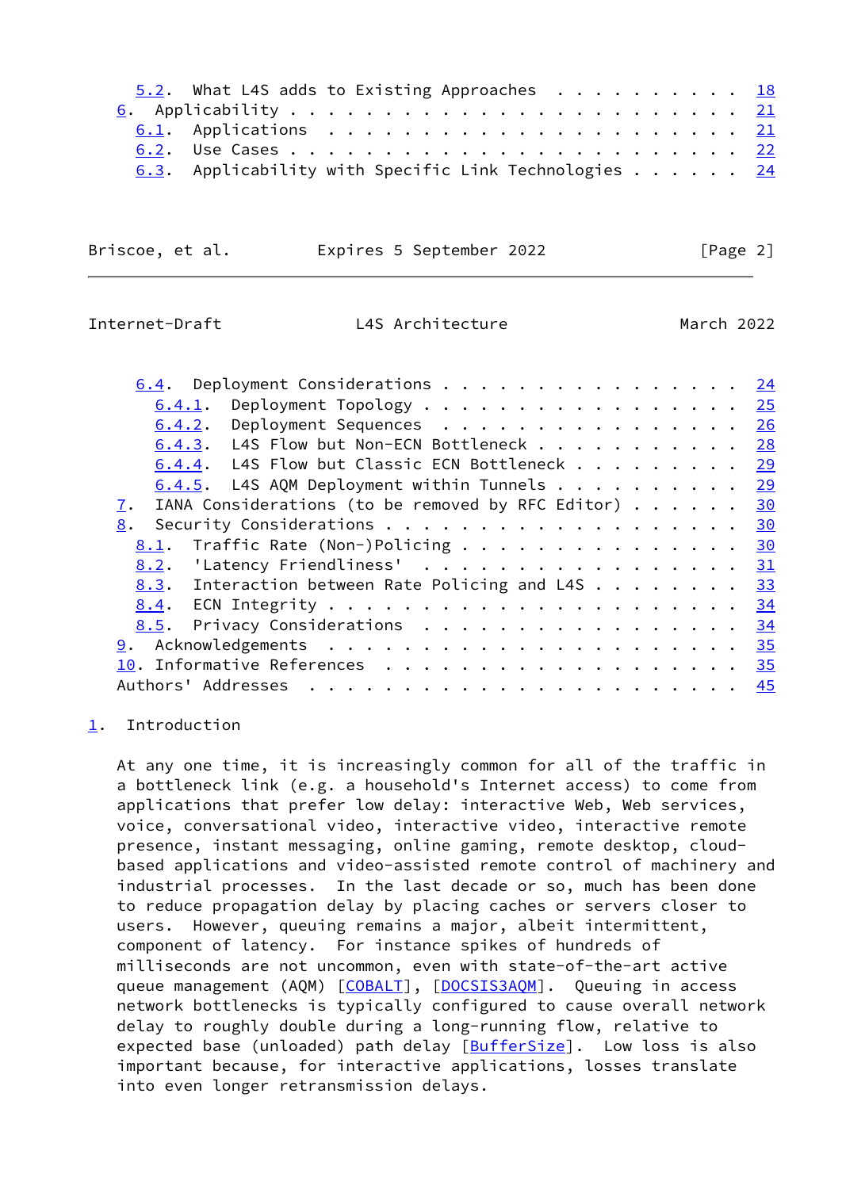- 5.2. What L4S adds to Existing Approaches . . . . . . . . . . 18
- 6. Applicability . . . . . . . . . . . . . . . . . . . . . . . 21
  - 6.1. Applications . . . . . . . . . . . . . . . . . . . . . 21
  - 6.2. Use Cases . . . . . . . . . . . . . . . . . . . . . . . 22
  - 6.3. Applicability with Specific Link Technologies . . . . . 24
  - 6.4. Deployment Considerations . . . . . . . . . . . . . . . 24
    - 6.4.1. Deployment Topology . . . . . . . . . . . . . . . . 25
    - 6.4.2. Deployment Sequences . . . . . . . . . . . . . . . 26
    - 6.4.3. L4S Flow but Non-ECN Bottleneck . . . . . . . . . . 28
    - 6.4.4. L4S Flow but Classic ECN Bottleneck . . . . . . . . 29
    - 6.4.5. L4S AQM Deployment within Tunnels . . . . . . . . . 29
- 7. IANA Considerations (to be removed by RFC Editor) . . . . . . 30
- 8. Security Considerations . . . . . . . . . . . . . . . . . . . 30
  - 8.1. Traffic Rate (Non-)Policing . . . . . . . . . . . . . . 30
  - 8.2. 'Latency Friendliness' . . . . . . . . . . . . . . . . 31
  - 8.3. Interaction between Rate Policing and L4S . . . . . . . 33
  - 8.4. ECN Integrity . . . . . . . . . . . . . . . . . . . . . 34
  - 8.5. Privacy Considerations . . . . . . . . . . . . . . . . 34
- 9. Acknowledgements . . . . . . . . . . . . . . . . . . . . . . 35
- 10. Informative References . . . . . . . . . . . . . . . . . . . 35
- Authors' Addresses . . . . . . . . . . . . . . . . . . . . . . . 45

## 1. Introduction

At any one time, it is increasingly common for all of the traffic in a bottleneck link (e.g. a household's Internet access) to come from applications that prefer low delay: interactive Web, Web services, voice, conversational video, interactive video, interactive remote presence, instant messaging, online gaming, remote desktop, cloud-based applications and video-assisted remote control of machinery and industrial processes. In the last decade or so, much has been done to reduce propagation delay by placing caches or servers closer to users. However, queuing remains a major, albeit intermittent, component of latency. For instance spikes of hundreds of milliseconds are not uncommon, even with state-of-the-art active queue management (AQM) [COBALT], [DOCSIS3AQM]. Queuing in access network bottlenecks is typically configured to cause overall network delay to roughly double during a long-running flow, relative to expected base (unloaded) path delay [BufferSize]. Low loss is also important because, for interactive applications, losses translate into even longer retransmission delays.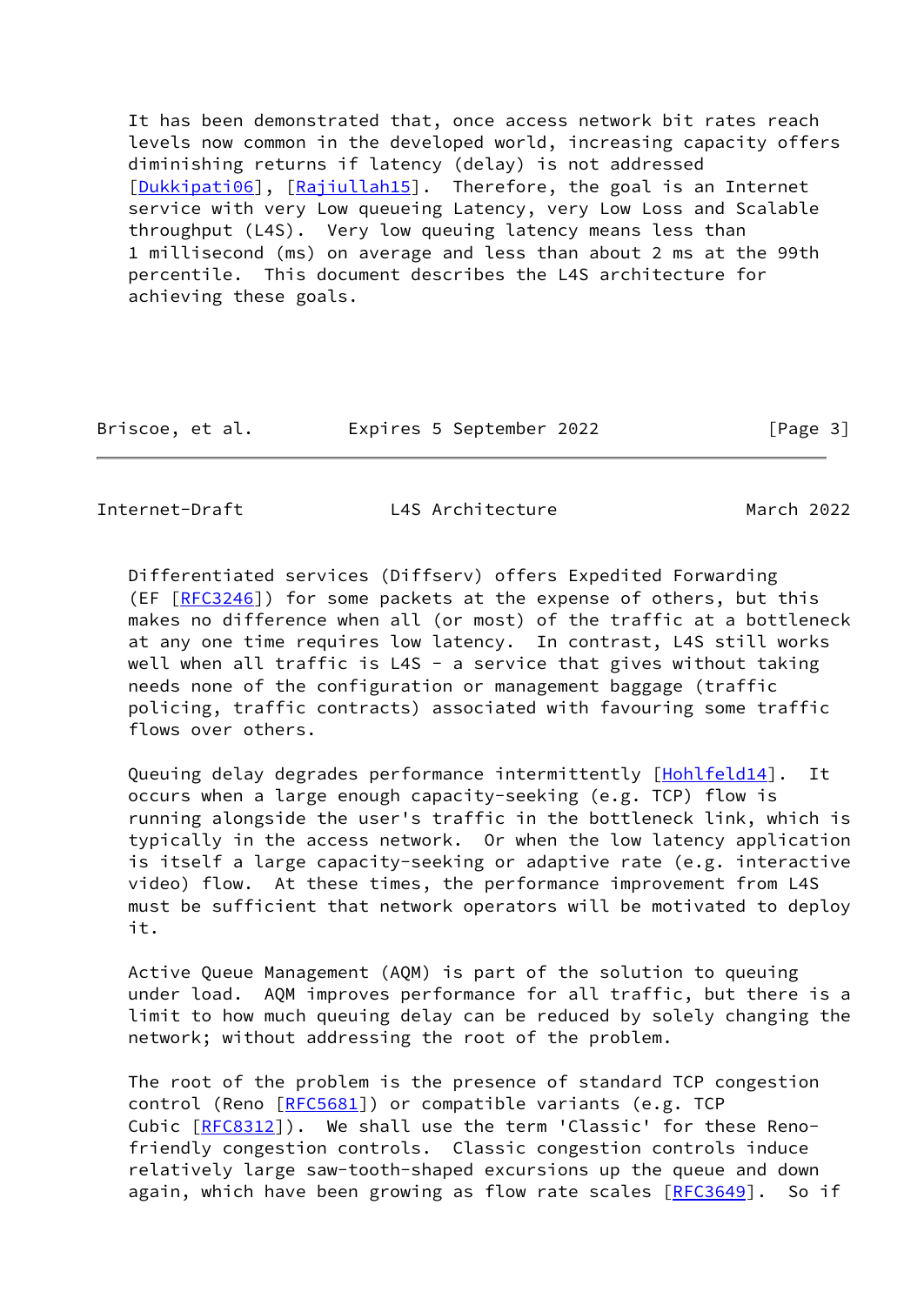It has been demonstrated that, once access network bit rates reach levels now common in the developed world, increasing capacity offers diminishing returns if latency (delay) is not addressed [Dukkipati06], [Rajiullah15]. Therefore, the goal is an Internet service with very Low queueing Latency, very Low Loss and Scalable throughput (L4S). Very low queuing latency means less than 1 millisecond (ms) on average and less than about 2 ms at the 99th percentile. This document describes the L4S architecture for achieving these goals.

Differentiated services (Diffserv) offers Expedited Forwarding (EF [RFC3246]) for some packets at the expense of others, but this makes no difference when all (or most) of the traffic at a bottleneck at any one time requires low latency. In contrast, L4S still works well when all traffic is L4S - a service that gives without taking needs none of the configuration or management baggage (traffic policing, traffic contracts) associated with favouring some traffic flows over others.

Queuing delay degrades performance intermittently [Hohlfeld14]. It occurs when a large enough capacity-seeking (e.g. TCP) flow is running alongside the user's traffic in the bottleneck link, which is typically in the access network. Or when the low latency application is itself a large capacity-seeking or adaptive rate (e.g. interactive video) flow. At these times, the performance improvement from L4S must be sufficient that network operators will be motivated to deploy it.

Active Queue Management (AQM) is part of the solution to queuing under load. AQM improves performance for all traffic, but there is a limit to how much queuing delay can be reduced by solely changing the network; without addressing the root of the problem.

The root of the problem is the presence of standard TCP congestion control (Reno [RFC5681]) or compatible variants (e.g. TCP Cubic [RFC8312]). We shall use the term 'Classic' for these Reno-friendly congestion controls. Classic congestion controls induce relatively large saw-tooth-shaped excursions up the queue and down again, which have been growing as flow rate scales [RFC3649]. So if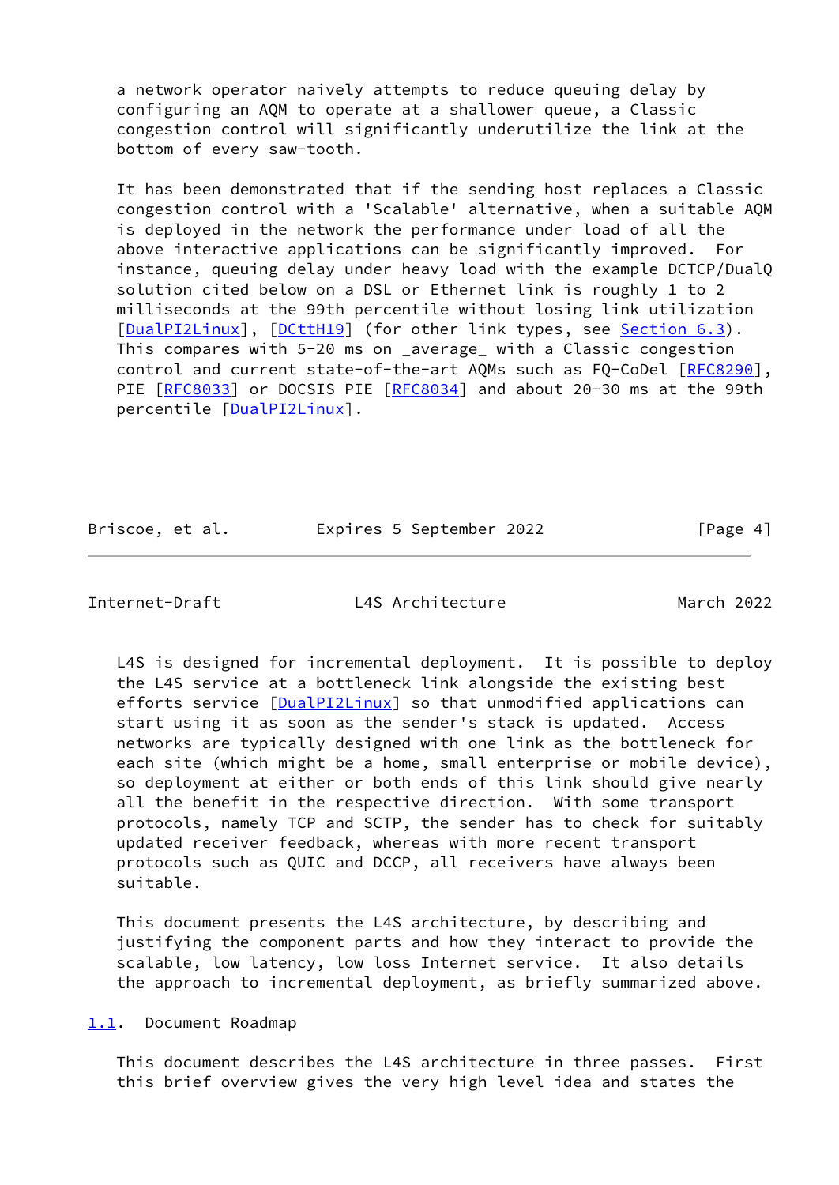a network operator naively attempts to reduce queuing delay by configuring an AQM to operate at a shallower queue, a Classic congestion control will significantly underutilize the link at the bottom of every saw-tooth.

It has been demonstrated that if the sending host replaces a Classic congestion control with a 'Scalable' alternative, when a suitable AQM is deployed in the network the performance under load of all the above interactive applications can be significantly improved. For instance, queuing delay under heavy load with the example DCTCP/DualQ solution cited below on a DSL or Ethernet link is roughly 1 to 2 milliseconds at the 99th percentile without losing link utilization [DualPI2Linux], [DCttH19] (for other link types, see Section 6.3). This compares with 5-20 ms on _average_ with a Classic congestion control and current state-of-the-art AQMs such as FQ-CoDel [RFC8290], PIE [RFC8033] or DOCSIS PIE [RFC8034] and about 20-30 ms at the 99th percentile [DualPI2Linux].

L4S is designed for incremental deployment. It is possible to deploy the L4S service at a bottleneck link alongside the existing best efforts service [DualPI2Linux] so that unmodified applications can start using it as soon as the sender's stack is updated. Access networks are typically designed with one link as the bottleneck for each site (which might be a home, small enterprise or mobile device), so deployment at either or both ends of this link should give nearly all the benefit in the respective direction. With some transport protocols, namely TCP and SCTP, the sender has to check for suitably updated receiver feedback, whereas with more recent transport protocols such as QUIC and DCCP, all receivers have always been suitable.

This document presents the L4S architecture, by describing and justifying the component parts and how they interact to provide the scalable, low latency, low loss Internet service. It also details the approach to incremental deployment, as briefly summarized above.

## 1.1. Document Roadmap

This document describes the L4S architecture in three passes. First this brief overview gives the very high level idea and states the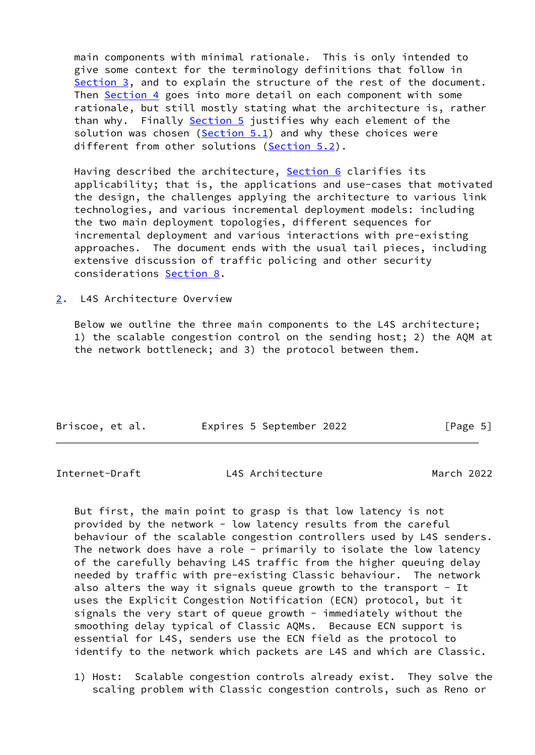main components with minimal rationale. This is only intended to give some context for the terminology definitions that follow in Section 3, and to explain the structure of the rest of the document. Then Section 4 goes into more detail on each component with some rationale, but still mostly stating what the architecture is, rather than why. Finally Section 5 justifies why each element of the solution was chosen (Section 5.1) and why these choices were different from other solutions (Section 5.2).

Having described the architecture, Section 6 clarifies its applicability; that is, the applications and use-cases that motivated the design, the challenges applying the architecture to various link technologies, and various incremental deployment models: including the two main deployment topologies, different sequences for incremental deployment and various interactions with pre-existing approaches. The document ends with the usual tail pieces, including extensive discussion of traffic policing and other security considerations Section 8.

## 2. L4S Architecture Overview

Below we outline the three main components to the L4S architecture; 1) the scalable congestion control on the sending host; 2) the AQM at the network bottleneck; and 3) the protocol between them.

But first, the main point to grasp is that low latency is not provided by the network - low latency results from the careful behaviour of the scalable congestion controllers used by L4S senders. The network does have a role - primarily to isolate the low latency of the carefully behaving L4S traffic from the higher queuing delay needed by traffic with pre-existing Classic behaviour. The network also alters the way it signals queue growth to the transport - It uses the Explicit Congestion Notification (ECN) protocol, but it signals the very start of queue growth - immediately without the smoothing delay typical of Classic AQMs. Because ECN support is essential for L4S, senders use the ECN field as the protocol to identify to the network which packets are L4S and which are Classic.

1) Host: Scalable congestion controls already exist. They solve the scaling problem with Classic congestion controls, such as Reno or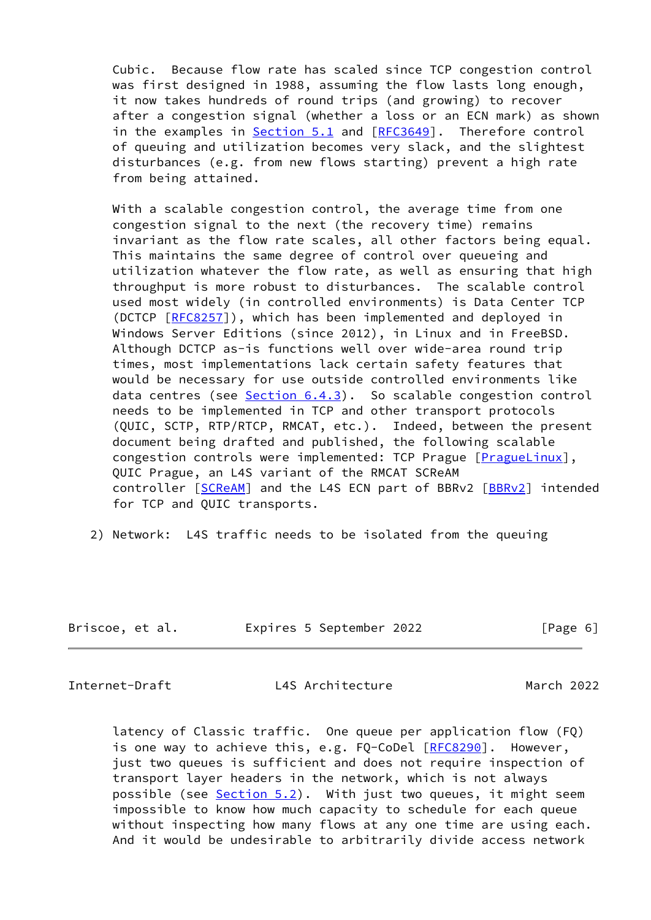Cubic. Because flow rate has scaled since TCP congestion control was first designed in 1988, assuming the flow lasts long enough, it now takes hundreds of round trips (and growing) to recover after a congestion signal (whether a loss or an ECN mark) as shown in the examples in Section 5.1 and [RFC3649]. Therefore control of queuing and utilization becomes very slack, and the slightest disturbances (e.g. from new flows starting) prevent a high rate from being attained.

With a scalable congestion control, the average time from one congestion signal to the next (the recovery time) remains invariant as the flow rate scales, all other factors being equal. This maintains the same degree of control over queueing and utilization whatever the flow rate, as well as ensuring that high throughput is more robust to disturbances. The scalable control used most widely (in controlled environments) is Data Center TCP (DCTCP [RFC8257]), which has been implemented and deployed in Windows Server Editions (since 2012), in Linux and in FreeBSD. Although DCTCP as-is functions well over wide-area round trip times, most implementations lack certain safety features that would be necessary for use outside controlled environments like data centres (see Section 6.4.3). So scalable congestion control needs to be implemented in TCP and other transport protocols (QUIC, SCTP, RTP/RTCP, RMCAT, etc.). Indeed, between the present document being drafted and published, the following scalable congestion controls were implemented: TCP Prague [PragueLinux], QUIC Prague, an L4S variant of the RMCAT SCReAM controller [SCReAM] and the L4S ECN part of BBRv2 [BBRv2] intended for TCP and QUIC transports.

2) Network: L4S traffic needs to be isolated from the queuing latency of Classic traffic. One queue per application flow (FQ) is one way to achieve this, e.g. FQ-CoDel [RFC8290]. However, just two queues is sufficient and does not require inspection of transport layer headers in the network, which is not always possible (see Section 5.2). With just two queues, it might seem impossible to know how much capacity to schedule for each queue without inspecting how many flows at any one time are using each. And it would be undesirable to arbitrarily divide access network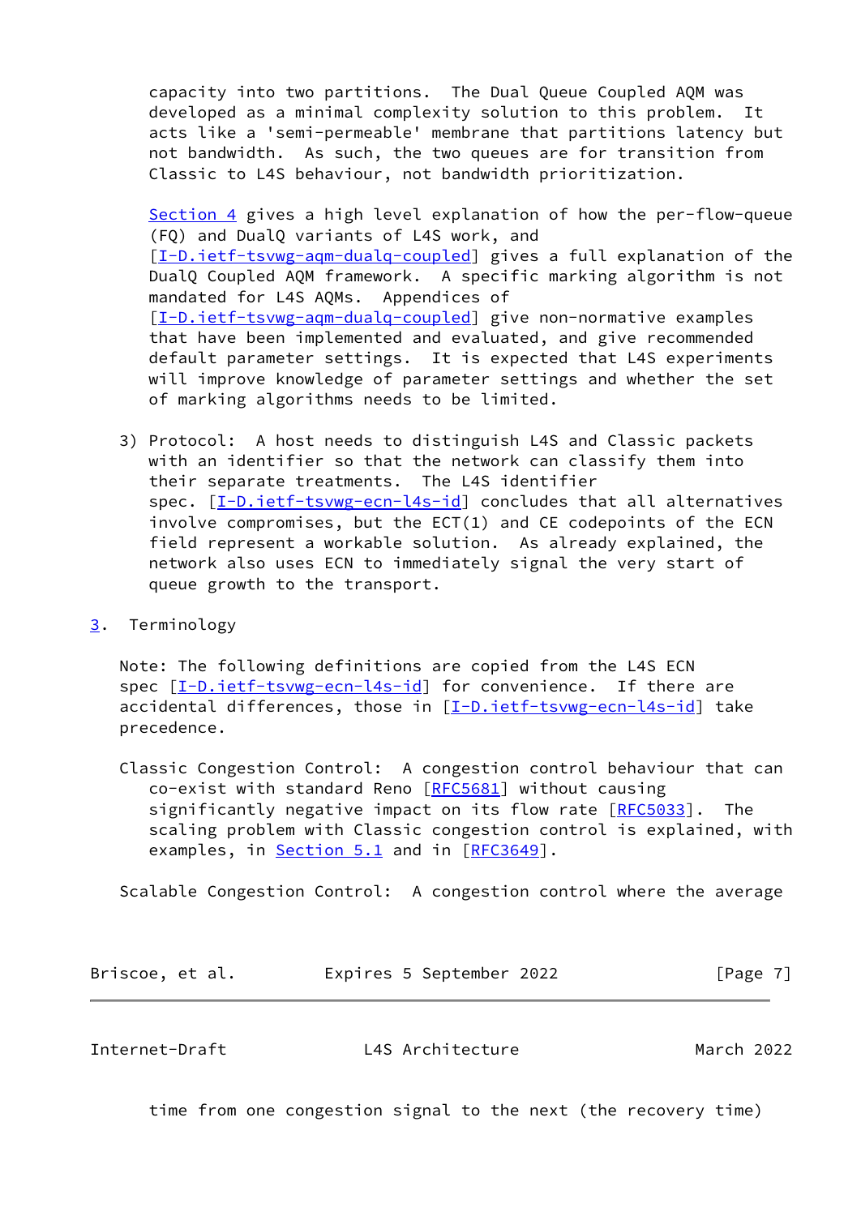capacity into two partitions. The Dual Queue Coupled AQM was developed as a minimal complexity solution to this problem. It acts like a 'semi-permeable' membrane that partitions latency but not bandwidth. As such, the two queues are for transition from Classic to L4S behaviour, not bandwidth prioritization.

Section 4 gives a high level explanation of how the per-flow-queue (FQ) and DualQ variants of L4S work, and [I-D.ietf-tsvwg-aqm-dualq-coupled] gives a full explanation of the DualQ Coupled AQM framework. A specific marking algorithm is not mandated for L4S AQMs. Appendices of [I-D.ietf-tsvwg-aqm-dualq-coupled] give non-normative examples that have been implemented and evaluated, and give recommended default parameter settings. It is expected that L4S experiments will improve knowledge of parameter settings and whether the set of marking algorithms needs to be limited.

3) Protocol: A host needs to distinguish L4S and Classic packets with an identifier so that the network can classify them into their separate treatments. The L4S identifier spec. [I-D.ietf-tsvwg-ecn-l4s-id] concludes that all alternatives involve compromises, but the ECT(1) and CE codepoints of the ECN field represent a workable solution. As already explained, the network also uses ECN to immediately signal the very start of queue growth to the transport.

## 3. Terminology

Note: The following definitions are copied from the L4S ECN spec [I-D.ietf-tsvwg-ecn-l4s-id] for convenience. If there are accidental differences, those in [I-D.ietf-tsvwg-ecn-l4s-id] take precedence.

Classic Congestion Control: A congestion control behaviour that can co-exist with standard Reno [RFC5681] without causing significantly negative impact on its flow rate [RFC5033]. The scaling problem with Classic congestion control is explained, with examples, in Section 5.1 and in [RFC3649].

Scalable Congestion Control: A congestion control where the average time from one congestion signal to the next (the recovery time)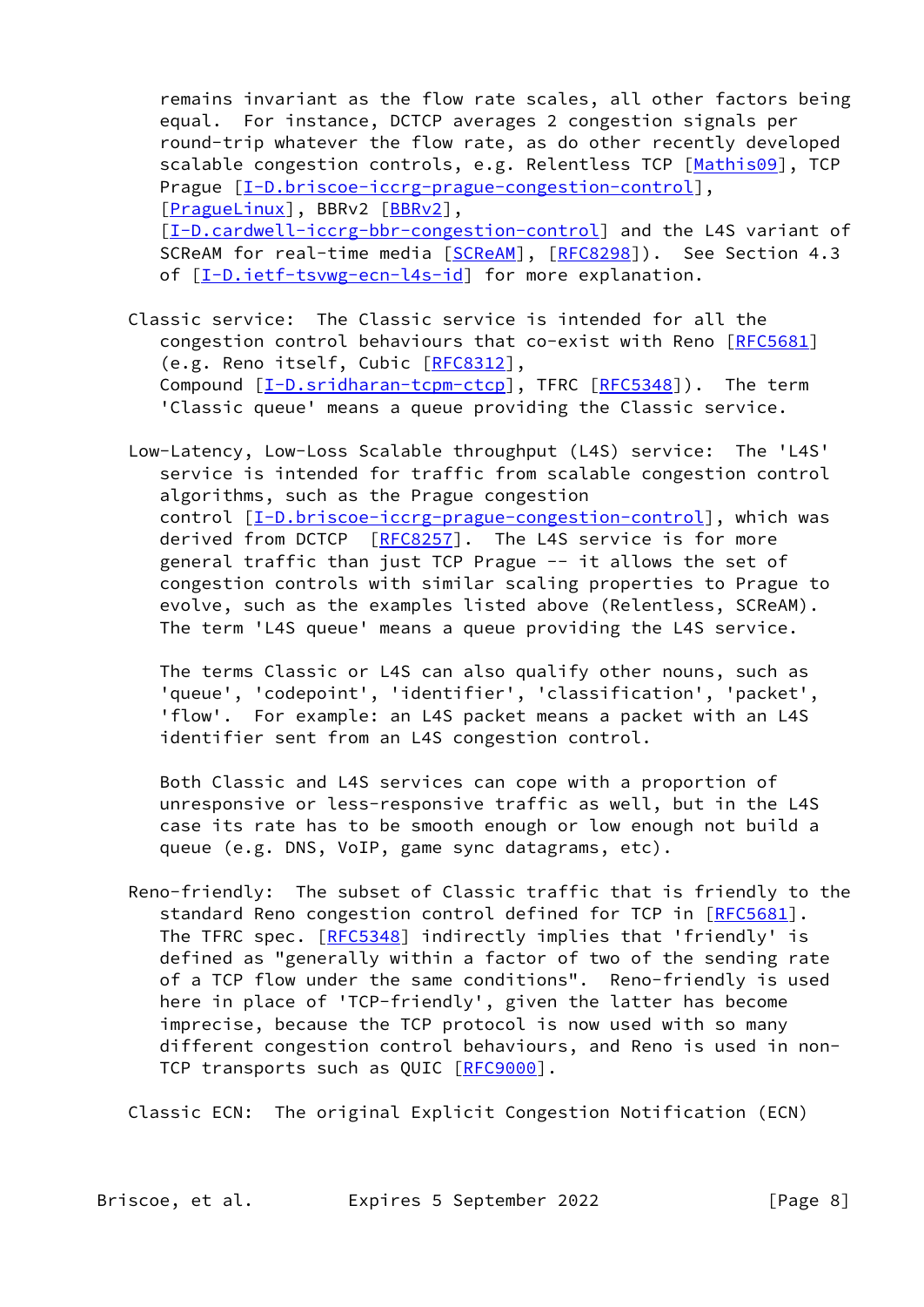remains invariant as the flow rate scales, all other factors being equal. For instance, DCTCP averages 2 congestion signals per round-trip whatever the flow rate, as do other recently developed scalable congestion controls, e.g. Relentless TCP [Mathis09], TCP Prague [I-D.briscoe-iccrg-prague-congestion-control], [PragueLinux], BBRv2 [BBRv2], [I-D.cardwell-iccrg-bbr-congestion-control] and the L4S variant of SCReAM for real-time media [SCReAM], [RFC8298]). See Section 4.3 of [I-D.ietf-tsvwg-ecn-l4s-id] for more explanation.

Classic service: The Classic service is intended for all the congestion control behaviours that co-exist with Reno [RFC5681] (e.g. Reno itself, Cubic [RFC8312], Compound [I-D.sridharan-tcpm-ctcp], TFRC [RFC5348]). The term 'Classic queue' means a queue providing the Classic service.

Low-Latency, Low-Loss Scalable throughput (L4S) service: The 'L4S' service is intended for traffic from scalable congestion control algorithms, such as the Prague congestion control [I-D.briscoe-iccrg-prague-congestion-control], which was derived from DCTCP [RFC8257]. The L4S service is for more general traffic than just TCP Prague -- it allows the set of congestion controls with similar scaling properties to Prague to evolve, such as the examples listed above (Relentless, SCReAM). The term 'L4S queue' means a queue providing the L4S service.

The terms Classic or L4S can also qualify other nouns, such as 'queue', 'codepoint', 'identifier', 'classification', 'packet', 'flow'. For example: an L4S packet means a packet with an L4S identifier sent from an L4S congestion control.

Both Classic and L4S services can cope with a proportion of unresponsive or less-responsive traffic as well, but in the L4S case its rate has to be smooth enough or low enough not build a queue (e.g. DNS, VoIP, game sync datagrams, etc).

Reno-friendly: The subset of Classic traffic that is friendly to the standard Reno congestion control defined for TCP in [RFC5681]. The TFRC spec. [RFC5348] indirectly implies that 'friendly' is defined as "generally within a factor of two of the sending rate of a TCP flow under the same conditions". Reno-friendly is used here in place of 'TCP-friendly', given the latter has become imprecise, because the TCP protocol is now used with so many different congestion control behaviours, and Reno is used in non-TCP transports such as QUIC [RFC9000].

Classic ECN: The original Explicit Congestion Notification (ECN)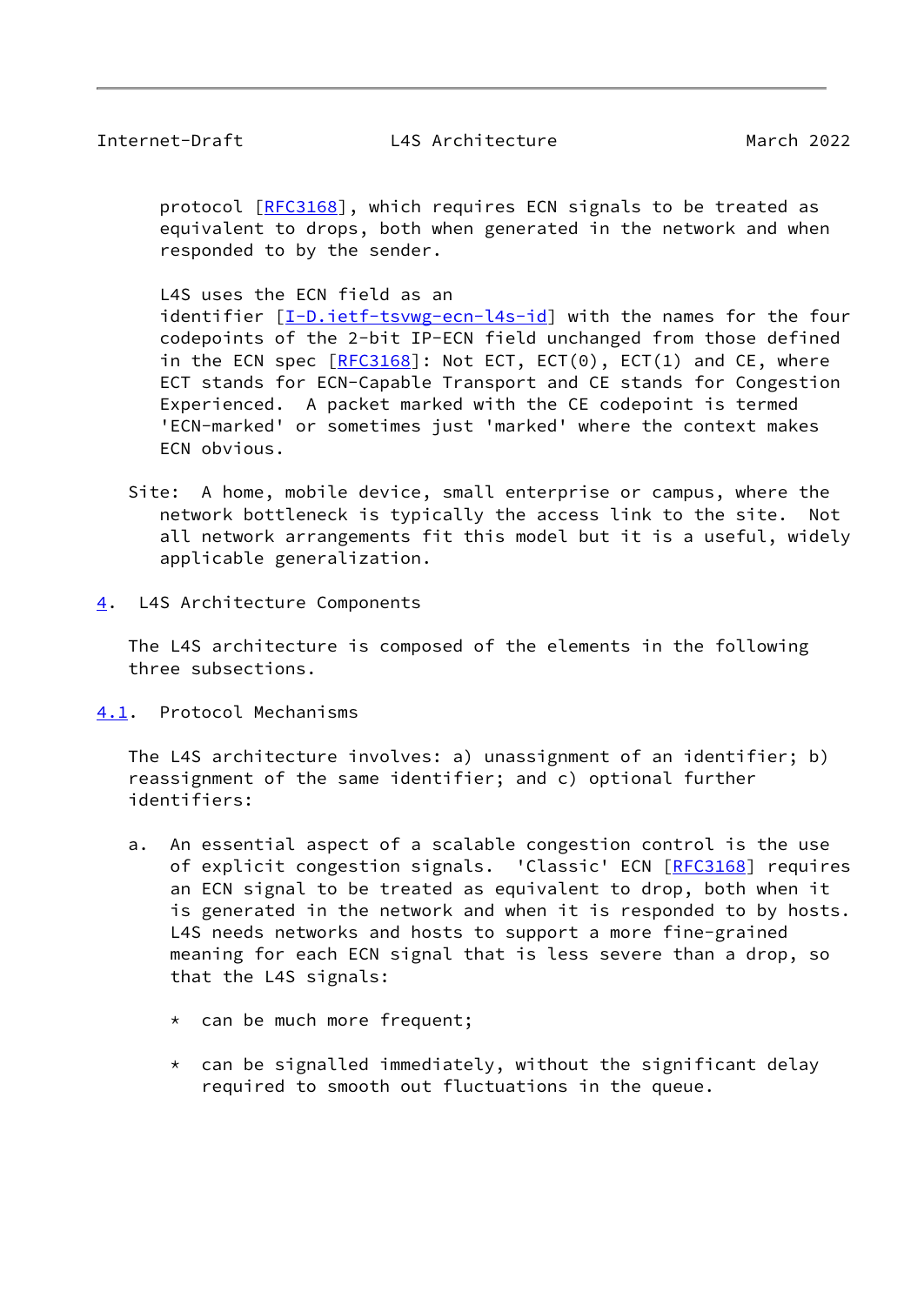protocol [RFC3168], which requires ECN signals to be treated as equivalent to drops, both when generated in the network and when responded to by the sender.

L4S uses the ECN field as an identifier [I-D.ietf-tsvwg-ecn-l4s-id] with the names for the four codepoints of the 2-bit IP-ECN field unchanged from those defined in the ECN spec [RFC3168]: Not ECT, ECT(0), ECT(1) and CE, where ECT stands for ECN-Capable Transport and CE stands for Congestion Experienced. A packet marked with the CE codepoint is termed 'ECN-marked' or sometimes just 'marked' where the context makes ECN obvious.

Site: A home, mobile device, small enterprise or campus, where the network bottleneck is typically the access link to the site. Not all network arrangements fit this model but it is a useful, widely applicable generalization.

## 4. L4S Architecture Components

The L4S architecture is composed of the elements in the following three subsections.

### 4.1. Protocol Mechanisms

The L4S architecture involves: a) unassignment of an identifier; b) reassignment of the same identifier; and c) optional further identifiers:

a. An essential aspect of a scalable congestion control is the use of explicit congestion signals. 'Classic' ECN [RFC3168] requires an ECN signal to be treated as equivalent to drop, both when it is generated in the network and when it is responded to by hosts. L4S needs networks and hosts to support a more fine-grained meaning for each ECN signal that is less severe than a drop, so that the L4S signals:

   * can be much more frequent;

   * can be signalled immediately, without the significant delay required to smooth out fluctuations in the queue.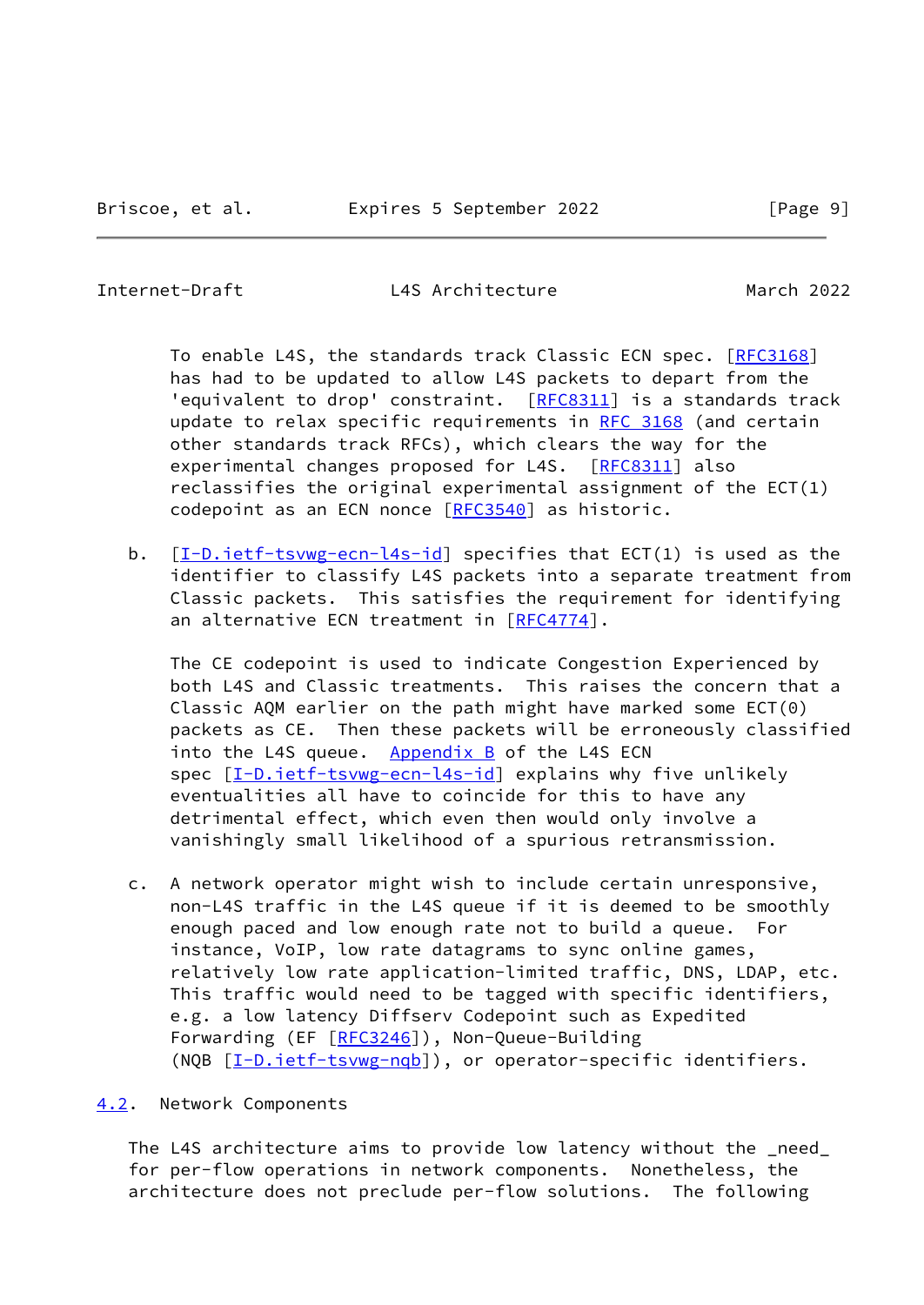To enable L4S, the standards track Classic ECN spec. [RFC3168] has had to be updated to allow L4S packets to depart from the 'equivalent to drop' constraint. [RFC8311] is a standards track update to relax specific requirements in RFC 3168 (and certain other standards track RFCs), which clears the way for the experimental changes proposed for L4S. [RFC8311] also reclassifies the original experimental assignment of the ECT(1) codepoint as an ECN nonce [RFC3540] as historic.

b. [I-D.ietf-tsvwg-ecn-l4s-id] specifies that ECT(1) is used as the identifier to classify L4S packets into a separate treatment from Classic packets. This satisfies the requirement for identifying an alternative ECN treatment in [RFC4774].

   The CE codepoint is used to indicate Congestion Experienced by both L4S and Classic treatments. This raises the concern that a Classic AQM earlier on the path might have marked some ECT(0) packets as CE. Then these packets will be erroneously classified into the L4S queue. Appendix B of the L4S ECN spec [I-D.ietf-tsvwg-ecn-l4s-id] explains why five unlikely eventualities all have to coincide for this to have any detrimental effect, which even then would only involve a vanishingly small likelihood of a spurious retransmission.

c. A network operator might wish to include certain unresponsive, non-L4S traffic in the L4S queue if it is deemed to be smoothly enough paced and low enough rate not to build a queue. For instance, VoIP, low rate datagrams to sync online games, relatively low rate application-limited traffic, DNS, LDAP, etc. This traffic would need to be tagged with specific identifiers, e.g. a low latency Diffserv Codepoint such as Expedited Forwarding (EF [RFC3246]), Non-Queue-Building (NQB [I-D.ietf-tsvwg-nqb]), or operator-specific identifiers.

## 4.2. Network Components

The L4S architecture aims to provide low latency without the _need_ for per-flow operations in network components. Nonetheless, the architecture does not preclude per-flow solutions. The following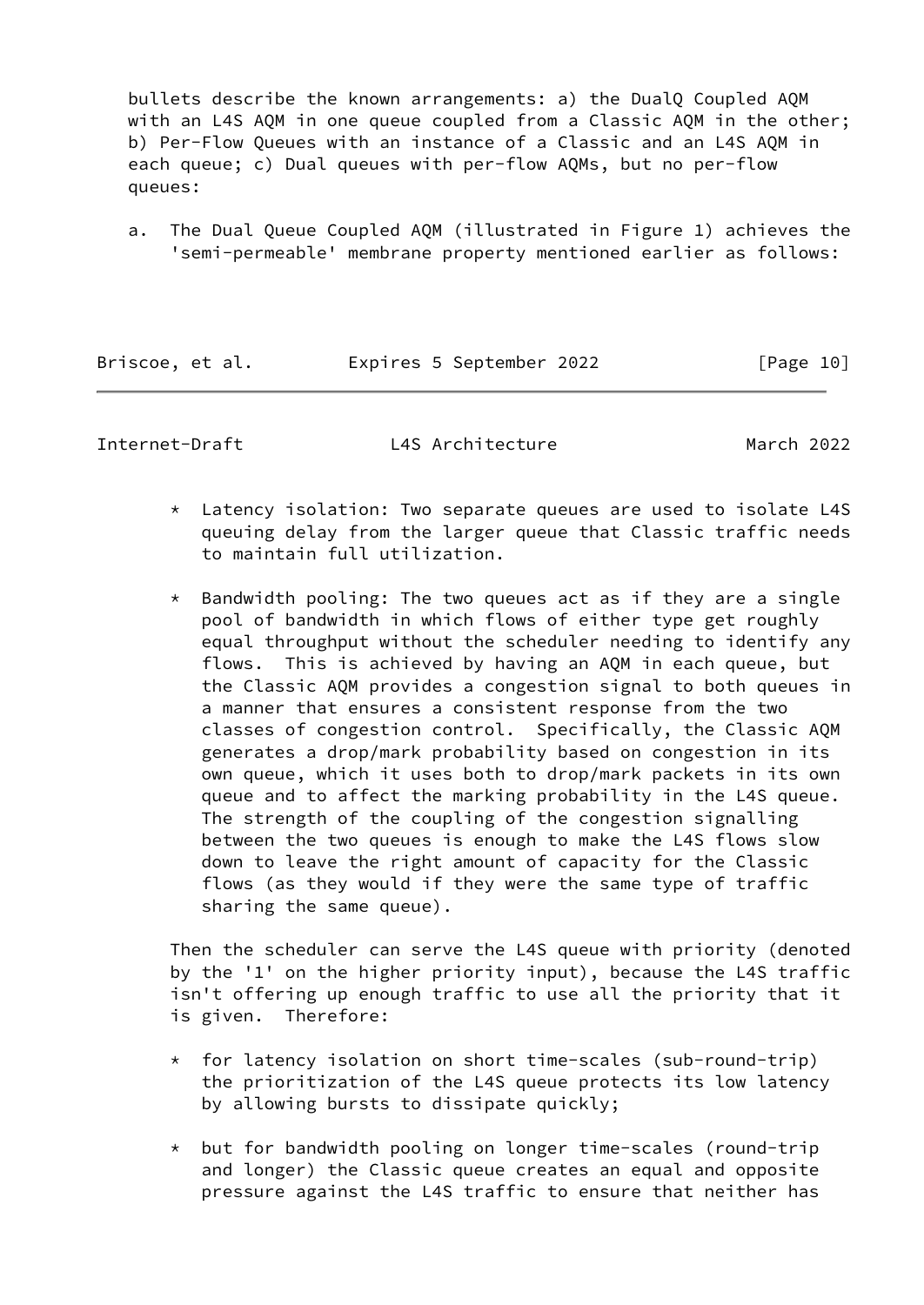bullets describe the known arrangements: a) the DualQ Coupled AQM with an L4S AQM in one queue coupled from a Classic AQM in the other; b) Per-Flow Queues with an instance of a Classic and an L4S AQM in each queue; c) Dual queues with per-flow AQMs, but no per-flow queues:

a. The Dual Queue Coupled AQM (illustrated in Figure 1) achieves the 'semi-permeable' membrane property mentioned earlier as follows:

   * Latency isolation: Two separate queues are used to isolate L4S queuing delay from the larger queue that Classic traffic needs to maintain full utilization.

   * Bandwidth pooling: The two queues act as if they are a single pool of bandwidth in which flows of either type get roughly equal throughput without the scheduler needing to identify any flows. This is achieved by having an AQM in each queue, but the Classic AQM provides a congestion signal to both queues in a manner that ensures a consistent response from the two classes of congestion control. Specifically, the Classic AQM generates a drop/mark probability based on congestion in its own queue, which it uses both to drop/mark packets in its own queue and to affect the marking probability in the L4S queue. The strength of the coupling of the congestion signalling between the two queues is enough to make the L4S flows slow down to leave the right amount of capacity for the Classic flows (as they would if they were the same type of traffic sharing the same queue).

   Then the scheduler can serve the L4S queue with priority (denoted by the '1' on the higher priority input), because the L4S traffic isn't offering up enough traffic to use all the priority that it is given. Therefore:

   * for latency isolation on short time-scales (sub-round-trip) the prioritization of the L4S queue protects its low latency by allowing bursts to dissipate quickly;

   * but for bandwidth pooling on longer time-scales (round-trip and longer) the Classic queue creates an equal and opposite pressure against the L4S traffic to ensure that neither has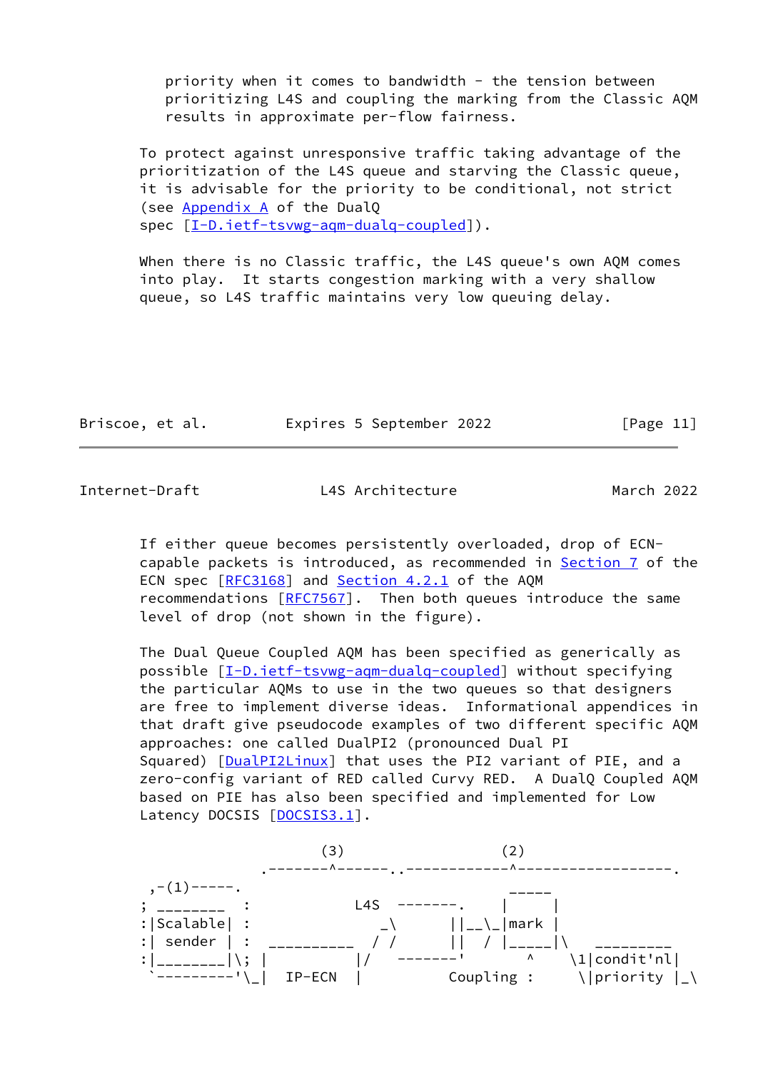priority when it comes to bandwidth - the tension between prioritizing L4S and coupling the marking from the Classic AQM results in approximate per-flow fairness.

To protect against unresponsive traffic taking advantage of the prioritization of the L4S queue and starving the Classic queue, it is advisable for the priority to be conditional, not strict (see Appendix A of the DualQ spec [I-D.ietf-tsvwg-aqm-dualq-coupled]).

When there is no Classic traffic, the L4S queue's own AQM comes into play. It starts congestion marking with a very shallow queue, so L4S traffic maintains very low queuing delay.

If either queue becomes persistently overloaded, drop of ECN-capable packets is introduced, as recommended in Section 7 of the ECN spec [RFC3168] and Section 4.2.1 of the AQM recommendations [RFC7567]. Then both queues introduce the same level of drop (not shown in the figure).

The Dual Queue Coupled AQM has been specified as generically as possible [I-D.ietf-tsvwg-aqm-dualq-coupled] without specifying the particular AQMs to use in the two queues so that designers are free to implement diverse ideas. Informational appendices in that draft give pseudocode examples of two different specific AQM approaches: one called DualPI2 (pronounced Dual PI Squared) [DualPI2Linux] that uses the PI2 variant of PIE, and a zero-config variant of RED called Curvy RED. A DualQ Coupled AQM based on PIE has also been specified and implemented for Low Latency DOCSIS [DOCSIS3.1].

```
                     (3)                  (2)
               .--------^-------..------------^------------------.
 ,-(1)-----.                                   _____
; ________  :              L4S  --------.     |     |
:|Scalable| :                 _\        ||__\_|mark |
:| sender | :  __________    / /        ||  / |_____|\   _________
:|________|\; |          |/    -------'       ^    \1|condit'nl|
 `---------'\_|  IP-ECN  |          Coupling :     \|priority |_\
```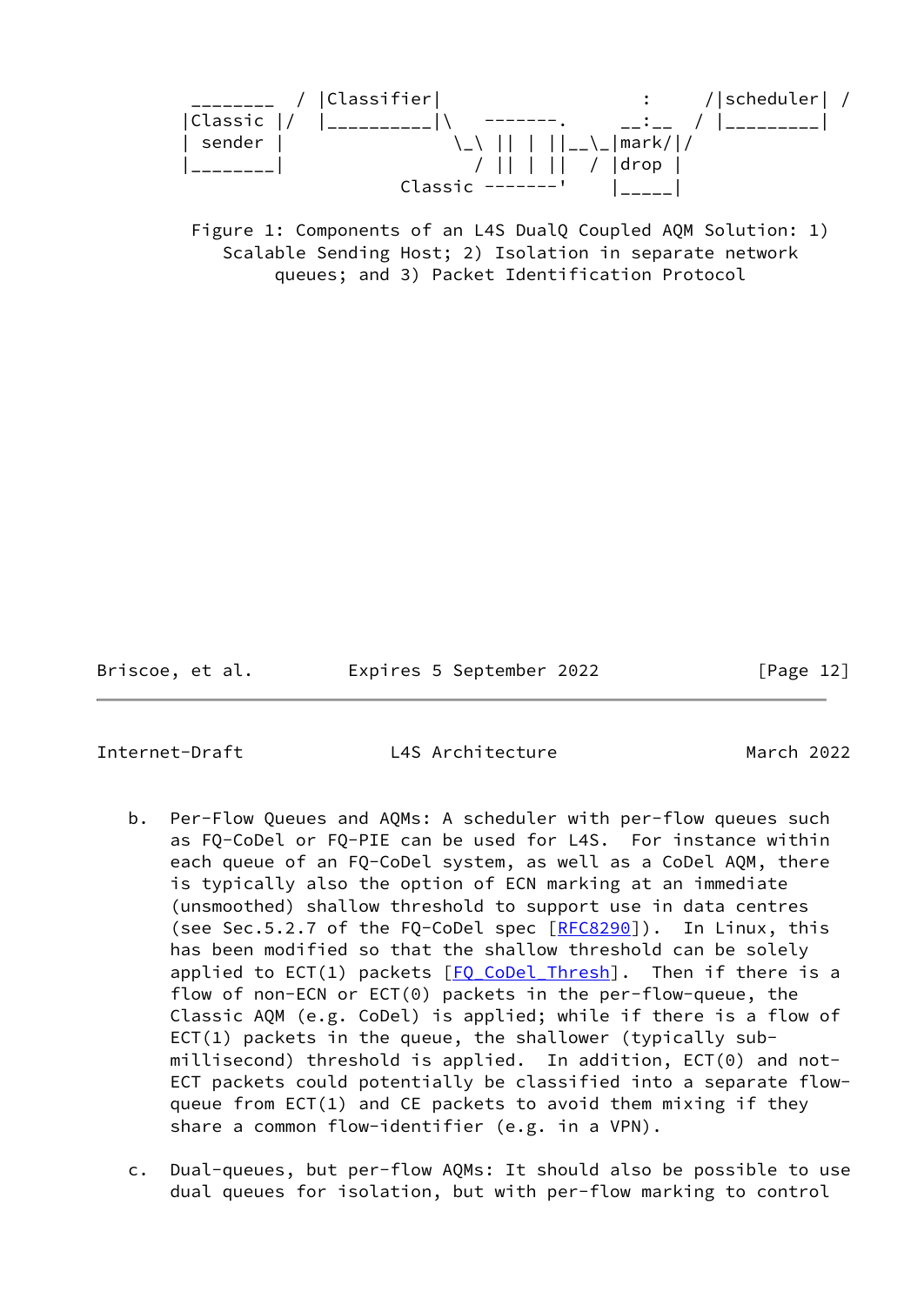```
 ________  / |Classifier|                   :     /|scheduler| /
|Classic |/  |__________|\   -------.     __:__  / |_________|
| sender |                \_\ || | ||__\_|mark/|/
|________|                  / || | ||  / |drop |
                      Classic -------'    |_____|
```

Figure 1: Components of an L4S DualQ Coupled AQM Solution: 1) Scalable Sending Host; 2) Isolation in separate network queues; and 3) Packet Identification Protocol

b. Per-Flow Queues and AQMs: A scheduler with per-flow queues such as FQ-CoDel or FQ-PIE can be used for L4S. For instance within each queue of an FQ-CoDel system, as well as a CoDel AQM, there is typically also the option of ECN marking at an immediate (unsmoothed) shallow threshold to support use in data centres (see Sec.5.2.7 of the FQ-CoDel spec [RFC8290]). In Linux, this has been modified so that the shallow threshold can be solely applied to ECT(1) packets [FQ_CoDel_Thresh]. Then if there is a flow of non-ECN or ECT(0) packets in the per-flow-queue, the Classic AQM (e.g. CoDel) is applied; while if there is a flow of ECT(1) packets in the queue, the shallower (typically sub-millisecond) threshold is applied. In addition, ECT(0) and not-ECT packets could potentially be classified into a separate flow-queue from ECT(1) and CE packets to avoid them mixing if they share a common flow-identifier (e.g. in a VPN).

c. Dual-queues, but per-flow AQMs: It should also be possible to use dual queues for isolation, but with per-flow marking to control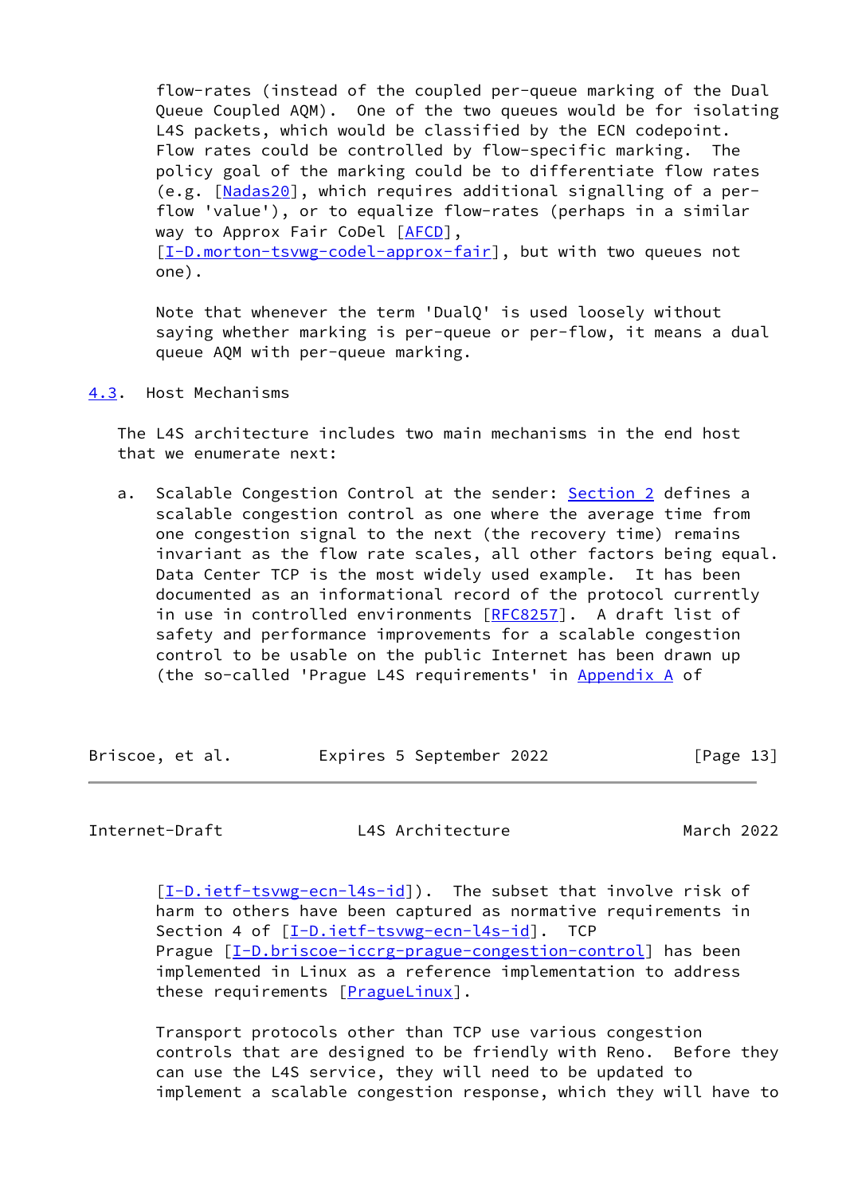flow-rates (instead of the coupled per-queue marking of the Dual Queue Coupled AQM). One of the two queues would be for isolating L4S packets, which would be classified by the ECN codepoint. Flow rates could be controlled by flow-specific marking. The policy goal of the marking could be to differentiate flow rates (e.g. [Nadas20], which requires additional signalling of a per-flow 'value'), or to equalize flow-rates (perhaps in a similar way to Approx Fair CoDel [AFCD], [I-D.morton-tsvwg-codel-approx-fair], but with two queues not one).

Note that whenever the term 'DualQ' is used loosely without saying whether marking is per-queue or per-flow, it means a dual queue AQM with per-queue marking.

## 4.3. Host Mechanisms

The L4S architecture includes two main mechanisms in the end host that we enumerate next:

a. Scalable Congestion Control at the sender: Section 2 defines a scalable congestion control as one where the average time from one congestion signal to the next (the recovery time) remains invariant as the flow rate scales, all other factors being equal. Data Center TCP is the most widely used example. It has been documented as an informational record of the protocol currently in use in controlled environments [RFC8257]. A draft list of safety and performance improvements for a scalable congestion control to be usable on the public Internet has been drawn up (the so-called 'Prague L4S requirements' in Appendix A of [I-D.ietf-tsvwg-ecn-l4s-id]). The subset that involve risk of harm to others have been captured as normative requirements in Section 4 of [I-D.ietf-tsvwg-ecn-l4s-id]. TCP Prague [I-D.briscoe-iccrg-prague-congestion-control] has been implemented in Linux as a reference implementation to address these requirements [PragueLinux].

   Transport protocols other than TCP use various congestion controls that are designed to be friendly with Reno. Before they can use the L4S service, they will need to be updated to implement a scalable congestion response, which they will have to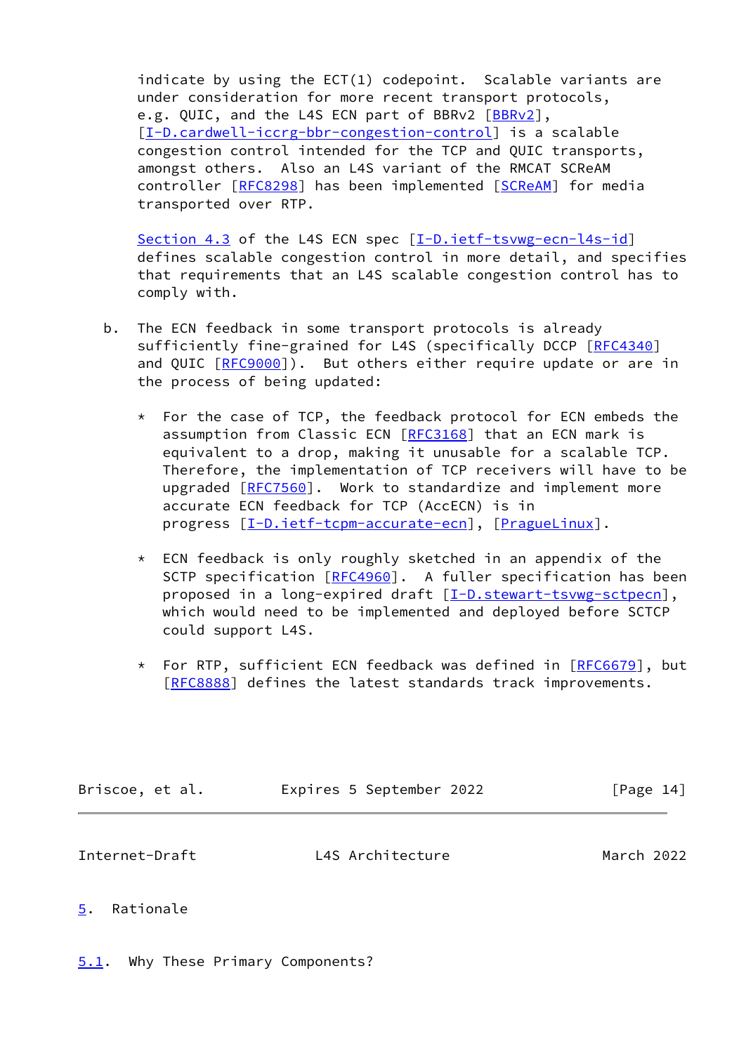indicate by using the ECT(1) codepoint. Scalable variants are under consideration for more recent transport protocols, e.g. QUIC, and the L4S ECN part of BBRv2 [BBRv2], [I-D.cardwell-iccrg-bbr-congestion-control] is a scalable congestion control intended for the TCP and QUIC transports, amongst others. Also an L4S variant of the RMCAT SCReAM controller [RFC8298] has been implemented [SCReAM] for media transported over RTP.

Section 4.3 of the L4S ECN spec [I-D.ietf-tsvwg-ecn-l4s-id] defines scalable congestion control in more detail, and specifies that requirements that an L4S scalable congestion control has to comply with.

b. The ECN feedback in some transport protocols is already sufficiently fine-grained for L4S (specifically DCCP [RFC4340] and QUIC [RFC9000]). But others either require update or are in the process of being updated:

   * For the case of TCP, the feedback protocol for ECN embeds the assumption from Classic ECN [RFC3168] that an ECN mark is equivalent to a drop, making it unusable for a scalable TCP. Therefore, the implementation of TCP receivers will have to be upgraded [RFC7560]. Work to standardize and implement more accurate ECN feedback for TCP (AccECN) is in progress [I-D.ietf-tcpm-accurate-ecn], [PragueLinux].

   * ECN feedback is only roughly sketched in an appendix of the SCTP specification [RFC4960]. A fuller specification has been proposed in a long-expired draft [I-D.stewart-tsvwg-sctpecn], which would need to be implemented and deployed before SCTCP could support L4S.

   * For RTP, sufficient ECN feedback was defined in [RFC6679], but [RFC8888] defines the latest standards track improvements.

## 5. Rationale

### 5.1. Why These Primary Components?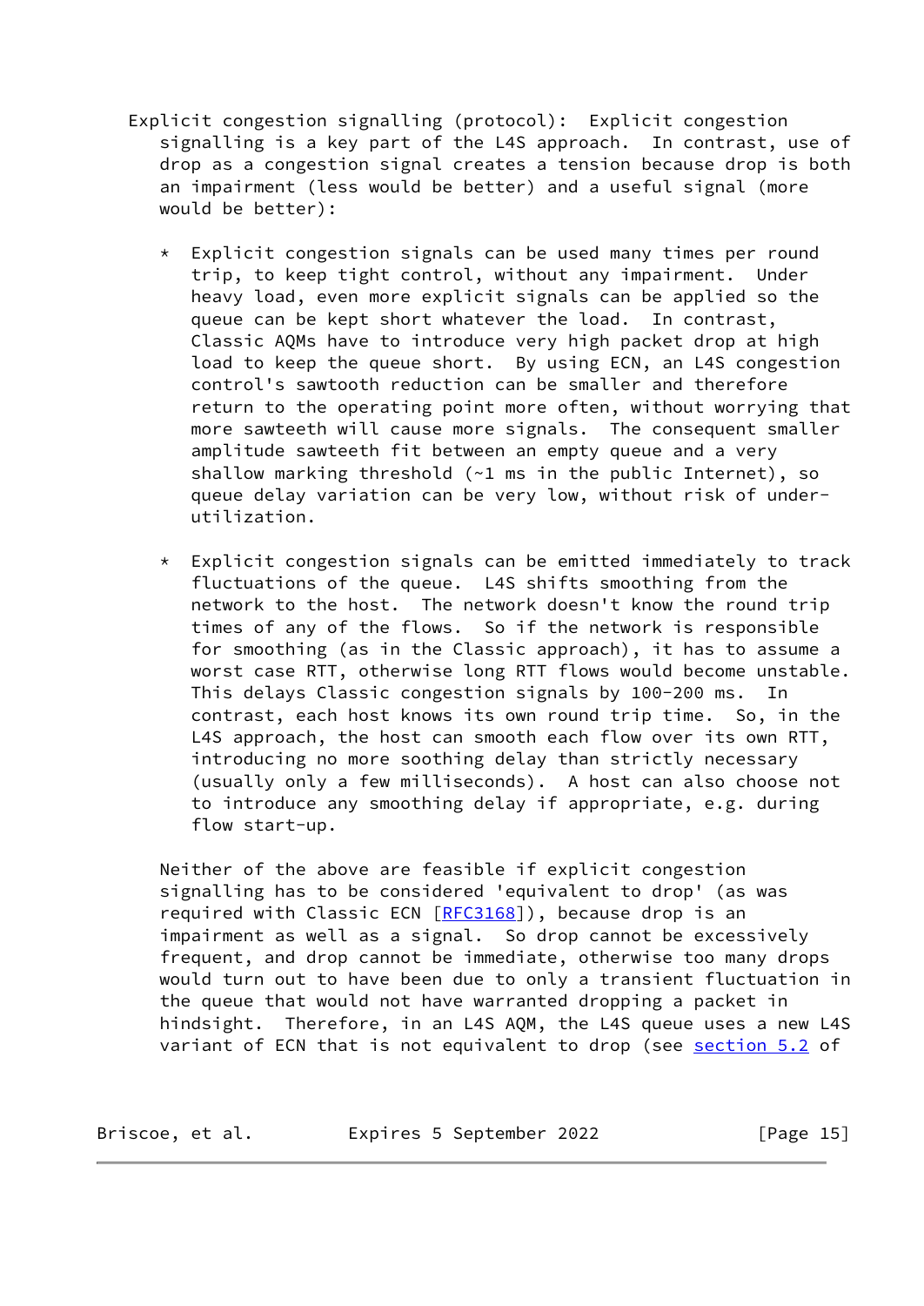Explicit congestion signalling (protocol): Explicit congestion signalling is a key part of the L4S approach. In contrast, use of drop as a congestion signal creates a tension because drop is both an impairment (less would be better) and a useful signal (more would be better):

* Explicit congestion signals can be used many times per round trip, to keep tight control, without any impairment. Under heavy load, even more explicit signals can be applied so the queue can be kept short whatever the load. In contrast, Classic AQMs have to introduce very high packet drop at high load to keep the queue short. By using ECN, an L4S congestion control's sawtooth reduction can be smaller and therefore return to the operating point more often, without worrying that more sawteeth will cause more signals. The consequent smaller amplitude sawteeth fit between an empty queue and a very shallow marking threshold (~1 ms in the public Internet), so queue delay variation can be very low, without risk of under-utilization.

* Explicit congestion signals can be emitted immediately to track fluctuations of the queue. L4S shifts smoothing from the network to the host. The network doesn't know the round trip times of any of the flows. So if the network is responsible for smoothing (as in the Classic approach), it has to assume a worst case RTT, otherwise long RTT flows would become unstable. This delays Classic congestion signals by 100-200 ms. In contrast, each host knows its own round trip time. So, in the L4S approach, the host can smooth each flow over its own RTT, introducing no more soothing delay than strictly necessary (usually only a few milliseconds). A host can also choose not to introduce any smoothing delay if appropriate, e.g. during flow start-up.

Neither of the above are feasible if explicit congestion signalling has to be considered 'equivalent to drop' (as was required with Classic ECN [RFC3168]), because drop is an impairment as well as a signal. So drop cannot be excessively frequent, and drop cannot be immediate, otherwise too many drops would turn out to have been due to only a transient fluctuation in the queue that would not have warranted dropping a packet in hindsight. Therefore, in an L4S AQM, the L4S queue uses a new L4S variant of ECN that is not equivalent to drop (see section 5.2 of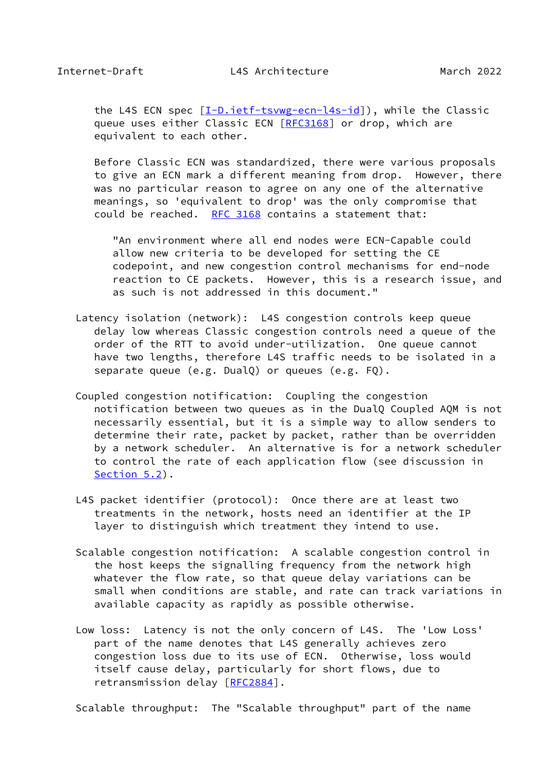the L4S ECN spec [I-D.ietf-tsvwg-ecn-l4s-id]), while the Classic queue uses either Classic ECN [RFC3168] or drop, which are equivalent to each other.

Before Classic ECN was standardized, there were various proposals to give an ECN mark a different meaning from drop. However, there was no particular reason to agree on any one of the alternative meanings, so 'equivalent to drop' was the only compromise that could be reached. RFC 3168 contains a statement that:

> "An environment where all end nodes were ECN-Capable could allow new criteria to be developed for setting the CE codepoint, and new congestion control mechanisms for end-node reaction to CE packets. However, this is a research issue, and as such is not addressed in this document."

Latency isolation (network): L4S congestion controls keep queue delay low whereas Classic congestion controls need a queue of the order of the RTT to avoid under-utilization. One queue cannot have two lengths, therefore L4S traffic needs to be isolated in a separate queue (e.g. DualQ) or queues (e.g. FQ).

Coupled congestion notification: Coupling the congestion notification between two queues as in the DualQ Coupled AQM is not necessarily essential, but it is a simple way to allow senders to determine their rate, packet by packet, rather than be overridden by a network scheduler. An alternative is for a network scheduler to control the rate of each application flow (see discussion in Section 5.2).

L4S packet identifier (protocol): Once there are at least two treatments in the network, hosts need an identifier at the IP layer to distinguish which treatment they intend to use.

Scalable congestion notification: A scalable congestion control in the host keeps the signalling frequency from the network high whatever the flow rate, so that queue delay variations can be small when conditions are stable, and rate can track variations in available capacity as rapidly as possible otherwise.

Low loss: Latency is not the only concern of L4S. The 'Low Loss' part of the name denotes that L4S generally achieves zero congestion loss due to its use of ECN. Otherwise, loss would itself cause delay, particularly for short flows, due to retransmission delay [RFC2884].

Scalable throughput: The "Scalable throughput" part of the name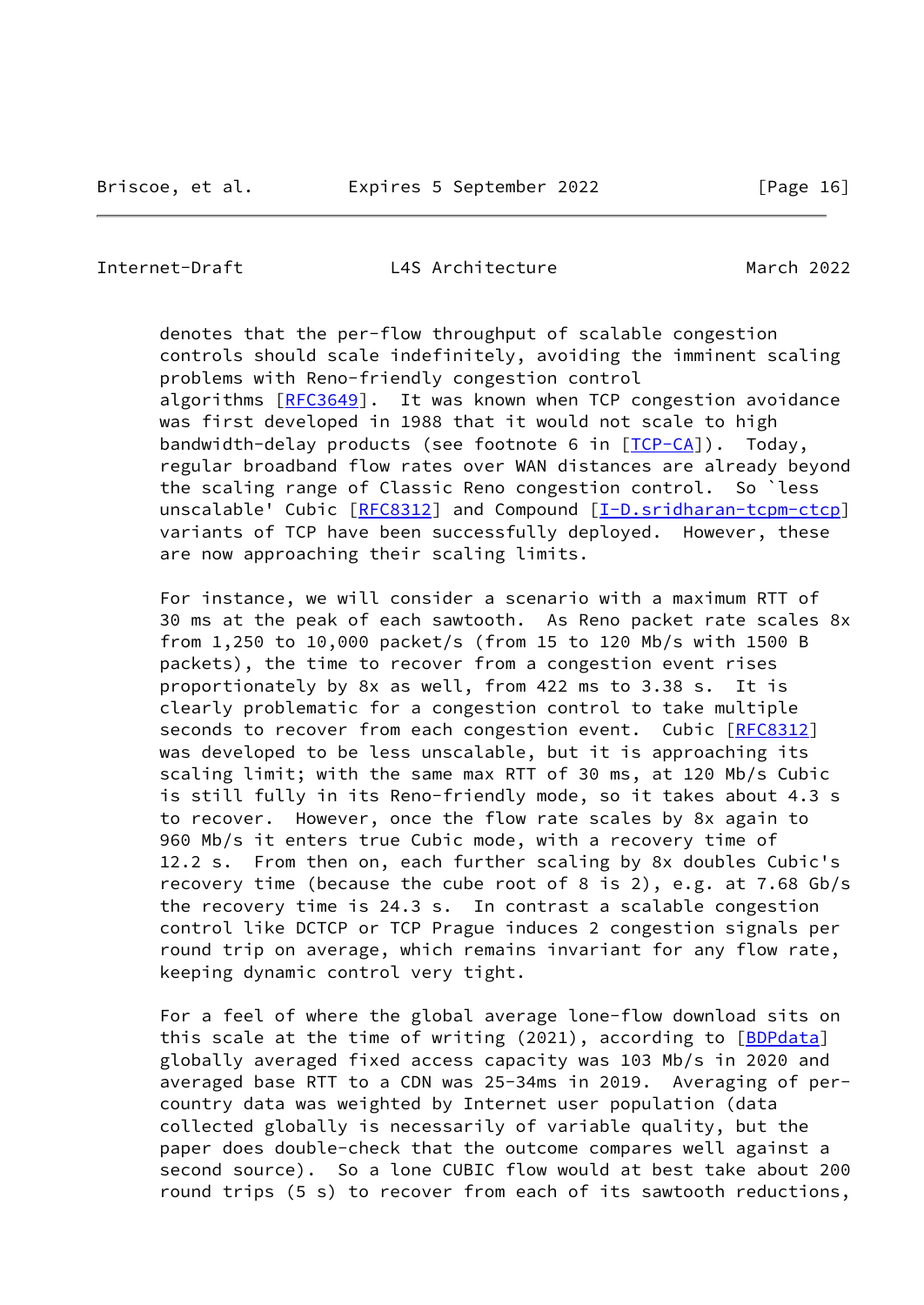denotes that the per-flow throughput of scalable congestion controls should scale indefinitely, avoiding the imminent scaling problems with Reno-friendly congestion control algorithms [RFC3649]. It was known when TCP congestion avoidance was first developed in 1988 that it would not scale to high bandwidth-delay products (see footnote 6 in [TCP-CA]). Today, regular broadband flow rates over WAN distances are already beyond the scaling range of Classic Reno congestion control. So `less unscalable' Cubic [RFC8312] and Compound [I-D.sridharan-tcpm-ctcp] variants of TCP have been successfully deployed. However, these are now approaching their scaling limits.

For instance, we will consider a scenario with a maximum RTT of 30 ms at the peak of each sawtooth. As Reno packet rate scales 8x from 1,250 to 10,000 packet/s (from 15 to 120 Mb/s with 1500 B packets), the time to recover from a congestion event rises proportionately by 8x as well, from 422 ms to 3.38 s. It is clearly problematic for a congestion control to take multiple seconds to recover from each congestion event. Cubic [RFC8312] was developed to be less unscalable, but it is approaching its scaling limit; with the same max RTT of 30 ms, at 120 Mb/s Cubic is still fully in its Reno-friendly mode, so it takes about 4.3 s to recover. However, once the flow rate scales by 8x again to 960 Mb/s it enters true Cubic mode, with a recovery time of 12.2 s. From then on, each further scaling by 8x doubles Cubic's recovery time (because the cube root of 8 is 2), e.g. at 7.68 Gb/s the recovery time is 24.3 s. In contrast a scalable congestion control like DCTCP or TCP Prague induces 2 congestion signals per round trip on average, which remains invariant for any flow rate, keeping dynamic control very tight.

For a feel of where the global average lone-flow download sits on this scale at the time of writing (2021), according to [BDPdata] globally averaged fixed access capacity was 103 Mb/s in 2020 and averaged base RTT to a CDN was 25-34ms in 2019. Averaging of per-country data was weighted by Internet user population (data collected globally is necessarily of variable quality, but the paper does double-check that the outcome compares well against a second source). So a lone CUBIC flow would at best take about 200 round trips (5 s) to recover from each of its sawtooth reductions,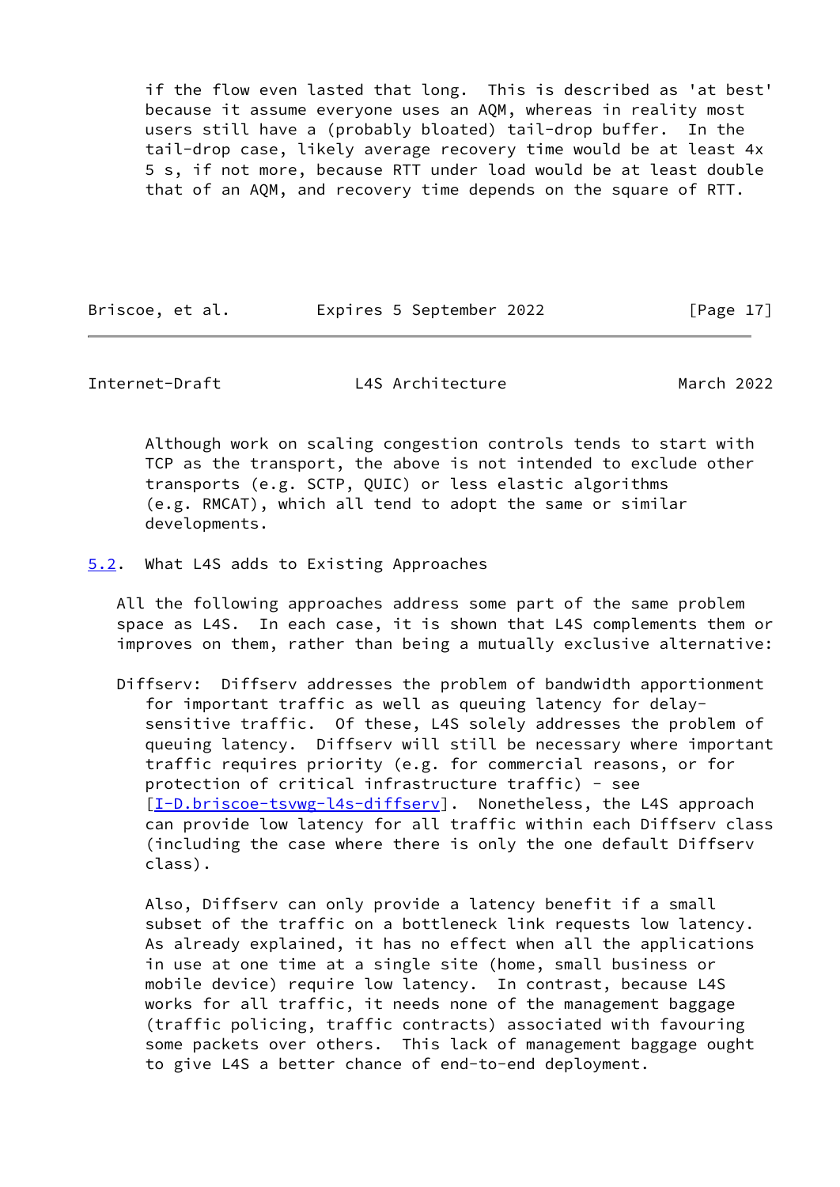if the flow even lasted that long. This is described as 'at best' because it assume everyone uses an AQM, whereas in reality most users still have a (probably bloated) tail-drop buffer. In the tail-drop case, likely average recovery time would be at least 4x 5 s, if not more, because RTT under load would be at least double that of an AQM, and recovery time depends on the square of RTT.

Although work on scaling congestion controls tends to start with TCP as the transport, the above is not intended to exclude other transports (e.g. SCTP, QUIC) or less elastic algorithms (e.g. RMCAT), which all tend to adopt the same or similar developments.

### 5.2. What L4S adds to Existing Approaches

All the following approaches address some part of the same problem space as L4S. In each case, it is shown that L4S complements them or improves on them, rather than being a mutually exclusive alternative:

Diffserv: Diffserv addresses the problem of bandwidth apportionment for important traffic as well as queuing latency for delay-sensitive traffic. Of these, L4S solely addresses the problem of queuing latency. Diffserv will still be necessary where important traffic requires priority (e.g. for commercial reasons, or for protection of critical infrastructure traffic) - see [I-D.briscoe-tsvwg-l4s-diffserv]. Nonetheless, the L4S approach can provide low latency for all traffic within each Diffserv class (including the case where there is only the one default Diffserv class).

Also, Diffserv can only provide a latency benefit if a small subset of the traffic on a bottleneck link requests low latency. As already explained, it has no effect when all the applications in use at one time at a single site (home, small business or mobile device) require low latency. In contrast, because L4S works for all traffic, it needs none of the management baggage (traffic policing, traffic contracts) associated with favouring some packets over others. This lack of management baggage ought to give L4S a better chance of end-to-end deployment.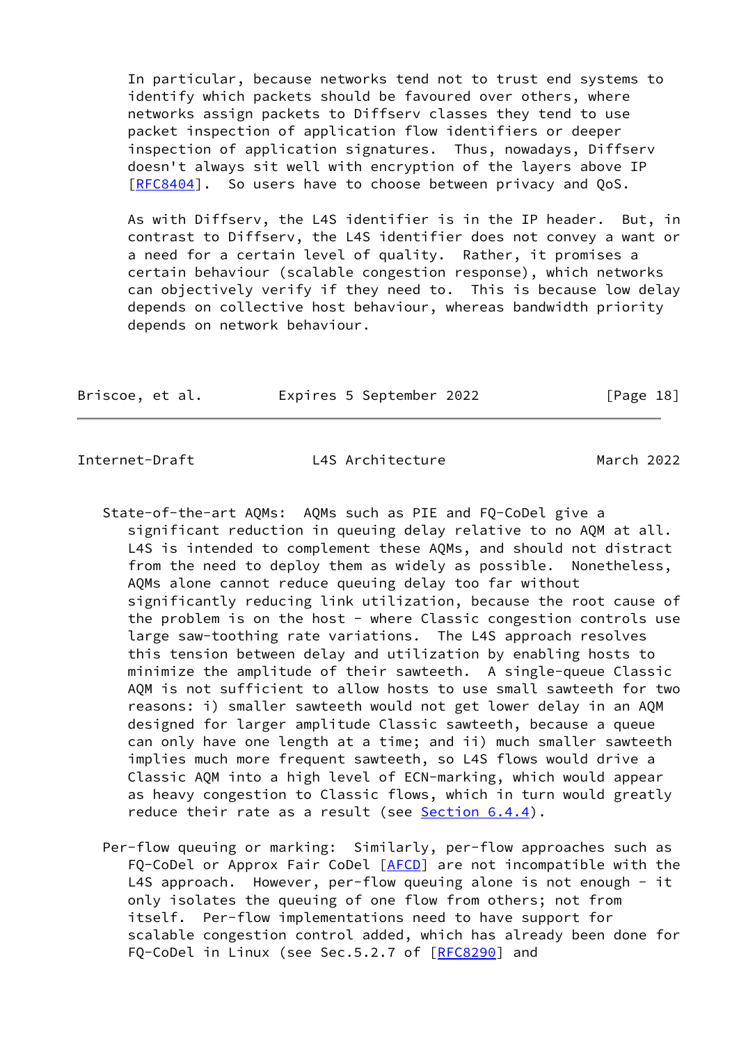In particular, because networks tend not to trust end systems to identify which packets should be favoured over others, where networks assign packets to Diffserv classes they tend to use packet inspection of application flow identifiers or deeper inspection of application signatures. Thus, nowadays, Diffserv doesn't always sit well with encryption of the layers above IP [RFC8404]. So users have to choose between privacy and QoS.

As with Diffserv, the L4S identifier is in the IP header. But, in contrast to Diffserv, the L4S identifier does not convey a want or a need for a certain level of quality. Rather, it promises a certain behaviour (scalable congestion response), which networks can objectively verify if they need to. This is because low delay depends on collective host behaviour, whereas bandwidth priority depends on network behaviour.

State-of-the-art AQMs: AQMs such as PIE and FQ-CoDel give a significant reduction in queuing delay relative to no AQM at all. L4S is intended to complement these AQMs, and should not distract from the need to deploy them as widely as possible. Nonetheless, AQMs alone cannot reduce queuing delay too far without significantly reducing link utilization, because the root cause of the problem is on the host - where Classic congestion controls use large saw-toothing rate variations. The L4S approach resolves this tension between delay and utilization by enabling hosts to minimize the amplitude of their sawteeth. A single-queue Classic AQM is not sufficient to allow hosts to use small sawteeth for two reasons: i) smaller sawteeth would not get lower delay in an AQM designed for larger amplitude Classic sawteeth, because a queue can only have one length at a time; and ii) much smaller sawteeth implies much more frequent sawteeth, so L4S flows would drive a Classic AQM into a high level of ECN-marking, which would appear as heavy congestion to Classic flows, which in turn would greatly reduce their rate as a result (see Section 6.4.4).

Per-flow queuing or marking: Similarly, per-flow approaches such as FQ-CoDel or Approx Fair CoDel [AFCD] are not incompatible with the L4S approach. However, per-flow queuing alone is not enough - it only isolates the queuing of one flow from others; not from itself. Per-flow implementations need to have support for scalable congestion control added, which has already been done for FQ-CoDel in Linux (see Sec.5.2.7 of [RFC8290] and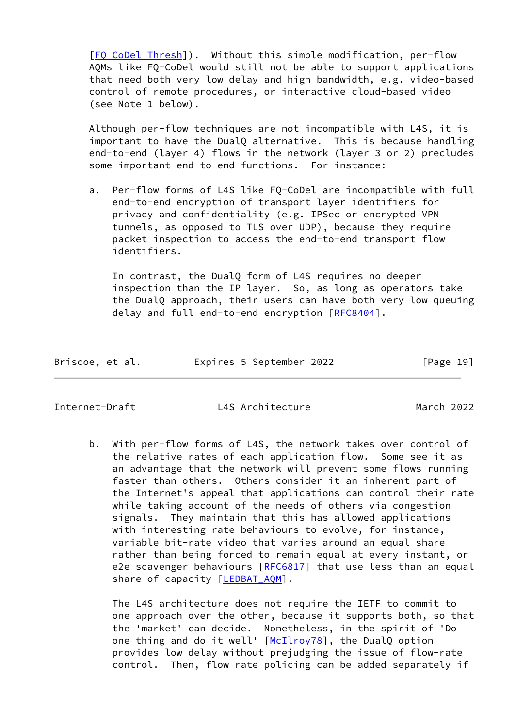[FQ_CoDel_Thresh]). Without this simple modification, per-flow AQMs like FQ-CoDel would still not be able to support applications that need both very low delay and high bandwidth, e.g. video-based control of remote procedures, or interactive cloud-based video (see Note 1 below).

Although per-flow techniques are not incompatible with L4S, it is important to have the DualQ alternative. This is because handling end-to-end (layer 4) flows in the network (layer 3 or 2) precludes some important end-to-end functions. For instance:

a. Per-flow forms of L4S like FQ-CoDel are incompatible with full end-to-end encryption of transport layer identifiers for privacy and confidentiality (e.g. IPSec or encrypted VPN tunnels, as opposed to TLS over UDP), because they require packet inspection to access the end-to-end transport flow identifiers.

   In contrast, the DualQ form of L4S requires no deeper inspection than the IP layer. So, as long as operators take the DualQ approach, their users can have both very low queuing delay and full end-to-end encryption [RFC8404].

b. With per-flow forms of L4S, the network takes over control of the relative rates of each application flow. Some see it as an advantage that the network will prevent some flows running faster than others. Others consider it an inherent part of the Internet's appeal that applications can control their rate while taking account of the needs of others via congestion signals. They maintain that this has allowed applications with interesting rate behaviours to evolve, for instance, variable bit-rate video that varies around an equal share rather than being forced to remain equal at every instant, or e2e scavenger behaviours [RFC6817] that use less than an equal share of capacity [LEDBAT_AQM].

   The L4S architecture does not require the IETF to commit to one approach over the other, because it supports both, so that the 'market' can decide. Nonetheless, in the spirit of 'Do one thing and do it well' [McIlroy78], the DualQ option provides low delay without prejudging the issue of flow-rate control. Then, flow rate policing can be added separately if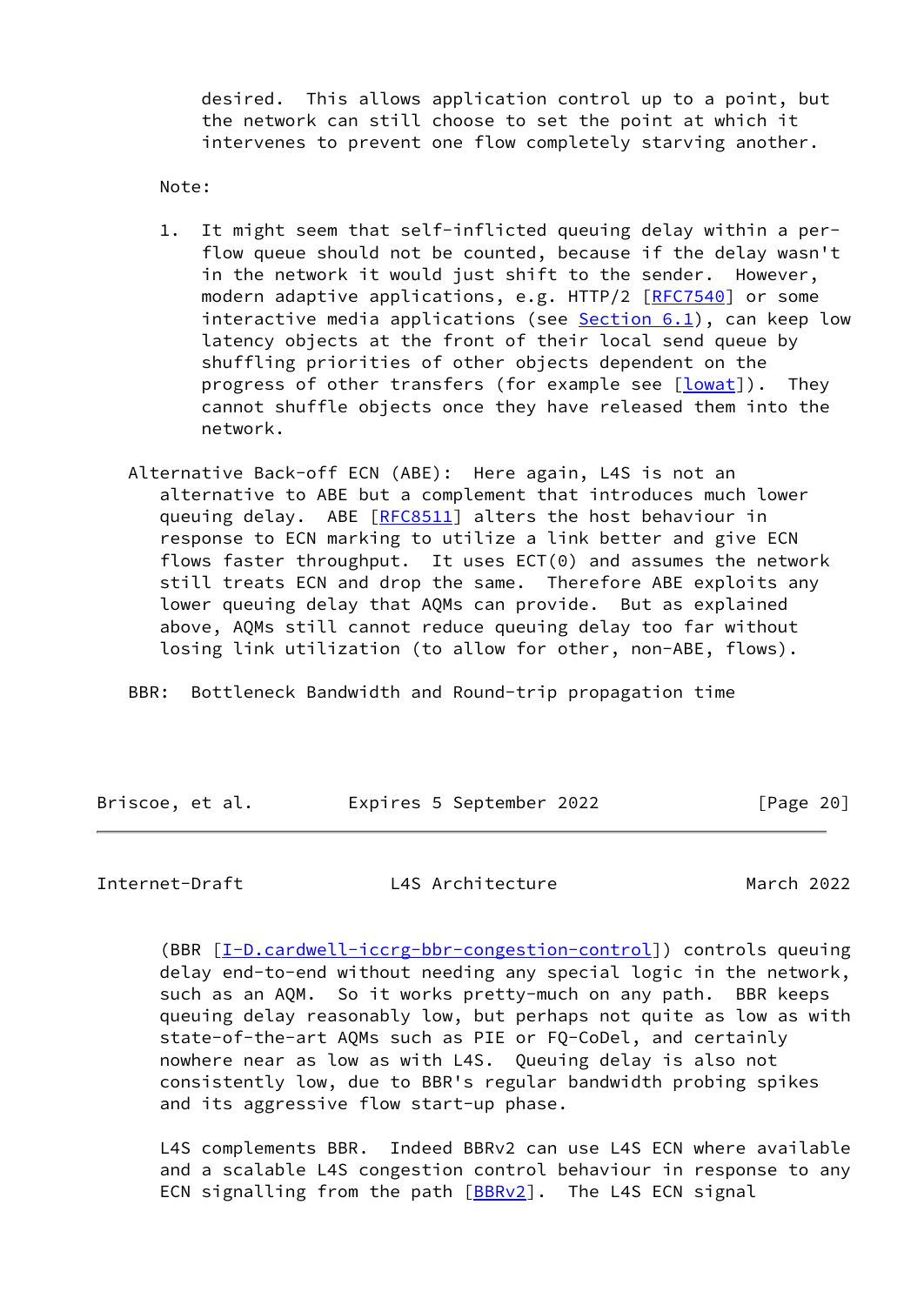desired. This allows application control up to a point, but the network can still choose to set the point at which it intervenes to prevent one flow completely starving another.

Note:

1. It might seem that self-inflicted queuing delay within a per-flow queue should not be counted, because if the delay wasn't in the network it would just shift to the sender. However, modern adaptive applications, e.g. HTTP/2 [RFC7540] or some interactive media applications (see Section 6.1), can keep low latency objects at the front of their local send queue by shuffling priorities of other objects dependent on the progress of other transfers (for example see [lowat]). They cannot shuffle objects once they have released them into the network.

Alternative Back-off ECN (ABE): Here again, L4S is not an alternative to ABE but a complement that introduces much lower queuing delay. ABE [RFC8511] alters the host behaviour in response to ECN marking to utilize a link better and give ECN flows faster throughput. It uses ECT(0) and assumes the network still treats ECN and drop the same. Therefore ABE exploits any lower queuing delay that AQMs can provide. But as explained above, AQMs still cannot reduce queuing delay too far without losing link utilization (to allow for other, non-ABE, flows).

BBR: Bottleneck Bandwidth and Round-trip propagation time (BBR [I-D.cardwell-iccrg-bbr-congestion-control]) controls queuing delay end-to-end without needing any special logic in the network, such as an AQM. So it works pretty-much on any path. BBR keeps queuing delay reasonably low, but perhaps not quite as low as with state-of-the-art AQMs such as PIE or FQ-CoDel, and certainly nowhere near as low as with L4S. Queuing delay is also not consistently low, due to BBR's regular bandwidth probing spikes and its aggressive flow start-up phase.

L4S complements BBR. Indeed BBRv2 can use L4S ECN where available and a scalable L4S congestion control behaviour in response to any ECN signalling from the path [BBRv2]. The L4S ECN signal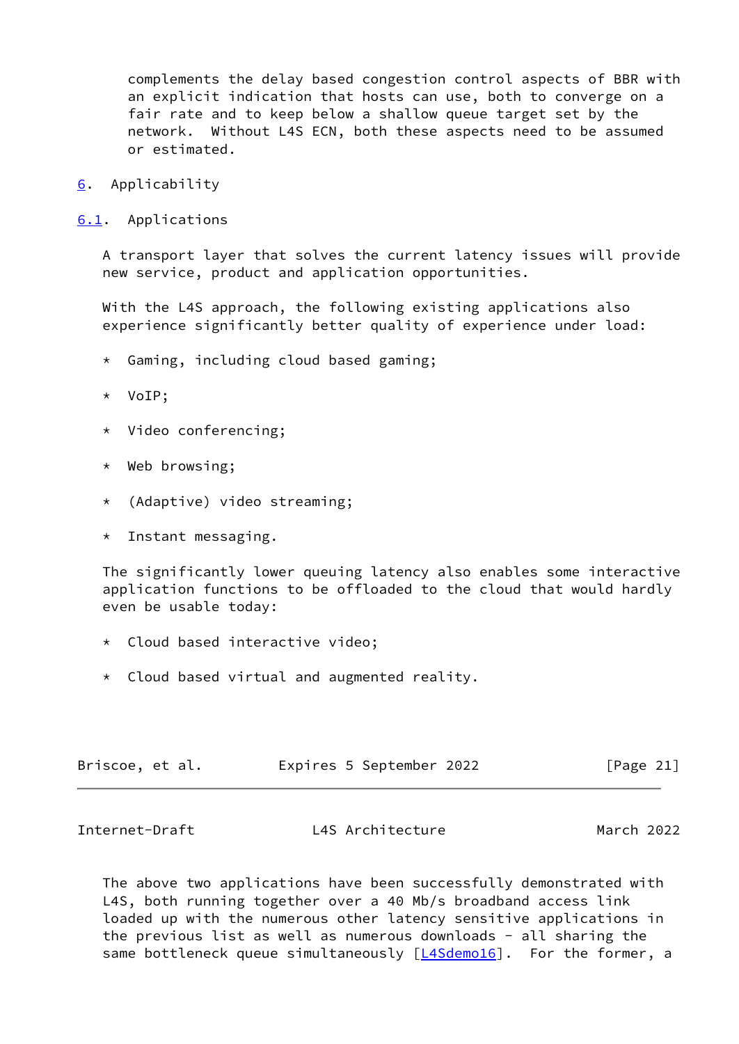complements the delay based congestion control aspects of BBR with an explicit indication that hosts can use, both to converge on a fair rate and to keep below a shallow queue target set by the network. Without L4S ECN, both these aspects need to be assumed or estimated.

# 6. Applicability

## 6.1. Applications

A transport layer that solves the current latency issues will provide new service, product and application opportunities.

With the L4S approach, the following existing applications also experience significantly better quality of experience under load:

* Gaming, including cloud based gaming;
* VoIP;
* Video conferencing;
* Web browsing;
* (Adaptive) video streaming;
* Instant messaging.

The significantly lower queuing latency also enables some interactive application functions to be offloaded to the cloud that would hardly even be usable today:

* Cloud based interactive video;
* Cloud based virtual and augmented reality.

The above two applications have been successfully demonstrated with L4S, both running together over a 40 Mb/s broadband access link loaded up with the numerous other latency sensitive applications in the previous list as well as numerous downloads - all sharing the same bottleneck queue simultaneously [L4Sdemo16]. For the former, a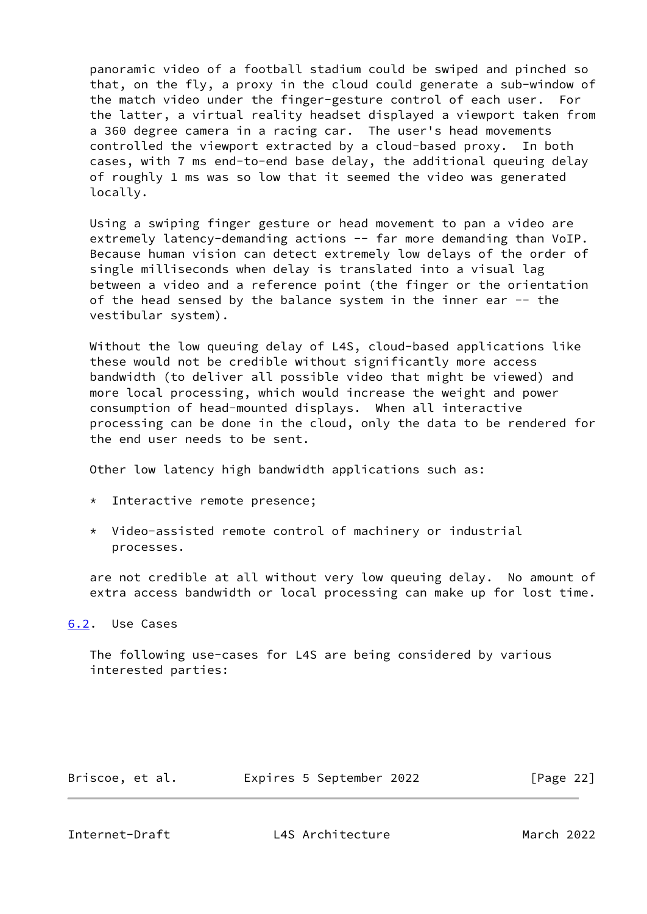panoramic video of a football stadium could be swiped and pinched so that, on the fly, a proxy in the cloud could generate a sub-window of the match video under the finger-gesture control of each user. For the latter, a virtual reality headset displayed a viewport taken from a 360 degree camera in a racing car. The user's head movements controlled the viewport extracted by a cloud-based proxy. In both cases, with 7 ms end-to-end base delay, the additional queuing delay of roughly 1 ms was so low that it seemed the video was generated locally.

Using a swiping finger gesture or head movement to pan a video are extremely latency-demanding actions -- far more demanding than VoIP. Because human vision can detect extremely low delays of the order of single milliseconds when delay is translated into a visual lag between a video and a reference point (the finger or the orientation of the head sensed by the balance system in the inner ear -- the vestibular system).

Without the low queuing delay of L4S, cloud-based applications like these would not be credible without significantly more access bandwidth (to deliver all possible video that might be viewed) and more local processing, which would increase the weight and power consumption of head-mounted displays. When all interactive processing can be done in the cloud, only the data to be rendered for the end user needs to be sent.

Other low latency high bandwidth applications such as:

* Interactive remote presence;

* Video-assisted remote control of machinery or industrial processes.

are not credible at all without very low queuing delay. No amount of extra access bandwidth or local processing can make up for lost time.

## 6.2. Use Cases

The following use-cases for L4S are being considered by various interested parties: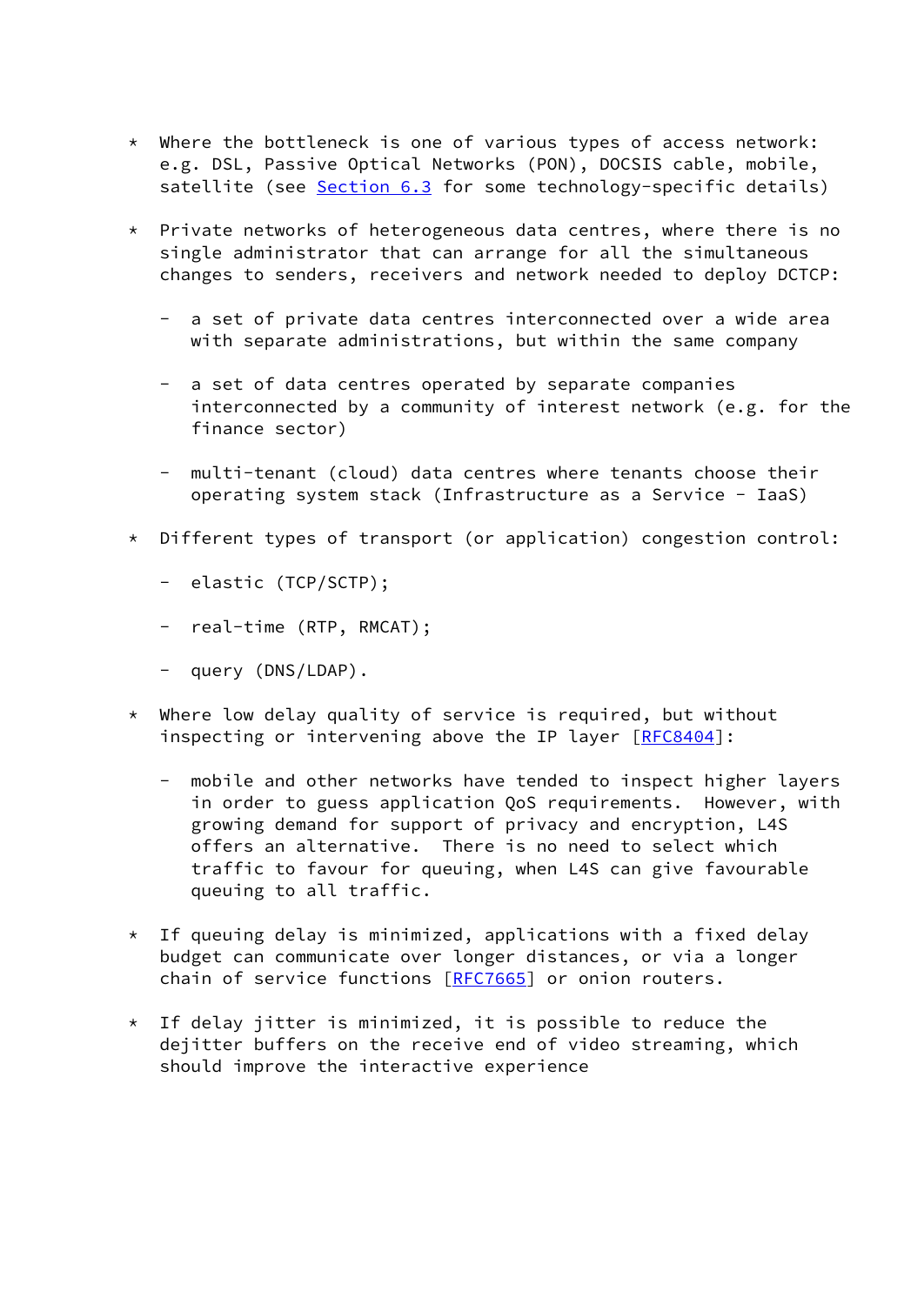* Where the bottleneck is one of various types of access network: e.g. DSL, Passive Optical Networks (PON), DOCSIS cable, mobile, satellite (see Section 6.3 for some technology-specific details)

* Private networks of heterogeneous data centres, where there is no single administrator that can arrange for all the simultaneous changes to senders, receivers and network needed to deploy DCTCP:

  - a set of private data centres interconnected over a wide area with separate administrations, but within the same company

  - a set of data centres operated by separate companies interconnected by a community of interest network (e.g. for the finance sector)

  - multi-tenant (cloud) data centres where tenants choose their operating system stack (Infrastructure as a Service - IaaS)

* Different types of transport (or application) congestion control:

  - elastic (TCP/SCTP);

  - real-time (RTP, RMCAT);

  - query (DNS/LDAP).

* Where low delay quality of service is required, but without inspecting or intervening above the IP layer [RFC8404]:

  - mobile and other networks have tended to inspect higher layers in order to guess application QoS requirements. However, with growing demand for support of privacy and encryption, L4S offers an alternative. There is no need to select which traffic to favour for queuing, when L4S can give favourable queuing to all traffic.

* If queuing delay is minimized, applications with a fixed delay budget can communicate over longer distances, or via a longer chain of service functions [RFC7665] or onion routers.

* If delay jitter is minimized, it is possible to reduce the dejitter buffers on the receive end of video streaming, which should improve the interactive experience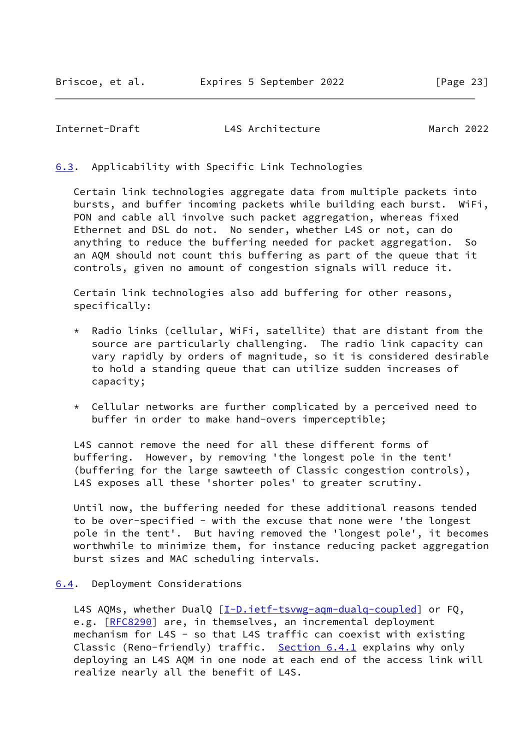## 6.3. Applicability with Specific Link Technologies

Certain link technologies aggregate data from multiple packets into bursts, and buffer incoming packets while building each burst. WiFi, PON and cable all involve such packet aggregation, whereas fixed Ethernet and DSL do not. No sender, whether L4S or not, can do anything to reduce the buffering needed for packet aggregation. So an AQM should not count this buffering as part of the queue that it controls, given no amount of congestion signals will reduce it.

Certain link technologies also add buffering for other reasons, specifically:

* Radio links (cellular, WiFi, satellite) that are distant from the source are particularly challenging. The radio link capacity can vary rapidly by orders of magnitude, so it is considered desirable to hold a standing queue that can utilize sudden increases of capacity;

* Cellular networks are further complicated by a perceived need to buffer in order to make hand-overs imperceptible;

L4S cannot remove the need for all these different forms of buffering. However, by removing 'the longest pole in the tent' (buffering for the large sawteeth of Classic congestion controls), L4S exposes all these 'shorter poles' to greater scrutiny.

Until now, the buffering needed for these additional reasons tended to be over-specified - with the excuse that none were 'the longest pole in the tent'. But having removed the 'longest pole', it becomes worthwhile to minimize them, for instance reducing packet aggregation burst sizes and MAC scheduling intervals.

## 6.4. Deployment Considerations

L4S AQMs, whether DualQ [I-D.ietf-tsvwg-aqm-dualq-coupled] or FQ, e.g. [RFC8290] are, in themselves, an incremental deployment mechanism for L4S - so that L4S traffic can coexist with existing Classic (Reno-friendly) traffic. Section 6.4.1 explains why only deploying an L4S AQM in one node at each end of the access link will realize nearly all the benefit of L4S.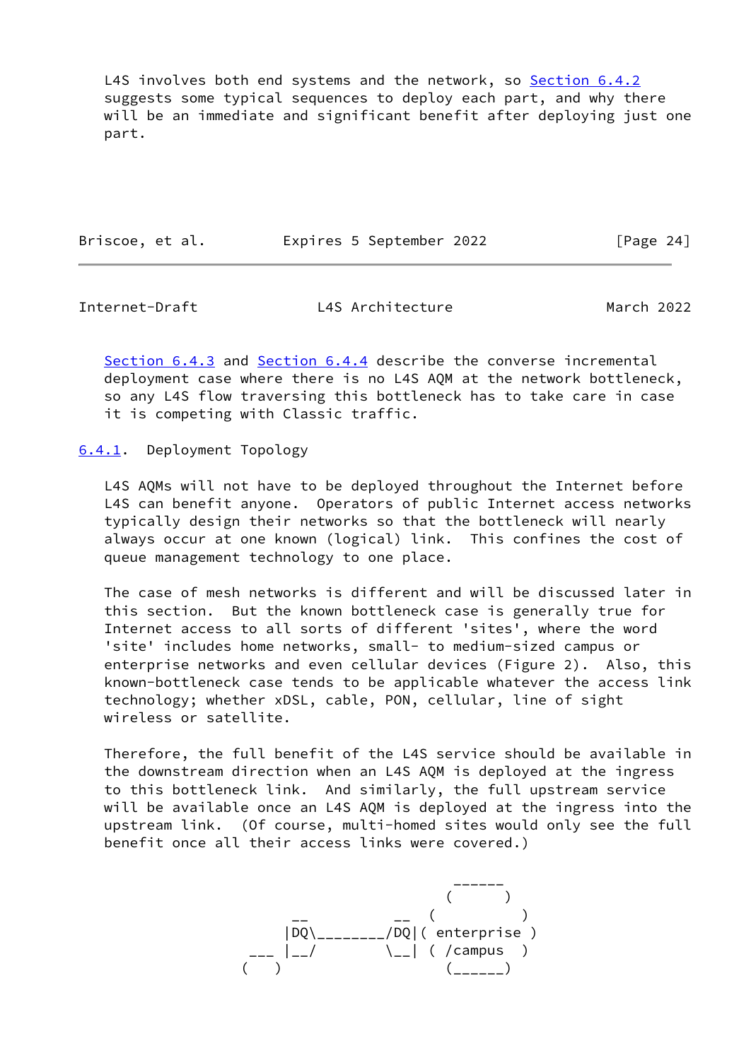L4S involves both end systems and the network, so Section 6.4.2 suggests some typical sequences to deploy each part, and why there will be an immediate and significant benefit after deploying just one part.

Section 6.4.3 and Section 6.4.4 describe the converse incremental deployment case where there is no L4S AQM at the network bottleneck, so any L4S flow traversing this bottleneck has to take care in case it is competing with Classic traffic.

### 6.4.1. Deployment Topology

L4S AQMs will not have to be deployed throughout the Internet before L4S can benefit anyone. Operators of public Internet access networks typically design their networks so that the bottleneck will nearly always occur at one known (logical) link. This confines the cost of queue management technology to one place.

The case of mesh networks is different and will be discussed later in this section. But the known bottleneck case is generally true for Internet access to all sorts of different 'sites', where the word 'site' includes home networks, small- to medium-sized campus or enterprise networks and even cellular devices (Figure 2). Also, this known-bottleneck case tends to be applicable whatever the access link technology; whether xDSL, cable, PON, cellular, line of sight wireless or satellite.

Therefore, the full benefit of the L4S service should be available in the downstream direction when an L4S AQM is deployed at the ingress to this bottleneck link. And similarly, the full upstream service will be available once an L4S AQM is deployed at the ingress into the upstream link. (Of course, multi-homed sites would only see the full benefit once all their access links were covered.)

```
                                 ______
                                (      )
                  __          __  (          )
                 |DQ\________/DQ|( enterprise )
             ___ |__/        \__| ( /campus  )
            (   )                 (______)
```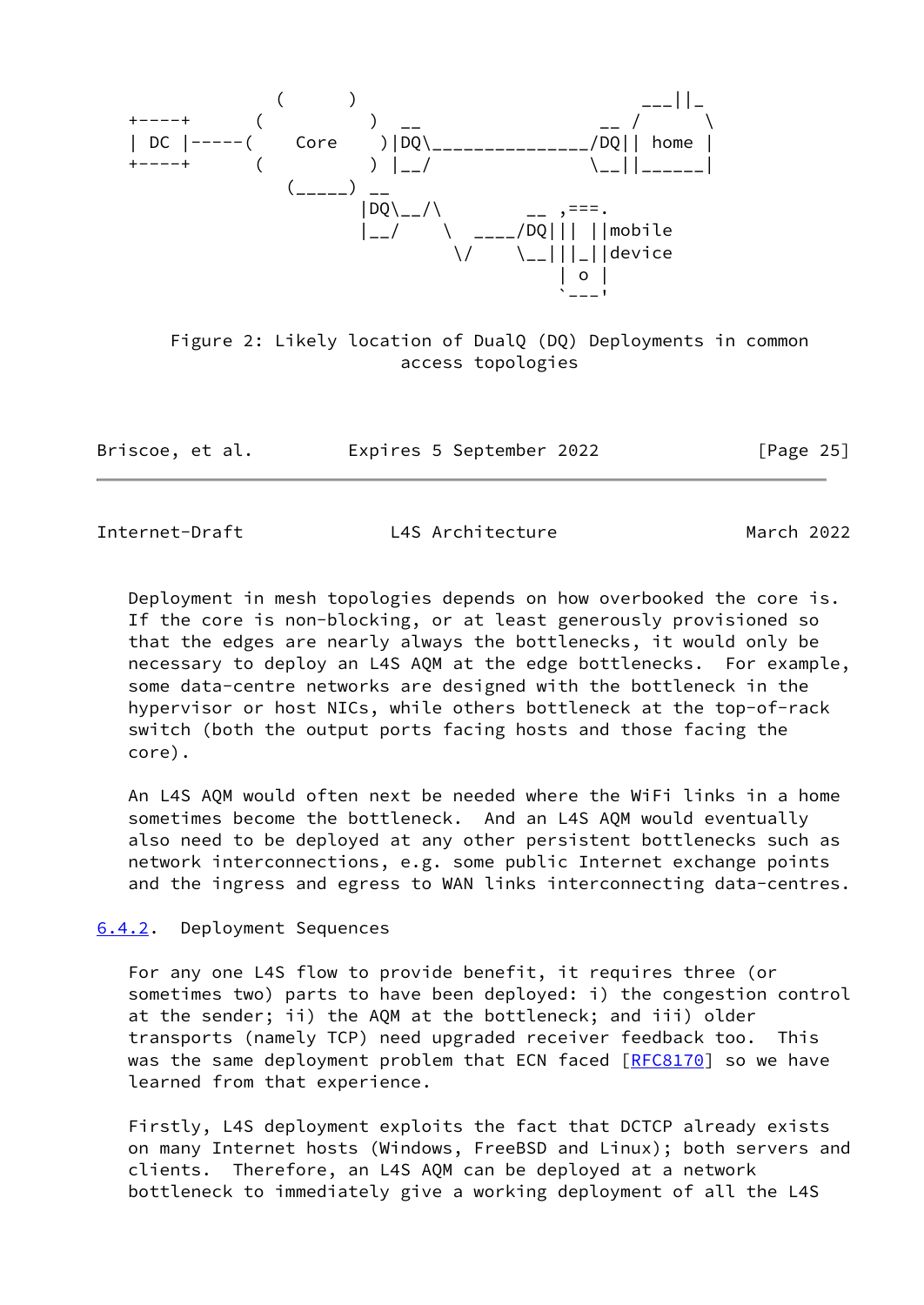```
                  (       )                                    ___||_
      +----+     (         )  __                    __ /      \
      | DC |-----(    Core    )|DQ\________________/DQ|| home |
      +----+     (         ) |__/                  \__||______|
                   (_____) __
                          |DQ\__/\          __ ,===.
                          |__/    \  ____/DQ||| ||mobile
                                   \/    \__|||_||device
                                              | o |
                                              `---'
```

Figure 2: Likely location of DualQ (DQ) Deployments in common access topologies

Deployment in mesh topologies depends on how overbooked the core is. If the core is non-blocking, or at least generously provisioned so that the edges are nearly always the bottlenecks, it would only be necessary to deploy an L4S AQM at the edge bottlenecks. For example, some data-centre networks are designed with the bottleneck in the hypervisor or host NICs, while others bottleneck at the top-of-rack switch (both the output ports facing hosts and those facing the core).

An L4S AQM would often next be needed where the WiFi links in a home sometimes become the bottleneck. And an L4S AQM would eventually also need to be deployed at any other persistent bottlenecks such as network interconnections, e.g. some public Internet exchange points and the ingress and egress to WAN links interconnecting data-centres.

### 6.4.2. Deployment Sequences

For any one L4S flow to provide benefit, it requires three (or sometimes two) parts to have been deployed: i) the congestion control at the sender; ii) the AQM at the bottleneck; and iii) older transports (namely TCP) need upgraded receiver feedback too. This was the same deployment problem that ECN faced [RFC8170] so we have learned from that experience.

Firstly, L4S deployment exploits the fact that DCTCP already exists on many Internet hosts (Windows, FreeBSD and Linux); both servers and clients. Therefore, an L4S AQM can be deployed at a network bottleneck to immediately give a working deployment of all the L4S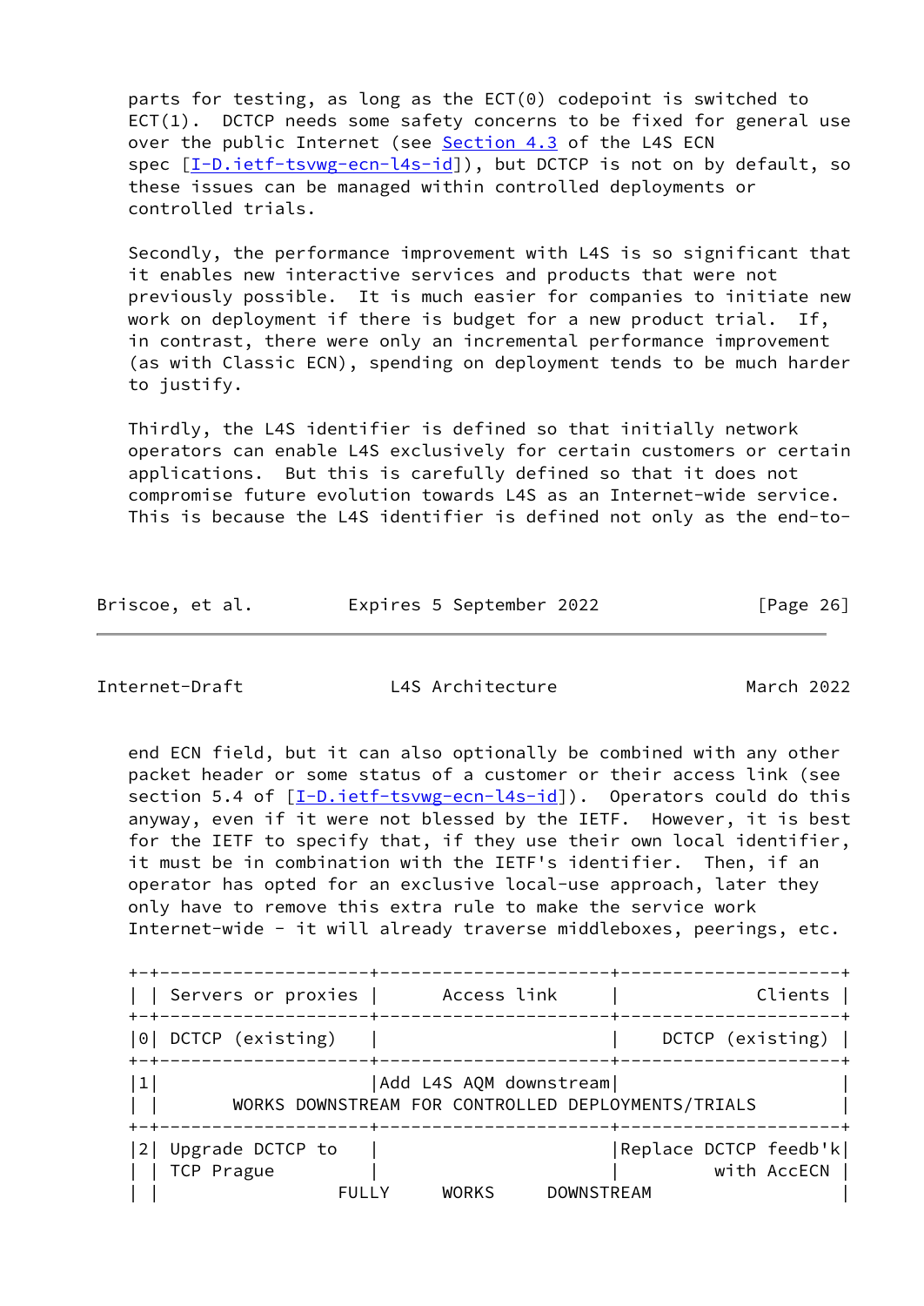parts for testing, as long as the ECT(0) codepoint is switched to ECT(1). DCTCP needs some safety concerns to be fixed for general use over the public Internet (see Section 4.3 of the L4S ECN spec [I-D.ietf-tsvwg-ecn-l4s-id]), but DCTCP is not on by default, so these issues can be managed within controlled deployments or controlled trials.

Secondly, the performance improvement with L4S is so significant that it enables new interactive services and products that were not previously possible. It is much easier for companies to initiate new work on deployment if there is budget for a new product trial. If, in contrast, there were only an incremental performance improvement (as with Classic ECN), spending on deployment tends to be much harder to justify.

Thirdly, the L4S identifier is defined so that initially network operators can enable L4S exclusively for certain customers or certain applications. But this is carefully defined so that it does not compromise future evolution towards L4S as an Internet-wide service. This is because the L4S identifier is defined not only as the end-to-end ECN field, but it can also optionally be combined with any other packet header or some status of a customer or their access link (see section 5.4 of [I-D.ietf-tsvwg-ecn-l4s-id]). Operators could do this anyway, even if it were not blessed by the IETF. However, it is best for the IETF to specify that, if they use their own local identifier, it must be in combination with the IETF's identifier. Then, if an operator has opted for an exclusive local-use approach, later they only have to remove this extra rule to make the service work Internet-wide - it will already traverse middleboxes, peerings, etc.

```
+-+--------------------+----------------------+---------------------+
| | Servers or proxies |      Access link     |             Clients |
+-+--------------------+----------------------+---------------------+
|0| DCTCP (existing)   |                      |    DCTCP (existing) |
+-+--------------------+----------------------+---------------------+
|1|                    |Add L4S AQM downstream|                     |
| |       WORKS DOWNSTREAM FOR CONTROLLED DEPLOYMENTS/TRIALS        |
+-+--------------------+----------------------+---------------------+
|2| Upgrade DCTCP to   |                      |Replace DCTCP feedb'k|
| | TCP Prague         |                      |          with AccECN |
| |                 FULLY     WORKS     DOWNSTREAM                  |
```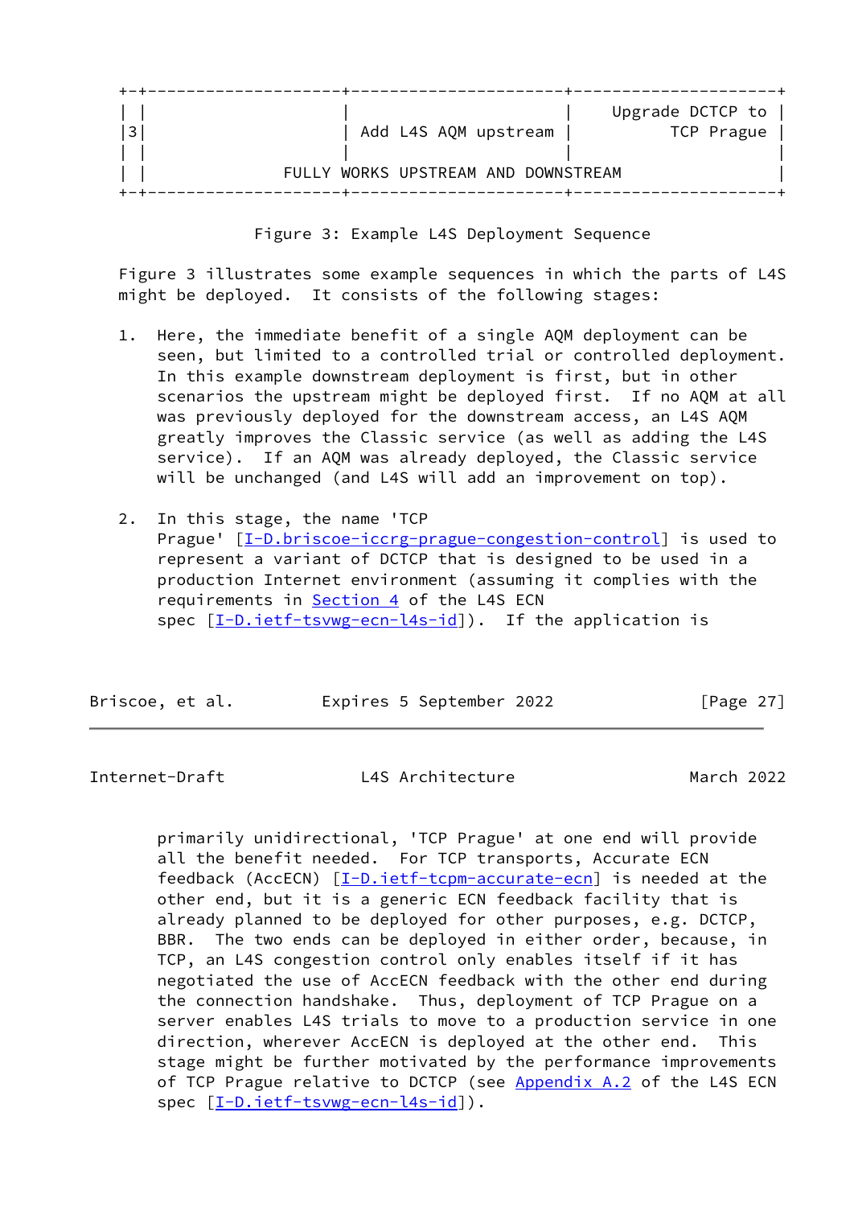```
+-+--------------------+---------------------+---------------------+
| |                    |                     |    Upgrade DCTCP to |
|3|                    | Add L4S AQM upstream |         TCP Prague |
| |                    |                     |                     |
| |             FULLY WORKS UPSTREAM AND DOWNSTREAM                 |
+-+--------------------+---------------------+---------------------+
```

Figure 3: Example L4S Deployment Sequence

Figure 3 illustrates some example sequences in which the parts of L4S might be deployed. It consists of the following stages:

1. Here, the immediate benefit of a single AQM deployment can be seen, but limited to a controlled trial or controlled deployment. In this example downstream deployment is first, but in other scenarios the upstream might be deployed first. If no AQM at all was previously deployed for the downstream access, an L4S AQM greatly improves the Classic service (as well as adding the L4S service). If an AQM was already deployed, the Classic service will be unchanged (and L4S will add an improvement on top).

2. In this stage, the name 'TCP Prague' [I-D.briscoe-iccrg-prague-congestion-control] is used to represent a variant of DCTCP that is designed to be used in a production Internet environment (assuming it complies with the requirements in Section 4 of the L4S ECN spec [I-D.ietf-tsvwg-ecn-l4s-id]). If the application is primarily unidirectional, 'TCP Prague' at one end will provide all the benefit needed. For TCP transports, Accurate ECN feedback (AccECN) [I-D.ietf-tcpm-accurate-ecn] is needed at the other end, but it is a generic ECN feedback facility that is already planned to be deployed for other purposes, e.g. DCTCP, BBR. The two ends can be deployed in either order, because, in TCP, an L4S congestion control only enables itself if it has negotiated the use of AccECN feedback with the other end during the connection handshake. Thus, deployment of TCP Prague on a server enables L4S trials to move to a production service in one direction, wherever AccECN is deployed at the other end. This stage might be further motivated by the performance improvements of TCP Prague relative to DCTCP (see Appendix A.2 of the L4S ECN spec [I-D.ietf-tsvwg-ecn-l4s-id]).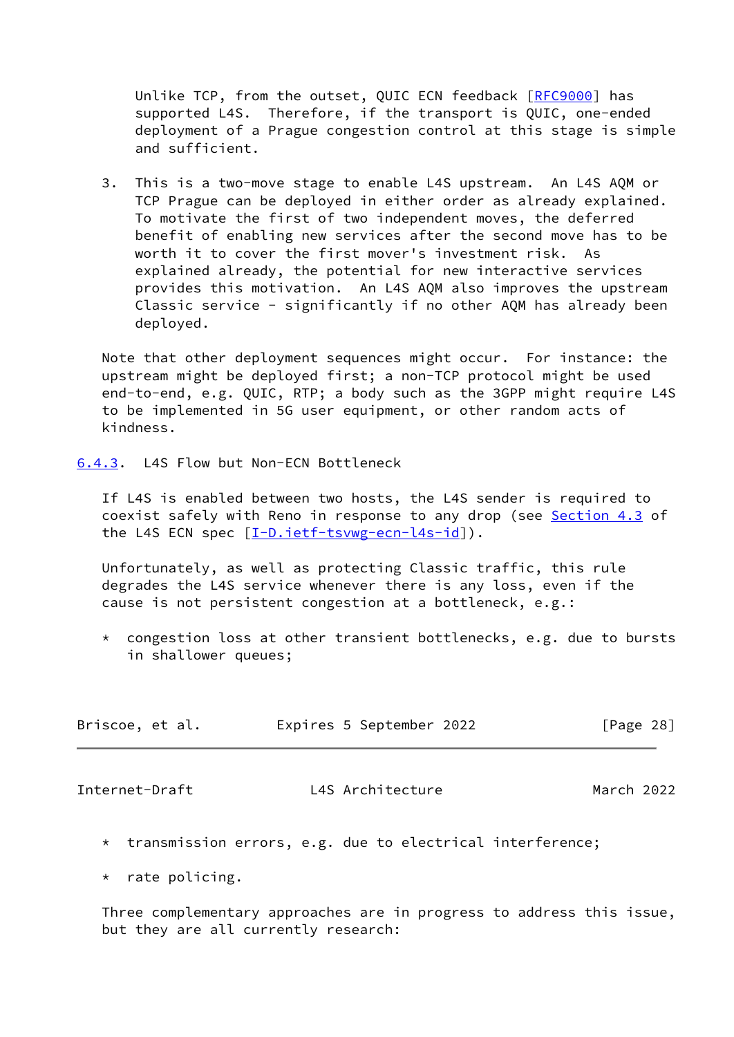Unlike TCP, from the outset, QUIC ECN feedback [RFC9000] has supported L4S. Therefore, if the transport is QUIC, one-ended deployment of a Prague congestion control at this stage is simple and sufficient.

3. This is a two-move stage to enable L4S upstream. An L4S AQM or TCP Prague can be deployed in either order as already explained. To motivate the first of two independent moves, the deferred benefit of enabling new services after the second move has to be worth it to cover the first mover's investment risk. As explained already, the potential for new interactive services provides this motivation. An L4S AQM also improves the upstream Classic service - significantly if no other AQM has already been deployed.

Note that other deployment sequences might occur. For instance: the upstream might be deployed first; a non-TCP protocol might be used end-to-end, e.g. QUIC, RTP; a body such as the 3GPP might require L4S to be implemented in 5G user equipment, or other random acts of kindness.

### 6.4.3. L4S Flow but Non-ECN Bottleneck

If L4S is enabled between two hosts, the L4S sender is required to coexist safely with Reno in response to any drop (see Section 4.3 of the L4S ECN spec [I-D.ietf-tsvwg-ecn-l4s-id]).

Unfortunately, as well as protecting Classic traffic, this rule degrades the L4S service whenever there is any loss, even if the cause is not persistent congestion at a bottleneck, e.g.:

* congestion loss at other transient bottlenecks, e.g. due to bursts in shallower queues;

* transmission errors, e.g. due to electrical interference;

* rate policing.

Three complementary approaches are in progress to address this issue, but they are all currently research: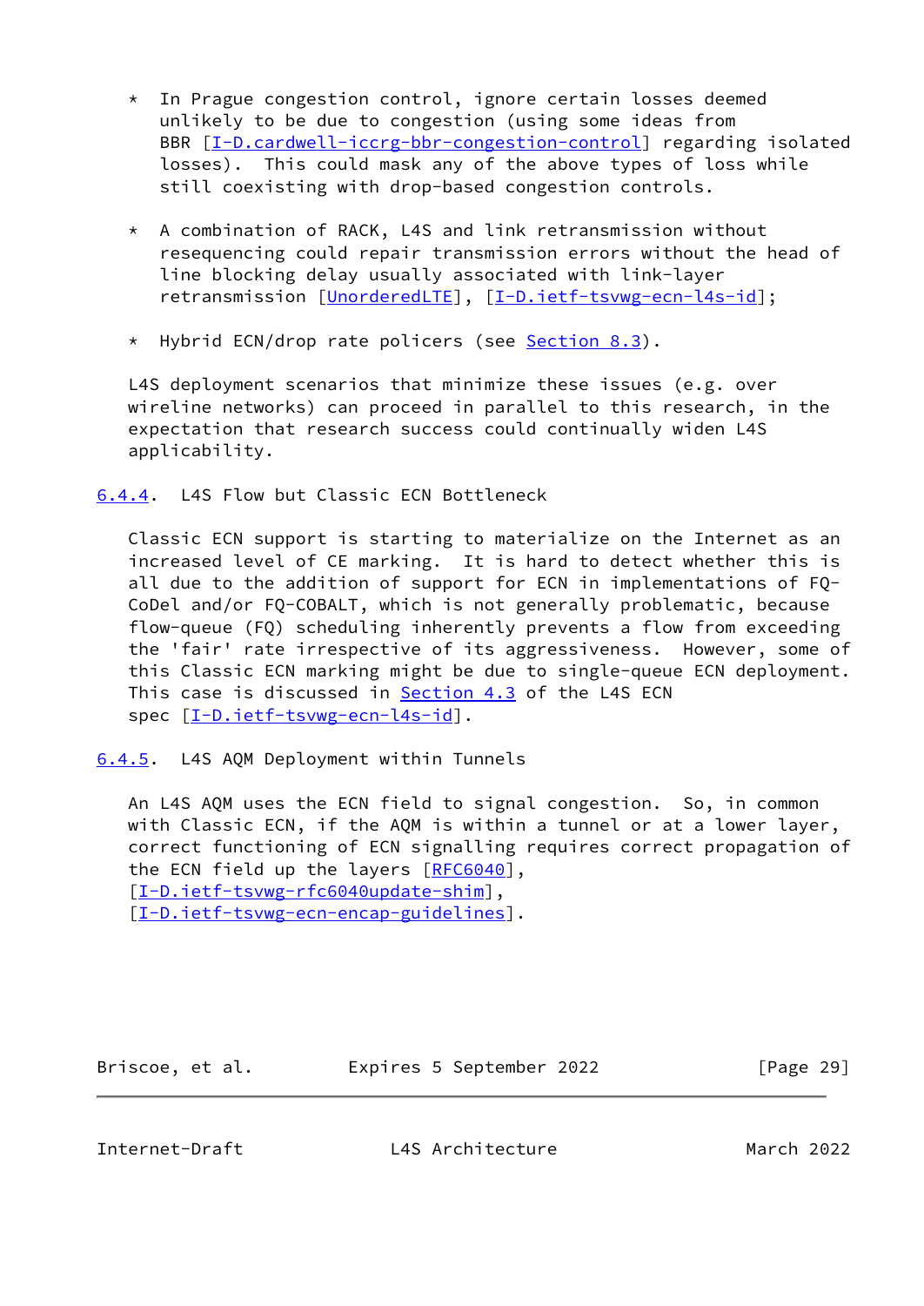* In Prague congestion control, ignore certain losses deemed unlikely to be due to congestion (using some ideas from BBR [I-D.cardwell-iccrg-bbr-congestion-control] regarding isolated losses). This could mask any of the above types of loss while still coexisting with drop-based congestion controls.

* A combination of RACK, L4S and link retransmission without resequencing could repair transmission errors without the head of line blocking delay usually associated with link-layer retransmission [UnorderedLTE], [I-D.ietf-tsvwg-ecn-l4s-id];

* Hybrid ECN/drop rate policers (see Section 8.3).

L4S deployment scenarios that minimize these issues (e.g. over wireline networks) can proceed in parallel to this research, in the expectation that research success could continually widen L4S applicability.

#### 6.4.4. L4S Flow but Classic ECN Bottleneck

Classic ECN support is starting to materialize on the Internet as an increased level of CE marking. It is hard to detect whether this is all due to the addition of support for ECN in implementations of FQ-CoDel and/or FQ-COBALT, which is not generally problematic, because flow-queue (FQ) scheduling inherently prevents a flow from exceeding the 'fair' rate irrespective of its aggressiveness. However, some of this Classic ECN marking might be due to single-queue ECN deployment. This case is discussed in Section 4.3 of the L4S ECN spec [I-D.ietf-tsvwg-ecn-l4s-id].

#### 6.4.5. L4S AQM Deployment within Tunnels

An L4S AQM uses the ECN field to signal congestion. So, in common with Classic ECN, if the AQM is within a tunnel or at a lower layer, correct functioning of ECN signalling requires correct propagation of the ECN field up the layers [RFC6040], [I-D.ietf-tsvwg-rfc6040update-shim], [I-D.ietf-tsvwg-ecn-encap-guidelines].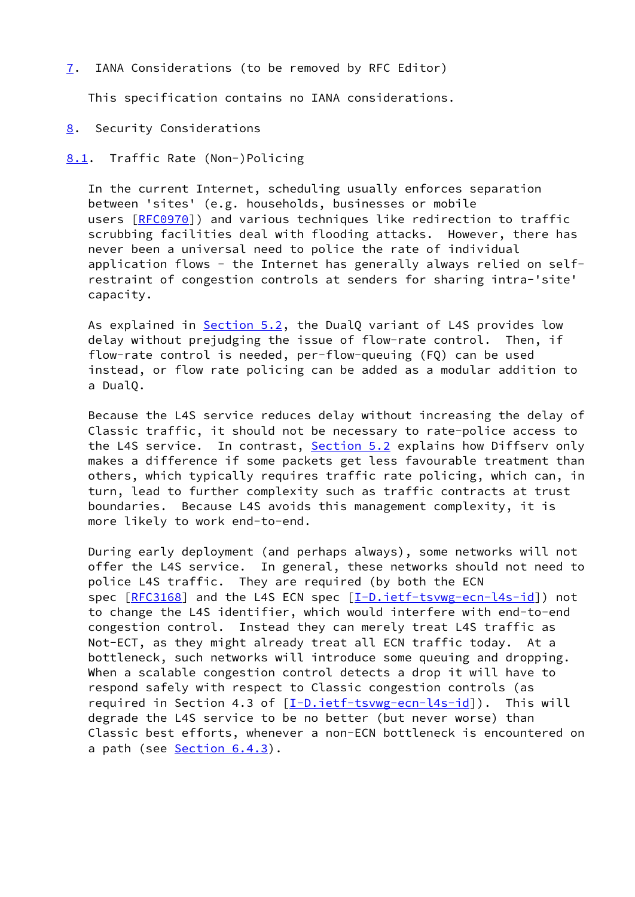## 7. IANA Considerations (to be removed by RFC Editor)

This specification contains no IANA considerations.

## 8. Security Considerations

### 8.1. Traffic Rate (Non-)Policing

In the current Internet, scheduling usually enforces separation between 'sites' (e.g. households, businesses or mobile users [RFC0970]) and various techniques like redirection to traffic scrubbing facilities deal with flooding attacks. However, there has never been a universal need to police the rate of individual application flows - the Internet has generally always relied on self-restraint of congestion controls at senders for sharing intra-'site' capacity.

As explained in Section 5.2, the DualQ variant of L4S provides low delay without prejudging the issue of flow-rate control. Then, if flow-rate control is needed, per-flow-queuing (FQ) can be used instead, or flow rate policing can be added as a modular addition to a DualQ.

Because the L4S service reduces delay without increasing the delay of Classic traffic, it should not be necessary to rate-police access to the L4S service. In contrast, Section 5.2 explains how Diffserv only makes a difference if some packets get less favourable treatment than others, which typically requires traffic rate policing, which can, in turn, lead to further complexity such as traffic contracts at trust boundaries. Because L4S avoids this management complexity, it is more likely to work end-to-end.

During early deployment (and perhaps always), some networks will not offer the L4S service. In general, these networks should not need to police L4S traffic. They are required (by both the ECN spec [RFC3168] and the L4S ECN spec [I-D.ietf-tsvwg-ecn-l4s-id]) not to change the L4S identifier, which would interfere with end-to-end congestion control. Instead they can merely treat L4S traffic as Not-ECT, as they might already treat all ECN traffic today. At a bottleneck, such networks will introduce some queuing and dropping. When a scalable congestion control detects a drop it will have to respond safely with respect to Classic congestion controls (as required in Section 4.3 of [I-D.ietf-tsvwg-ecn-l4s-id]). This will degrade the L4S service to be no better (but never worse) than Classic best efforts, whenever a non-ECN bottleneck is encountered on a path (see Section 6.4.3).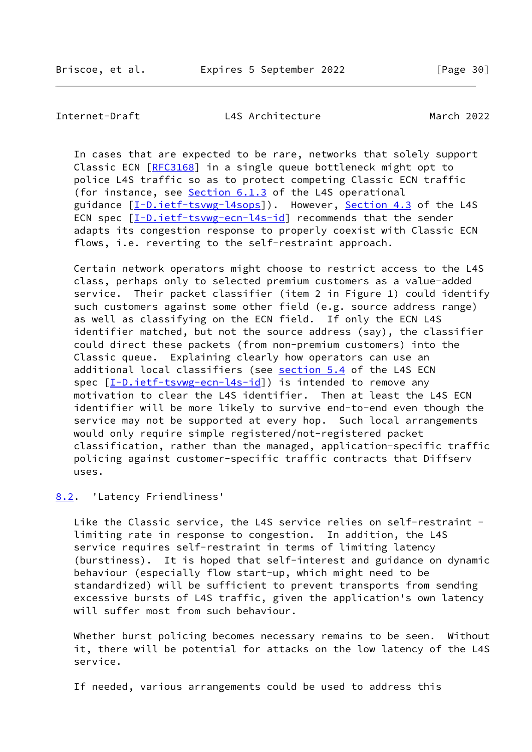In cases that are expected to be rare, networks that solely support Classic ECN [RFC3168] in a single queue bottleneck might opt to police L4S traffic so as to protect competing Classic ECN traffic (for instance, see Section 6.1.3 of the L4S operational guidance [I-D.ietf-tsvwg-l4sops]). However, Section 4.3 of the L4S ECN spec [I-D.ietf-tsvwg-ecn-l4s-id] recommends that the sender adapts its congestion response to properly coexist with Classic ECN flows, i.e. reverting to the self-restraint approach.

Certain network operators might choose to restrict access to the L4S class, perhaps only to selected premium customers as a value-added service. Their packet classifier (item 2 in Figure 1) could identify such customers against some other field (e.g. source address range) as well as classifying on the ECN field. If only the ECN L4S identifier matched, but not the source address (say), the classifier could direct these packets (from non-premium customers) into the Classic queue. Explaining clearly how operators can use an additional local classifiers (see section 5.4 of the L4S ECN spec [I-D.ietf-tsvwg-ecn-l4s-id]) is intended to remove any motivation to clear the L4S identifier. Then at least the L4S ECN identifier will be more likely to survive end-to-end even though the service may not be supported at every hop. Such local arrangements would only require simple registered/not-registered packet classification, rather than the managed, application-specific traffic policing against customer-specific traffic contracts that Diffserv uses.

## 8.2. 'Latency Friendliness'

Like the Classic service, the L4S service relies on self-restraint - limiting rate in response to congestion. In addition, the L4S service requires self-restraint in terms of limiting latency (burstiness). It is hoped that self-interest and guidance on dynamic behaviour (especially flow start-up, which might need to be standardized) will be sufficient to prevent transports from sending excessive bursts of L4S traffic, given the application's own latency will suffer most from such behaviour.

Whether burst policing becomes necessary remains to be seen. Without it, there will be potential for attacks on the low latency of the L4S service.

If needed, various arrangements could be used to address this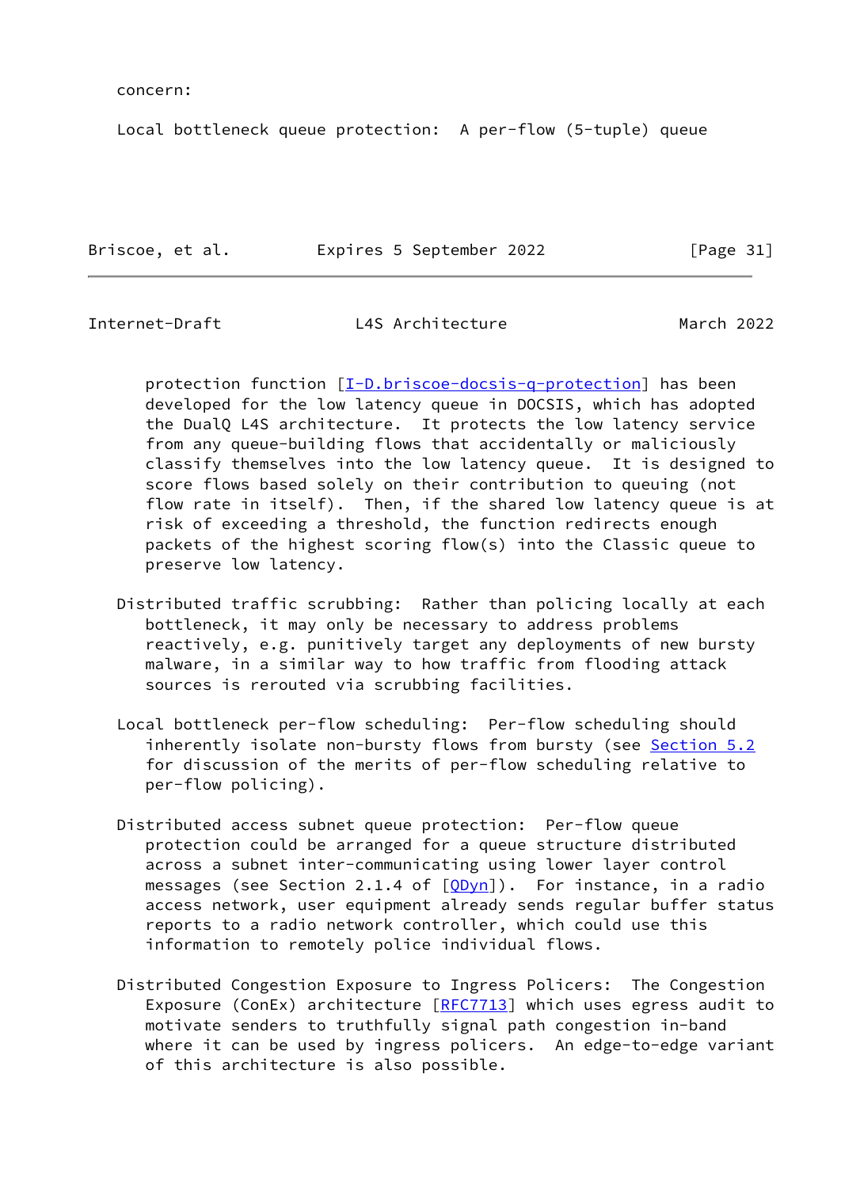concern:

Local bottleneck queue protection: A per-flow (5-tuple) queue protection function [I-D.briscoe-docsis-q-protection] has been developed for the low latency queue in DOCSIS, which has adopted the DualQ L4S architecture. It protects the low latency service from any queue-building flows that accidentally or maliciously classify themselves into the low latency queue. It is designed to score flows based solely on their contribution to queuing (not flow rate in itself). Then, if the shared low latency queue is at risk of exceeding a threshold, the function redirects enough packets of the highest scoring flow(s) into the Classic queue to preserve low latency.

Distributed traffic scrubbing: Rather than policing locally at each bottleneck, it may only be necessary to address problems reactively, e.g. punitively target any deployments of new bursty malware, in a similar way to how traffic from flooding attack sources is rerouted via scrubbing facilities.

Local bottleneck per-flow scheduling: Per-flow scheduling should inherently isolate non-bursty flows from bursty (see Section 5.2 for discussion of the merits of per-flow scheduling relative to per-flow policing).

Distributed access subnet queue protection: Per-flow queue protection could be arranged for a queue structure distributed across a subnet inter-communicating using lower layer control messages (see Section 2.1.4 of [QDyn]). For instance, in a radio access network, user equipment already sends regular buffer status reports to a radio network controller, which could use this information to remotely police individual flows.

Distributed Congestion Exposure to Ingress Policers: The Congestion Exposure (ConEx) architecture [RFC7713] which uses egress audit to motivate senders to truthfully signal path congestion in-band where it can be used by ingress policers. An edge-to-edge variant of this architecture is also possible.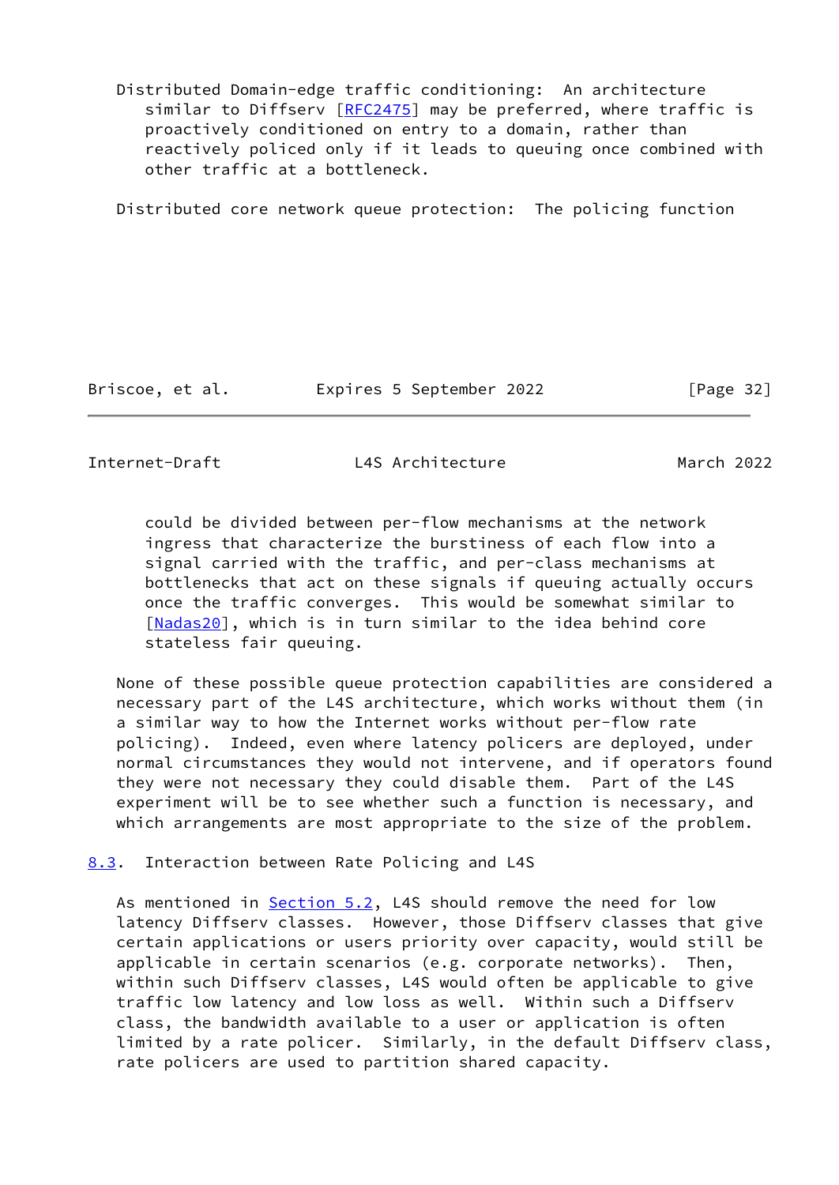Distributed Domain-edge traffic conditioning: An architecture similar to Diffserv [RFC2475] may be preferred, where traffic is proactively conditioned on entry to a domain, rather than reactively policed only if it leads to queuing once combined with other traffic at a bottleneck.

Distributed core network queue protection: The policing function could be divided between per-flow mechanisms at the network ingress that characterize the burstiness of each flow into a signal carried with the traffic, and per-class mechanisms at bottlenecks that act on these signals if queuing actually occurs once the traffic converges. This would be somewhat similar to [Nadas20], which is in turn similar to the idea behind core stateless fair queuing.

None of these possible queue protection capabilities are considered a necessary part of the L4S architecture, which works without them (in a similar way to how the Internet works without per-flow rate policing). Indeed, even where latency policers are deployed, under normal circumstances they would not intervene, and if operators found they were not necessary they could disable them. Part of the L4S experiment will be to see whether such a function is necessary, and which arrangements are most appropriate to the size of the problem.

### 8.3. Interaction between Rate Policing and L4S

As mentioned in Section 5.2, L4S should remove the need for low latency Diffserv classes. However, those Diffserv classes that give certain applications or users priority over capacity, would still be applicable in certain scenarios (e.g. corporate networks). Then, within such Diffserv classes, L4S would often be applicable to give traffic low latency and low loss as well. Within such a Diffserv class, the bandwidth available to a user or application is often limited by a rate policer. Similarly, in the default Diffserv class, rate policers are used to partition shared capacity.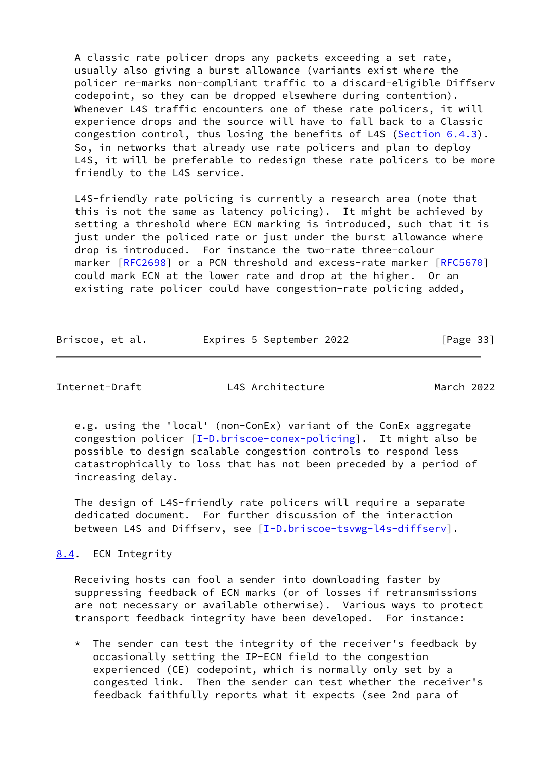A classic rate policer drops any packets exceeding a set rate, usually also giving a burst allowance (variants exist where the policer re-marks non-compliant traffic to a discard-eligible Diffserv codepoint, so they can be dropped elsewhere during contention). Whenever L4S traffic encounters one of these rate policers, it will experience drops and the source will have to fall back to a Classic congestion control, thus losing the benefits of L4S (Section 6.4.3). So, in networks that already use rate policers and plan to deploy L4S, it will be preferable to redesign these rate policers to be more friendly to the L4S service.

L4S-friendly rate policing is currently a research area (note that this is not the same as latency policing). It might be achieved by setting a threshold where ECN marking is introduced, such that it is just under the policed rate or just under the burst allowance where drop is introduced. For instance the two-rate three-colour marker [RFC2698] or a PCN threshold and excess-rate marker [RFC5670] could mark ECN at the lower rate and drop at the higher. Or an existing rate policer could have congestion-rate policing added, e.g. using the 'local' (non-ConEx) variant of the ConEx aggregate congestion policer [I-D.briscoe-conex-policing]. It might also be possible to design scalable congestion controls to respond less catastrophically to loss that has not been preceded by a period of increasing delay.

The design of L4S-friendly rate policers will require a separate dedicated document. For further discussion of the interaction between L4S and Diffserv, see [I-D.briscoe-tsvwg-l4s-diffserv].

## 8.4. ECN Integrity

Receiving hosts can fool a sender into downloading faster by suppressing feedback of ECN marks (or of losses if retransmissions are not necessary or available otherwise). Various ways to protect transport feedback integrity have been developed. For instance:

* The sender can test the integrity of the receiver's feedback by occasionally setting the IP-ECN field to the congestion experienced (CE) codepoint, which is normally only set by a congested link. Then the sender can test whether the receiver's feedback faithfully reports what it expects (see 2nd para of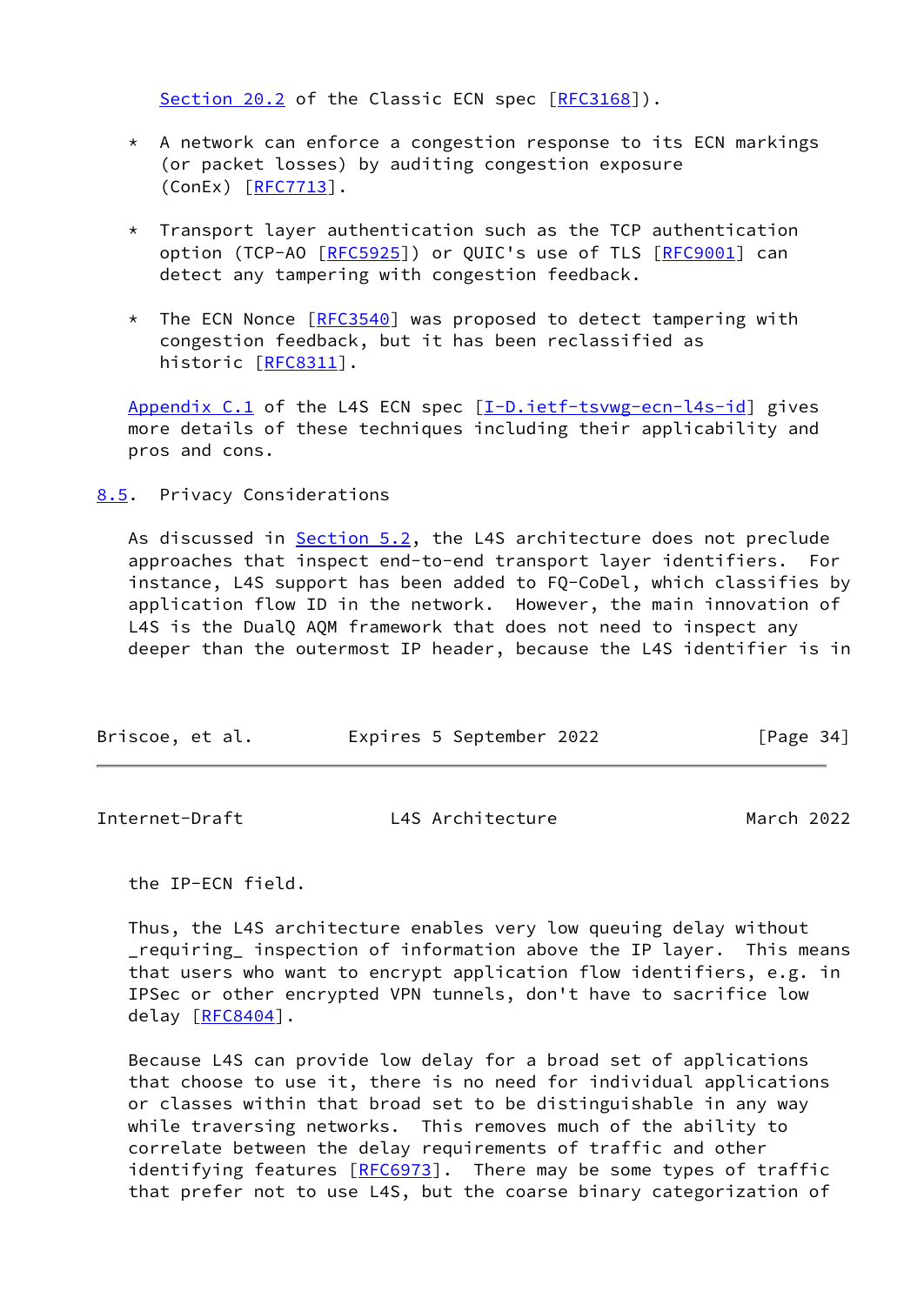Section 20.2 of the Classic ECN spec [RFC3168]).

* A network can enforce a congestion response to its ECN markings (or packet losses) by auditing congestion exposure (ConEx) [RFC7713].

* Transport layer authentication such as the TCP authentication option (TCP-AO [RFC5925]) or QUIC's use of TLS [RFC9001] can detect any tampering with congestion feedback.

* The ECN Nonce [RFC3540] was proposed to detect tampering with congestion feedback, but it has been reclassified as historic [RFC8311].

Appendix C.1 of the L4S ECN spec [I-D.ietf-tsvwg-ecn-l4s-id] gives more details of these techniques including their applicability and pros and cons.

### 8.5. Privacy Considerations

As discussed in Section 5.2, the L4S architecture does not preclude approaches that inspect end-to-end transport layer identifiers. For instance, L4S support has been added to FQ-CoDel, which classifies by application flow ID in the network. However, the main innovation of L4S is the DualQ AQM framework that does not need to inspect any deeper than the outermost IP header, because the L4S identifier is in the IP-ECN field.

Thus, the L4S architecture enables very low queuing delay without _requiring_ inspection of information above the IP layer. This means that users who want to encrypt application flow identifiers, e.g. in IPSec or other encrypted VPN tunnels, don't have to sacrifice low delay [RFC8404].

Because L4S can provide low delay for a broad set of applications that choose to use it, there is no need for individual applications or classes within that broad set to be distinguishable in any way while traversing networks. This removes much of the ability to correlate between the delay requirements of traffic and other identifying features [RFC6973]. There may be some types of traffic that prefer not to use L4S, but the coarse binary categorization of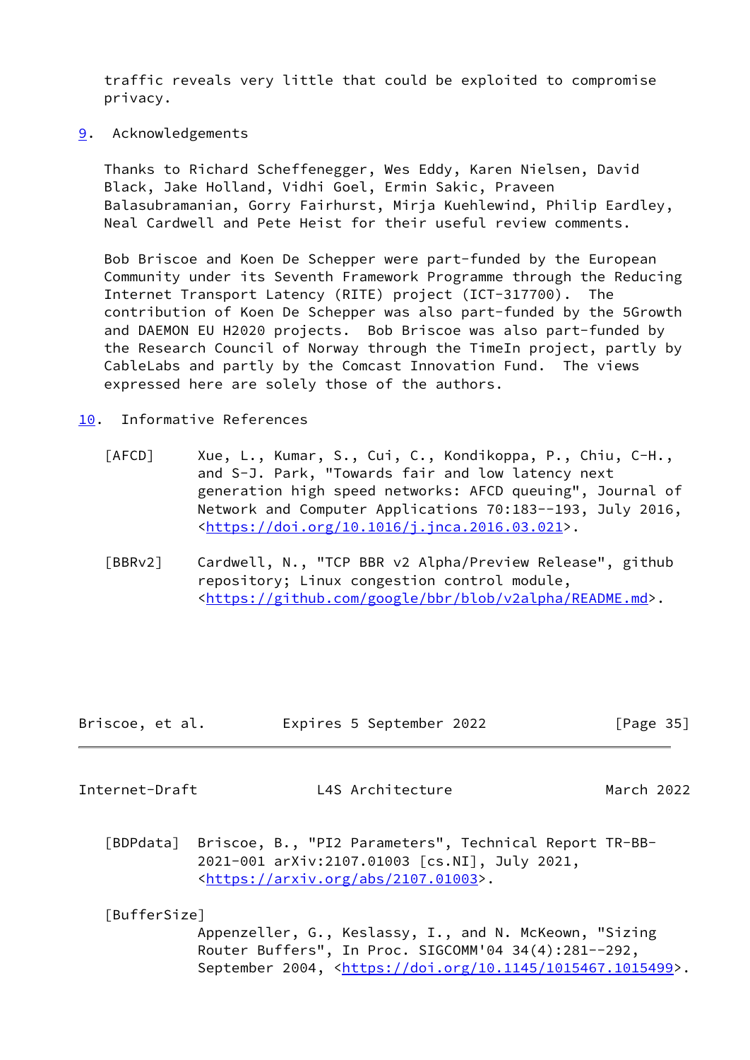traffic reveals very little that could be exploited to compromise privacy.

## 9. Acknowledgements

Thanks to Richard Scheffenegger, Wes Eddy, Karen Nielsen, David Black, Jake Holland, Vidhi Goel, Ermin Sakic, Praveen Balasubramanian, Gorry Fairhurst, Mirja Kuehlewind, Philip Eardley, Neal Cardwell and Pete Heist for their useful review comments.

Bob Briscoe and Koen De Schepper were part-funded by the European Community under its Seventh Framework Programme through the Reducing Internet Transport Latency (RITE) project (ICT-317700). The contribution of Koen De Schepper was also part-funded by the 5Growth and DAEMON EU H2020 projects. Bob Briscoe was also part-funded by the Research Council of Norway through the TimeIn project, partly by CableLabs and partly by the Comcast Innovation Fund. The views expressed here are solely those of the authors.

## 10. Informative References

[AFCD] Xue, L., Kumar, S., Cui, C., Kondikoppa, P., Chiu, C-H., and S-J. Park, "Towards fair and low latency next generation high speed networks: AFCD queuing", Journal of Network and Computer Applications 70:183--193, July 2016, <https://doi.org/10.1016/j.jnca.2016.03.021>.

[BBRv2] Cardwell, N., "TCP BBR v2 Alpha/Preview Release", github repository; Linux congestion control module, <https://github.com/google/bbr/blob/v2alpha/README.md>.

[BDPdata] Briscoe, B., "PI2 Parameters", Technical Report TR-BB-2021-001 arXiv:2107.01003 [cs.NI], July 2021, <https://arxiv.org/abs/2107.01003>.

[BufferSize] Appenzeller, G., Keslassy, I., and N. McKeown, "Sizing Router Buffers", In Proc. SIGCOMM'04 34(4):281--292, September 2004, <https://doi.org/10.1145/1015467.1015499>.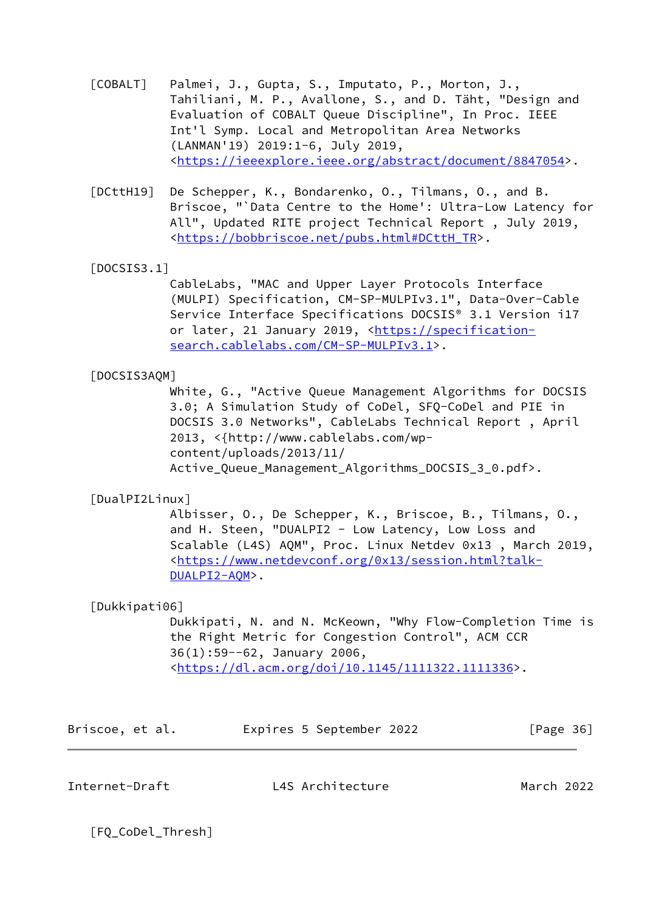[COBALT] Palmei, J., Gupta, S., Imputato, P., Morton, J., Tahiliani, M. P., Avallone, S., and D. Täht, "Design and Evaluation of COBALT Queue Discipline", In Proc. IEEE Int'l Symp. Local and Metropolitan Area Networks (LANMAN'19) 2019:1-6, July 2019, <https://ieeexplore.ieee.org/abstract/document/8847054>.

[DCttH19] De Schepper, K., Bondarenko, O., Tilmans, O., and B. Briscoe, "`Data Centre to the Home': Ultra-Low Latency for All", Updated RITE project Technical Report , July 2019, <https://bobbriscoe.net/pubs.html#DCttH_TR>.

[DOCSIS3.1]
CableLabs, "MAC and Upper Layer Protocols Interface (MULPI) Specification, CM-SP-MULPIv3.1", Data-Over-Cable Service Interface Specifications DOCSIS® 3.1 Version i17 or later, 21 January 2019, <https://specification-search.cablelabs.com/CM-SP-MULPIv3.1>.

[DOCSIS3AQM]
White, G., "Active Queue Management Algorithms for DOCSIS 3.0; A Simulation Study of CoDel, SFQ-CoDel and PIE in DOCSIS 3.0 Networks", CableLabs Technical Report , April 2013, <{http://www.cablelabs.com/wp-content/uploads/2013/11/Active_Queue_Management_Algorithms_DOCSIS_3_0.pdf>.

[DualPI2Linux]
Albisser, O., De Schepper, K., Briscoe, B., Tilmans, O., and H. Steen, "DUALPI2 - Low Latency, Low Loss and Scalable (L4S) AQM", Proc. Linux Netdev 0x13 , March 2019, <https://www.netdevconf.org/0x13/session.html?talk-DUALPI2-AQM>.

[Dukkipati06]
Dukkipati, N. and N. McKeown, "Why Flow-Completion Time is the Right Metric for Congestion Control", ACM CCR 36(1):59--62, January 2006, <https://dl.acm.org/doi/10.1145/1111322.1111336>.

[FQ_CoDel_Thresh]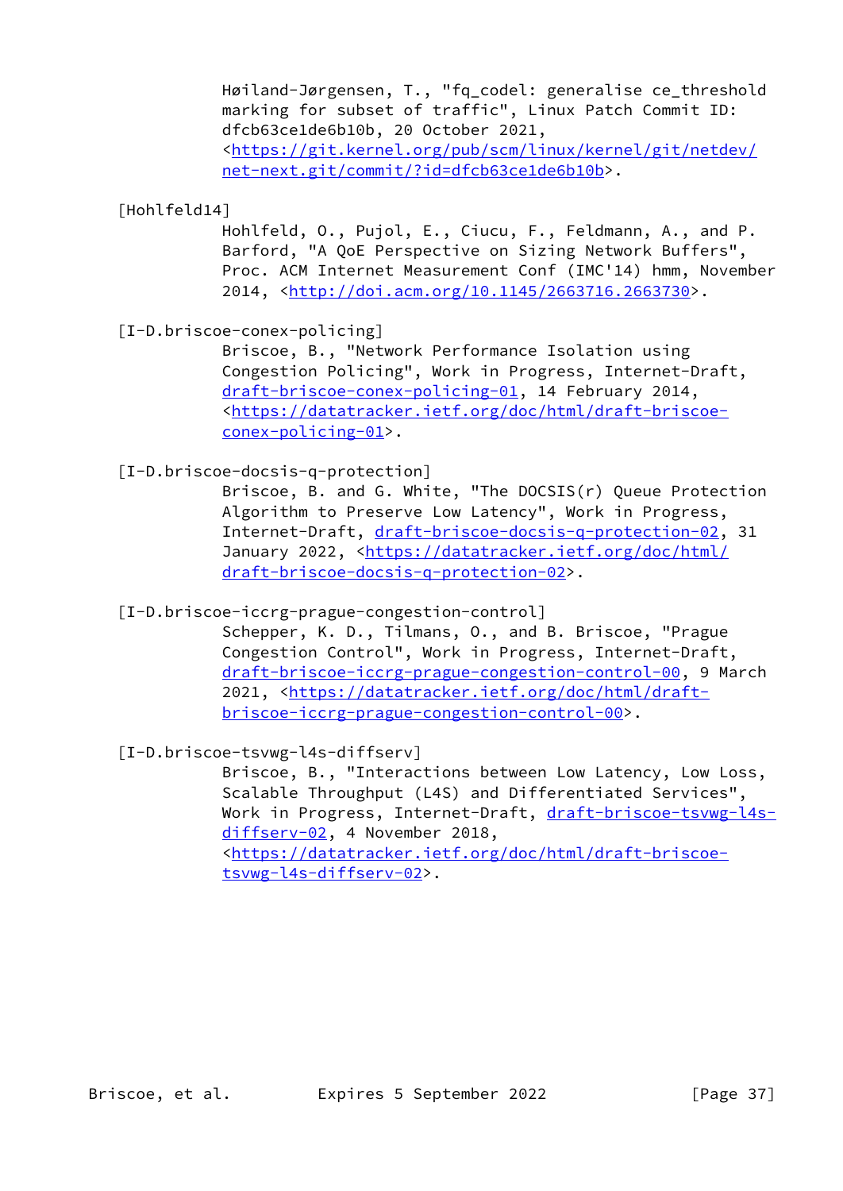Høiland-Jørgensen, T., "fq_codel: generalise ce_threshold marking for subset of traffic", Linux Patch Commit ID: dfcb63ce1de6b10b, 20 October 2021, <https://git.kernel.org/pub/scm/linux/kernel/git/netdev/net-next.git/commit/?id=dfcb63ce1de6b10b>.

[Hohlfeld14]
Hohlfeld, O., Pujol, E., Ciucu, F., Feldmann, A., and P. Barford, "A QoE Perspective on Sizing Network Buffers", Proc. ACM Internet Measurement Conf (IMC'14) hmm, November 2014, <http://doi.acm.org/10.1145/2663716.2663730>.

[I-D.briscoe-conex-policing]
Briscoe, B., "Network Performance Isolation using Congestion Policing", Work in Progress, Internet-Draft, draft-briscoe-conex-policing-01, 14 February 2014, <https://datatracker.ietf.org/doc/html/draft-briscoe-conex-policing-01>.

[I-D.briscoe-docsis-q-protection]
Briscoe, B. and G. White, "The DOCSIS(r) Queue Protection Algorithm to Preserve Low Latency", Work in Progress, Internet-Draft, draft-briscoe-docsis-q-protection-02, 31 January 2022, <https://datatracker.ietf.org/doc/html/draft-briscoe-docsis-q-protection-02>.

[I-D.briscoe-iccrg-prague-congestion-control]
Schepper, K. D., Tilmans, O., and B. Briscoe, "Prague Congestion Control", Work in Progress, Internet-Draft, draft-briscoe-iccrg-prague-congestion-control-00, 9 March 2021, <https://datatracker.ietf.org/doc/html/draft-briscoe-iccrg-prague-congestion-control-00>.

[I-D.briscoe-tsvwg-l4s-diffserv]
Briscoe, B., "Interactions between Low Latency, Low Loss, Scalable Throughput (L4S) and Differentiated Services", Work in Progress, Internet-Draft, draft-briscoe-tsvwg-l4s-diffserv-02, 4 November 2018, <https://datatracker.ietf.org/doc/html/draft-briscoe-tsvwg-l4s-diffserv-02>.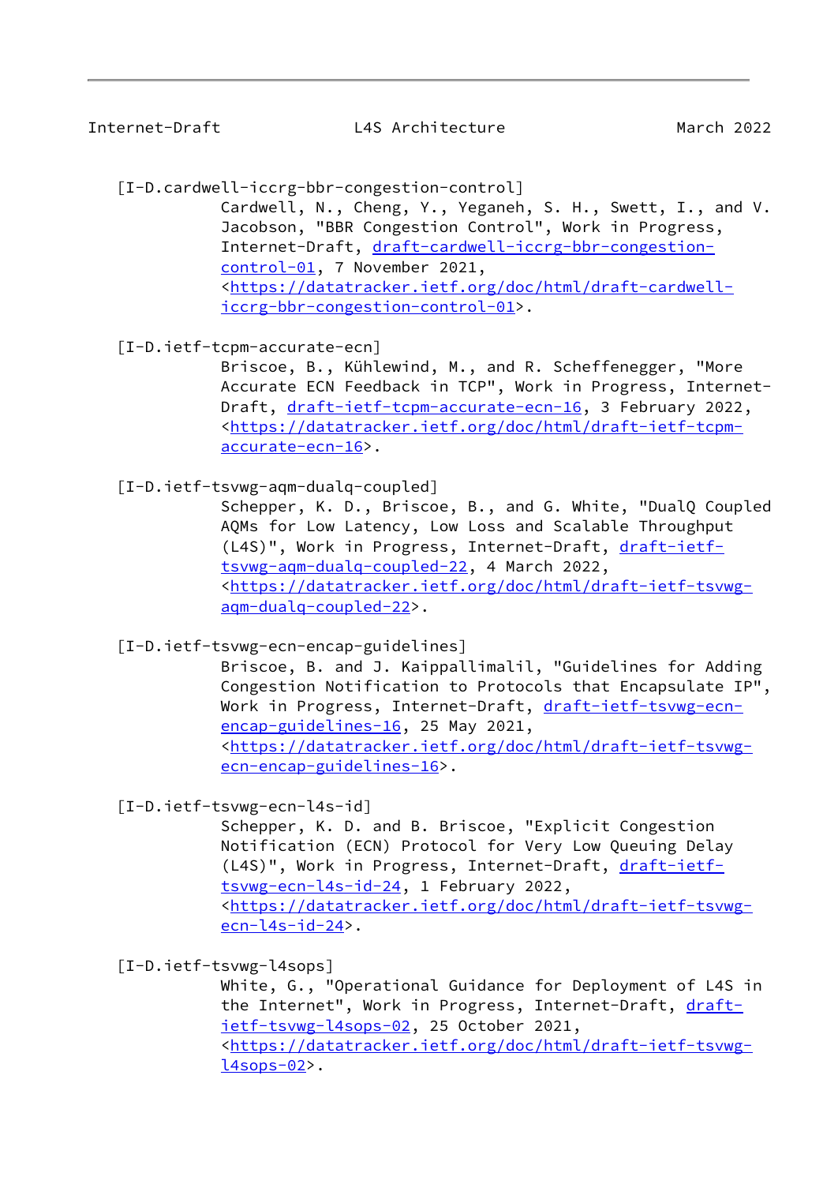[I-D.cardwell-iccrg-bbr-congestion-control]
Cardwell, N., Cheng, Y., Yeganeh, S. H., Swett, I., and V. Jacobson, "BBR Congestion Control", Work in Progress, Internet-Draft, draft-cardwell-iccrg-bbr-congestion-control-01, 7 November 2021, <https://datatracker.ietf.org/doc/html/draft-cardwell-iccrg-bbr-congestion-control-01>.

[I-D.ietf-tcpm-accurate-ecn]
Briscoe, B., Kühlewind, M., and R. Scheffenegger, "More Accurate ECN Feedback in TCP", Work in Progress, Internet-Draft, draft-ietf-tcpm-accurate-ecn-16, 3 February 2022, <https://datatracker.ietf.org/doc/html/draft-ietf-tcpm-accurate-ecn-16>.

[I-D.ietf-tsvwg-aqm-dualq-coupled]
Schepper, K. D., Briscoe, B., and G. White, "DualQ Coupled AQMs for Low Latency, Low Loss and Scalable Throughput (L4S)", Work in Progress, Internet-Draft, draft-ietf-tsvwg-aqm-dualq-coupled-22, 4 March 2022, <https://datatracker.ietf.org/doc/html/draft-ietf-tsvwg-aqm-dualq-coupled-22>.

[I-D.ietf-tsvwg-ecn-encap-guidelines]
Briscoe, B. and J. Kaippallimalil, "Guidelines for Adding Congestion Notification to Protocols that Encapsulate IP", Work in Progress, Internet-Draft, draft-ietf-tsvwg-ecn-encap-guidelines-16, 25 May 2021, <https://datatracker.ietf.org/doc/html/draft-ietf-tsvwg-ecn-encap-guidelines-16>.

[I-D.ietf-tsvwg-ecn-l4s-id]
Schepper, K. D. and B. Briscoe, "Explicit Congestion Notification (ECN) Protocol for Very Low Queuing Delay (L4S)", Work in Progress, Internet-Draft, draft-ietf-tsvwg-ecn-l4s-id-24, 1 February 2022, <https://datatracker.ietf.org/doc/html/draft-ietf-tsvwg-ecn-l4s-id-24>.

[I-D.ietf-tsvwg-l4sops]
White, G., "Operational Guidance for Deployment of L4S in the Internet", Work in Progress, Internet-Draft, draft-ietf-tsvwg-l4sops-02, 25 October 2021, <https://datatracker.ietf.org/doc/html/draft-ietf-tsvwg-l4sops-02>.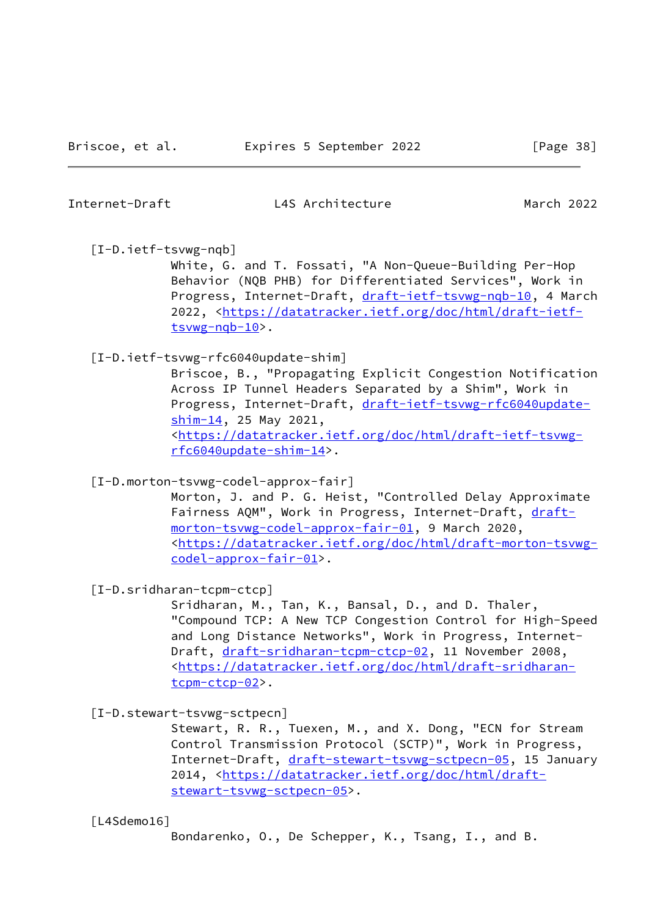[I-D.ietf-tsvwg-nqb]
White, G. and T. Fossati, "A Non-Queue-Building Per-Hop Behavior (NQB PHB) for Differentiated Services", Work in Progress, Internet-Draft, draft-ietf-tsvwg-nqb-10, 4 March 2022, <https://datatracker.ietf.org/doc/html/draft-ietf-tsvwg-nqb-10>.

[I-D.ietf-tsvwg-rfc6040update-shim]
Briscoe, B., "Propagating Explicit Congestion Notification Across IP Tunnel Headers Separated by a Shim", Work in Progress, Internet-Draft, draft-ietf-tsvwg-rfc6040update-shim-14, 25 May 2021, <https://datatracker.ietf.org/doc/html/draft-ietf-tsvwg-rfc6040update-shim-14>.

[I-D.morton-tsvwg-codel-approx-fair]
Morton, J. and P. G. Heist, "Controlled Delay Approximate Fairness AQM", Work in Progress, Internet-Draft, draft-morton-tsvwg-codel-approx-fair-01, 9 March 2020, <https://datatracker.ietf.org/doc/html/draft-morton-tsvwg-codel-approx-fair-01>.

[I-D.sridharan-tcpm-ctcp]
Sridharan, M., Tan, K., Bansal, D., and D. Thaler, "Compound TCP: A New TCP Congestion Control for High-Speed and Long Distance Networks", Work in Progress, Internet-Draft, draft-sridharan-tcpm-ctcp-02, 11 November 2008, <https://datatracker.ietf.org/doc/html/draft-sridharan-tcpm-ctcp-02>.

[I-D.stewart-tsvwg-sctpecn]
Stewart, R. R., Tuexen, M., and X. Dong, "ECN for Stream Control Transmission Protocol (SCTP)", Work in Progress, Internet-Draft, draft-stewart-tsvwg-sctpecn-05, 15 January 2014, <https://datatracker.ietf.org/doc/html/draft-stewart-tsvwg-sctpecn-05>.

[L4Sdemo16]
Bondarenko, O., De Schepper, K., Tsang, I., and B.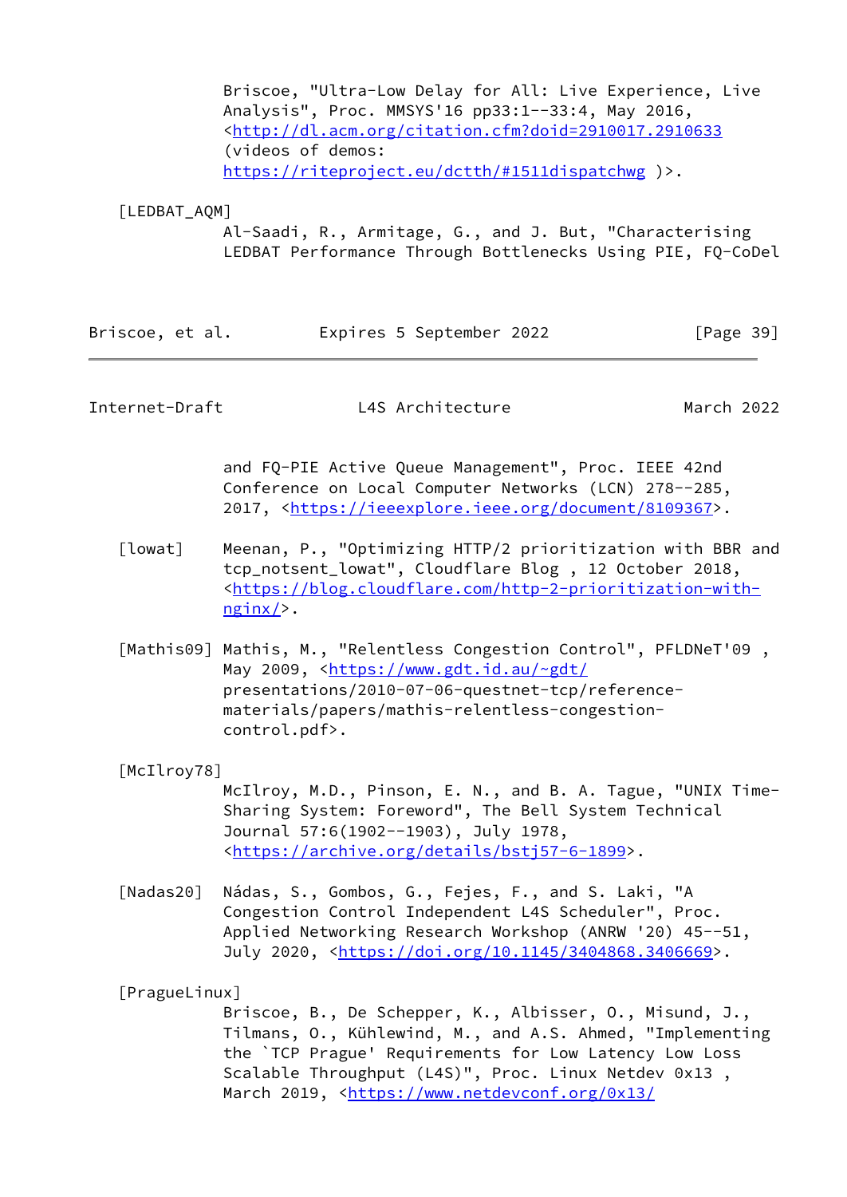Briscoe, "Ultra-Low Delay for All: Live Experience, Live Analysis", Proc. MMSYS'16 pp33:1--33:4, May 2016, <http://dl.acm.org/citation.cfm?doid=2910017.2910633 (videos of demos: https://riteproject.eu/dctth/#1511dispatchwg )>.

[LEDBAT_AQM]
Al-Saadi, R., Armitage, G., and J. But, "Characterising LEDBAT Performance Through Bottlenecks Using PIE, FQ-CoDel and FQ-PIE Active Queue Management", Proc. IEEE 42nd Conference on Local Computer Networks (LCN) 278--285, 2017, <https://ieeexplore.ieee.org/document/8109367>.

[lowat] Meenan, P., "Optimizing HTTP/2 prioritization with BBR and tcp_notsent_lowat", Cloudflare Blog , 12 October 2018, <https://blog.cloudflare.com/http-2-prioritization-with-nginx/>.

[Mathis09] Mathis, M., "Relentless Congestion Control", PFLDNeT'09 , May 2009, <https://www.gdt.id.au/~gdt/presentations/2010-07-06-questnet-tcp/reference-materials/papers/mathis-relentless-congestion-control.pdf>.

[McIlroy78]
McIlroy, M.D., Pinson, E. N., and B. A. Tague, "UNIX Time-Sharing System: Foreword", The Bell System Technical Journal 57:6(1902--1903), July 1978, <https://archive.org/details/bstj57-6-1899>.

[Nadas20] Nádas, S., Gombos, G., Fejes, F., and S. Laki, "A Congestion Control Independent L4S Scheduler", Proc. Applied Networking Research Workshop (ANRW '20) 45--51, July 2020, <https://doi.org/10.1145/3404868.3406669>.

[PragueLinux]
Briscoe, B., De Schepper, K., Albisser, O., Misund, J., Tilmans, O., Kühlewind, M., and A.S. Ahmed, "Implementing the `TCP Prague' Requirements for Low Latency Low Loss Scalable Throughput (L4S)", Proc. Linux Netdev 0x13 , March 2019, <https://www.netdevconf.org/0x13/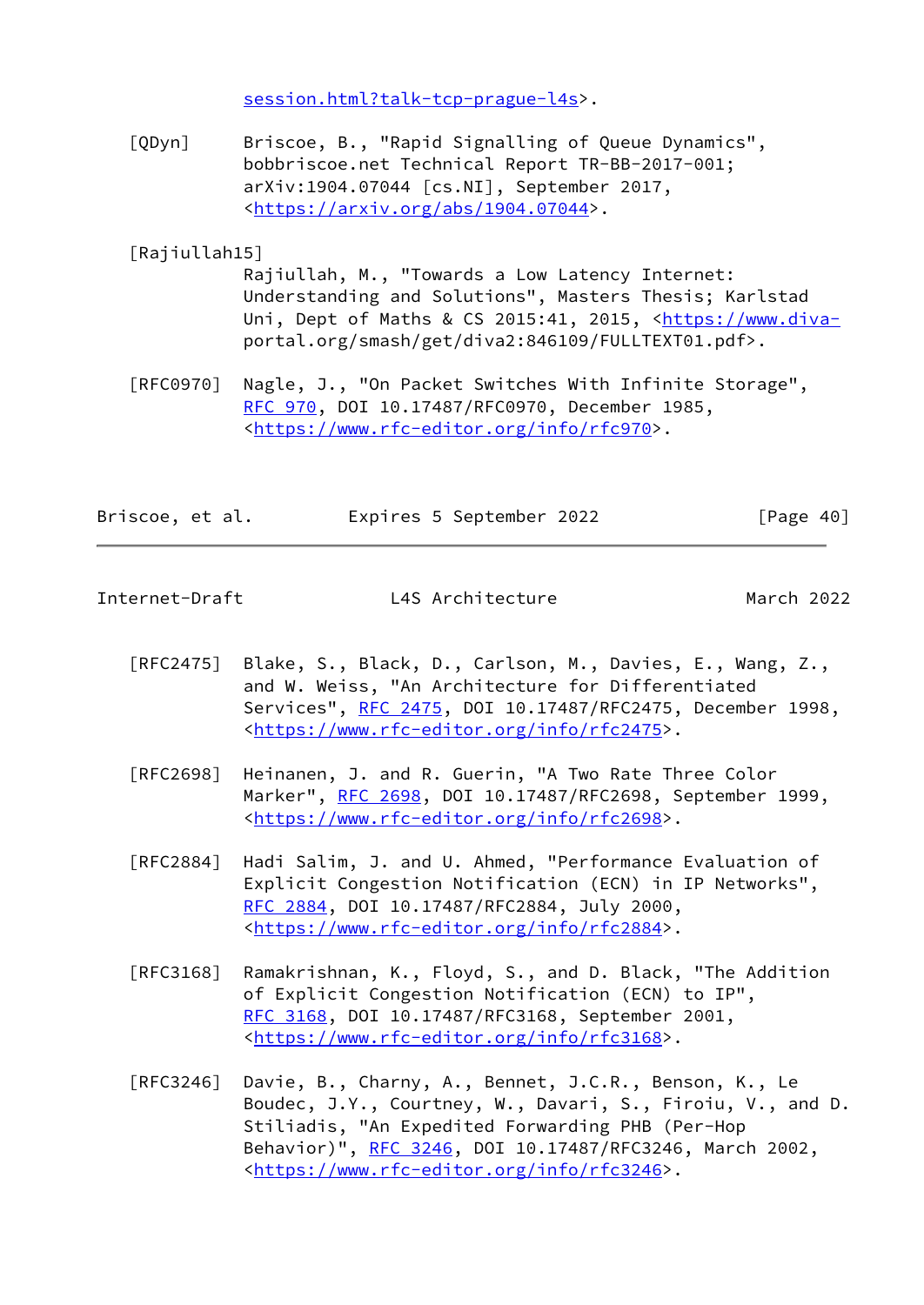session.html?talk-tcp-prague-l4s>.

[QDyn] Briscoe, B., "Rapid Signalling of Queue Dynamics", bobbriscoe.net Technical Report TR-BB-2017-001; arXiv:1904.07044 [cs.NI], September 2017, <https://arxiv.org/abs/1904.07044>.

[Rajiullah15] Rajiullah, M., "Towards a Low Latency Internet: Understanding and Solutions", Masters Thesis; Karlstad Uni, Dept of Maths & CS 2015:41, 2015, <https://www.diva-portal.org/smash/get/diva2:846109/FULLTEXT01.pdf>.

[RFC0970] Nagle, J., "On Packet Switches With Infinite Storage", RFC 970, DOI 10.17487/RFC0970, December 1985, <https://www.rfc-editor.org/info/rfc970>.

[RFC2475] Blake, S., Black, D., Carlson, M., Davies, E., Wang, Z., and W. Weiss, "An Architecture for Differentiated Services", RFC 2475, DOI 10.17487/RFC2475, December 1998, <https://www.rfc-editor.org/info/rfc2475>.

[RFC2698] Heinanen, J. and R. Guerin, "A Two Rate Three Color Marker", RFC 2698, DOI 10.17487/RFC2698, September 1999, <https://www.rfc-editor.org/info/rfc2698>.

[RFC2884] Hadi Salim, J. and U. Ahmed, "Performance Evaluation of Explicit Congestion Notification (ECN) in IP Networks", RFC 2884, DOI 10.17487/RFC2884, July 2000, <https://www.rfc-editor.org/info/rfc2884>.

[RFC3168] Ramakrishnan, K., Floyd, S., and D. Black, "The Addition of Explicit Congestion Notification (ECN) to IP", RFC 3168, DOI 10.17487/RFC3168, September 2001, <https://www.rfc-editor.org/info/rfc3168>.

[RFC3246] Davie, B., Charny, A., Bennet, J.C.R., Benson, K., Le Boudec, J.Y., Courtney, W., Davari, S., Firoiu, V., and D. Stiliadis, "An Expedited Forwarding PHB (Per-Hop Behavior)", RFC 3246, DOI 10.17487/RFC3246, March 2002, <https://www.rfc-editor.org/info/rfc3246>.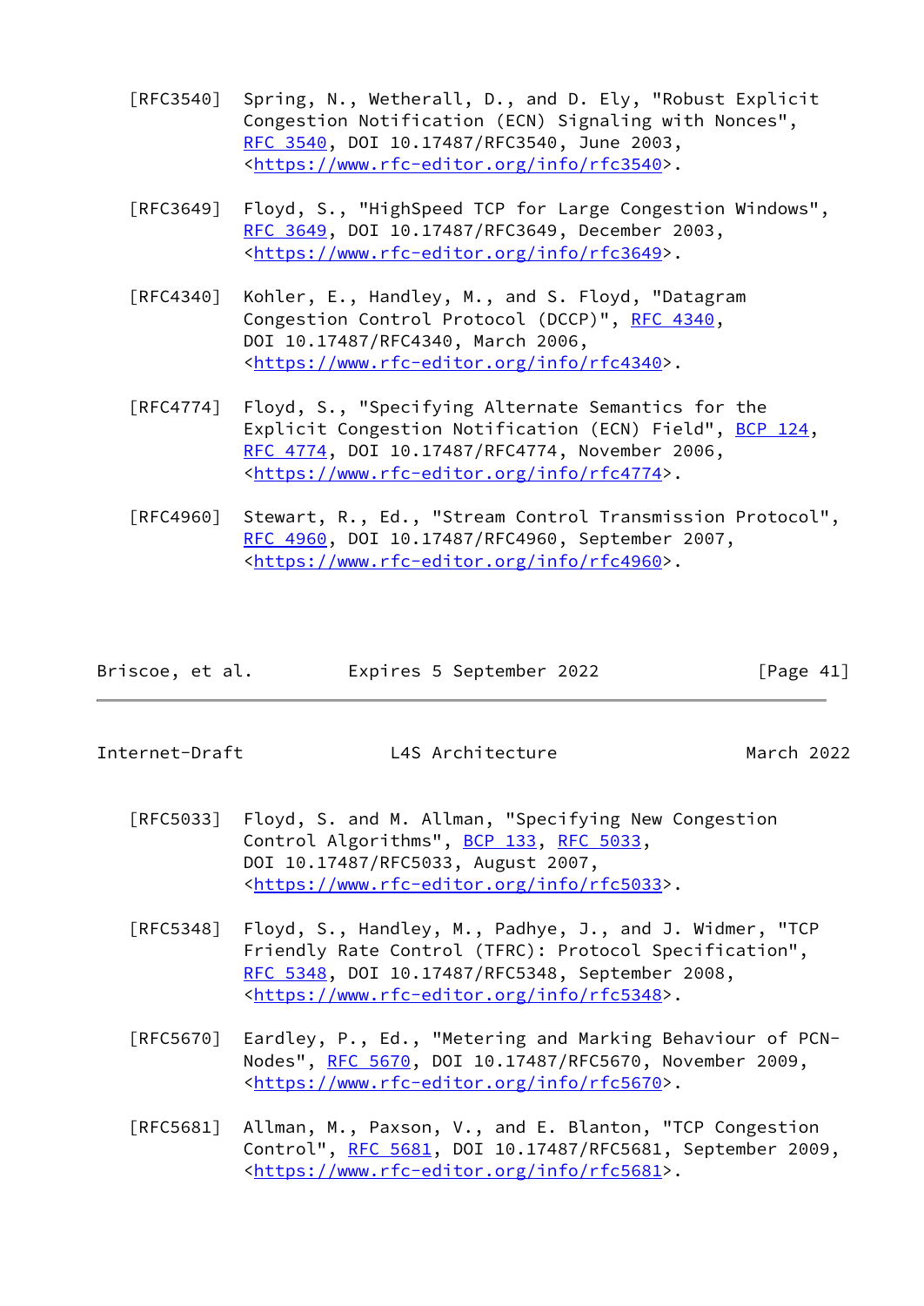[RFC3540] Spring, N., Wetherall, D., and D. Ely, "Robust Explicit Congestion Notification (ECN) Signaling with Nonces", RFC 3540, DOI 10.17487/RFC3540, June 2003, <https://www.rfc-editor.org/info/rfc3540>.

[RFC3649] Floyd, S., "HighSpeed TCP for Large Congestion Windows", RFC 3649, DOI 10.17487/RFC3649, December 2003, <https://www.rfc-editor.org/info/rfc3649>.

[RFC4340] Kohler, E., Handley, M., and S. Floyd, "Datagram Congestion Control Protocol (DCCP)", RFC 4340, DOI 10.17487/RFC4340, March 2006, <https://www.rfc-editor.org/info/rfc4340>.

[RFC4774] Floyd, S., "Specifying Alternate Semantics for the Explicit Congestion Notification (ECN) Field", BCP 124, RFC 4774, DOI 10.17487/RFC4774, November 2006, <https://www.rfc-editor.org/info/rfc4774>.

[RFC4960] Stewart, R., Ed., "Stream Control Transmission Protocol", RFC 4960, DOI 10.17487/RFC4960, September 2007, <https://www.rfc-editor.org/info/rfc4960>.

[RFC5033] Floyd, S. and M. Allman, "Specifying New Congestion Control Algorithms", BCP 133, RFC 5033, DOI 10.17487/RFC5033, August 2007, <https://www.rfc-editor.org/info/rfc5033>.

[RFC5348] Floyd, S., Handley, M., Padhye, J., and J. Widmer, "TCP Friendly Rate Control (TFRC): Protocol Specification", RFC 5348, DOI 10.17487/RFC5348, September 2008, <https://www.rfc-editor.org/info/rfc5348>.

[RFC5670] Eardley, P., Ed., "Metering and Marking Behaviour of PCN-Nodes", RFC 5670, DOI 10.17487/RFC5670, November 2009, <https://www.rfc-editor.org/info/rfc5670>.

[RFC5681] Allman, M., Paxson, V., and E. Blanton, "TCP Congestion Control", RFC 5681, DOI 10.17487/RFC5681, September 2009, <https://www.rfc-editor.org/info/rfc5681>.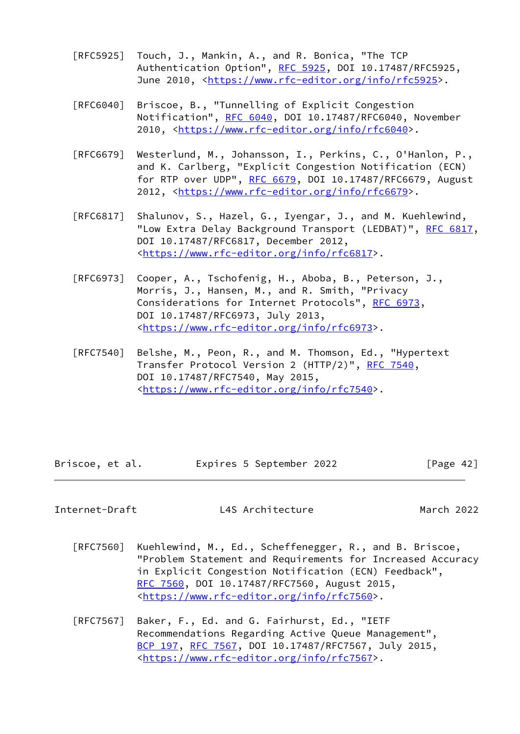[RFC5925] Touch, J., Mankin, A., and R. Bonica, "The TCP Authentication Option", RFC 5925, DOI 10.17487/RFC5925, June 2010, <https://www.rfc-editor.org/info/rfc5925>.

[RFC6040] Briscoe, B., "Tunnelling of Explicit Congestion Notification", RFC 6040, DOI 10.17487/RFC6040, November 2010, <https://www.rfc-editor.org/info/rfc6040>.

[RFC6679] Westerlund, M., Johansson, I., Perkins, C., O'Hanlon, P., and K. Carlberg, "Explicit Congestion Notification (ECN) for RTP over UDP", RFC 6679, DOI 10.17487/RFC6679, August 2012, <https://www.rfc-editor.org/info/rfc6679>.

[RFC6817] Shalunov, S., Hazel, G., Iyengar, J., and M. Kuehlewind, "Low Extra Delay Background Transport (LEDBAT)", RFC 6817, DOI 10.17487/RFC6817, December 2012, <https://www.rfc-editor.org/info/rfc6817>.

[RFC6973] Cooper, A., Tschofenig, H., Aboba, B., Peterson, J., Morris, J., Hansen, M., and R. Smith, "Privacy Considerations for Internet Protocols", RFC 6973, DOI 10.17487/RFC6973, July 2013, <https://www.rfc-editor.org/info/rfc6973>.

[RFC7540] Belshe, M., Peon, R., and M. Thomson, Ed., "Hypertext Transfer Protocol Version 2 (HTTP/2)", RFC 7540, DOI 10.17487/RFC7540, May 2015, <https://www.rfc-editor.org/info/rfc7540>.

[RFC7560] Kuehlewind, M., Ed., Scheffenegger, R., and B. Briscoe, "Problem Statement and Requirements for Increased Accuracy in Explicit Congestion Notification (ECN) Feedback", RFC 7560, DOI 10.17487/RFC7560, August 2015, <https://www.rfc-editor.org/info/rfc7560>.

[RFC7567] Baker, F., Ed. and G. Fairhurst, Ed., "IETF Recommendations Regarding Active Queue Management", BCP 197, RFC 7567, DOI 10.17487/RFC7567, July 2015, <https://www.rfc-editor.org/info/rfc7567>.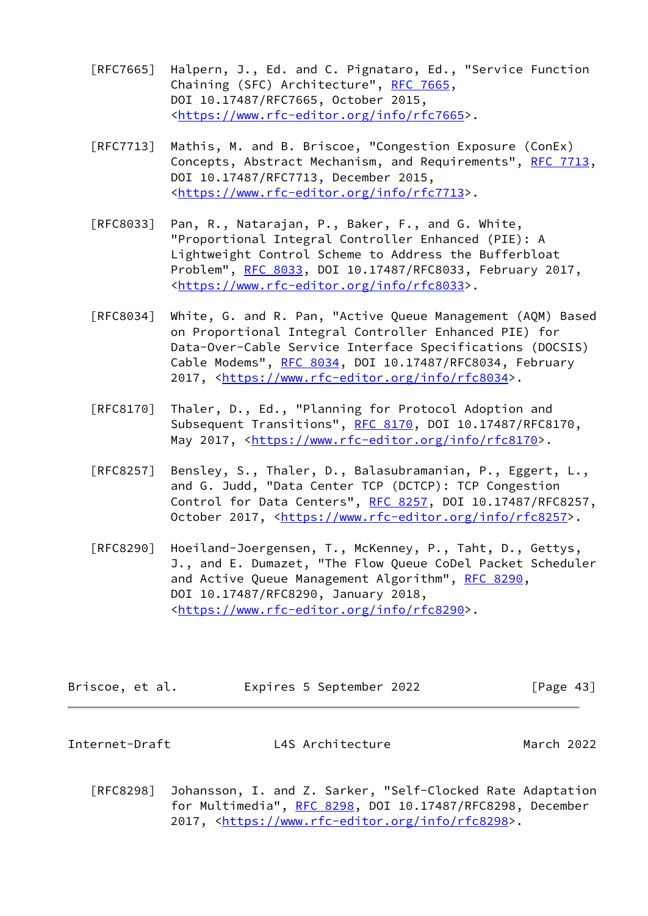[RFC7665] Halpern, J., Ed. and C. Pignataro, Ed., "Service Function Chaining (SFC) Architecture", RFC 7665, DOI 10.17487/RFC7665, October 2015, <https://www.rfc-editor.org/info/rfc7665>.

[RFC7713] Mathis, M. and B. Briscoe, "Congestion Exposure (ConEx) Concepts, Abstract Mechanism, and Requirements", RFC 7713, DOI 10.17487/RFC7713, December 2015, <https://www.rfc-editor.org/info/rfc7713>.

[RFC8033] Pan, R., Natarajan, P., Baker, F., and G. White, "Proportional Integral Controller Enhanced (PIE): A Lightweight Control Scheme to Address the Bufferbloat Problem", RFC 8033, DOI 10.17487/RFC8033, February 2017, <https://www.rfc-editor.org/info/rfc8033>.

[RFC8034] White, G. and R. Pan, "Active Queue Management (AQM) Based on Proportional Integral Controller Enhanced PIE) for Data-Over-Cable Service Interface Specifications (DOCSIS) Cable Modems", RFC 8034, DOI 10.17487/RFC8034, February 2017, <https://www.rfc-editor.org/info/rfc8034>.

[RFC8170] Thaler, D., Ed., "Planning for Protocol Adoption and Subsequent Transitions", RFC 8170, DOI 10.17487/RFC8170, May 2017, <https://www.rfc-editor.org/info/rfc8170>.

[RFC8257] Bensley, S., Thaler, D., Balasubramanian, P., Eggert, L., and G. Judd, "Data Center TCP (DCTCP): TCP Congestion Control for Data Centers", RFC 8257, DOI 10.17487/RFC8257, October 2017, <https://www.rfc-editor.org/info/rfc8257>.

[RFC8290] Hoeiland-Joergensen, T., McKenney, P., Taht, D., Gettys, J., and E. Dumazet, "The Flow Queue CoDel Packet Scheduler and Active Queue Management Algorithm", RFC 8290, DOI 10.17487/RFC8290, January 2018, <https://www.rfc-editor.org/info/rfc8290>.

[RFC8298] Johansson, I. and Z. Sarker, "Self-Clocked Rate Adaptation for Multimedia", RFC 8298, DOI 10.17487/RFC8298, December 2017, <https://www.rfc-editor.org/info/rfc8298>.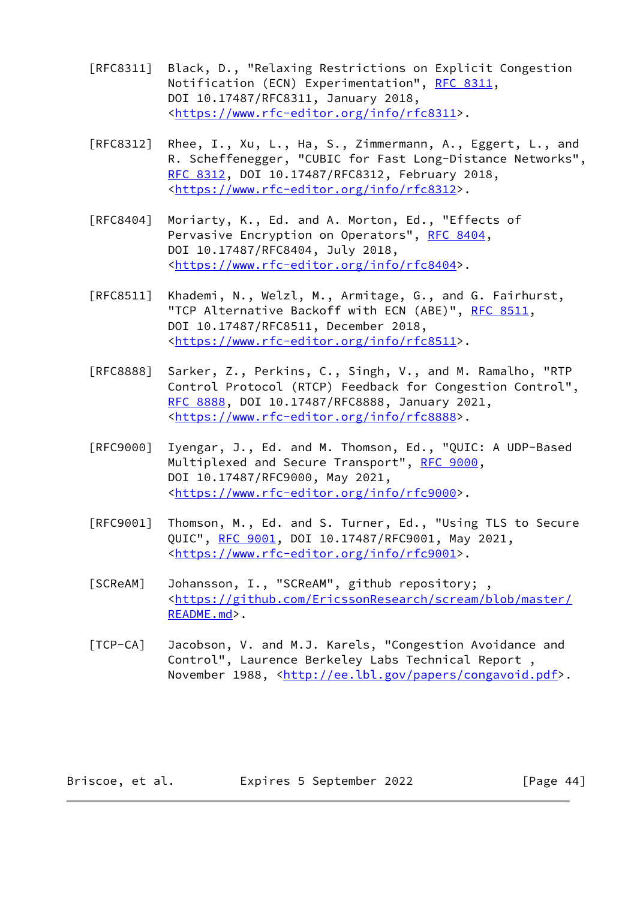[RFC8311] Black, D., "Relaxing Restrictions on Explicit Congestion Notification (ECN) Experimentation", RFC 8311, DOI 10.17487/RFC8311, January 2018, <https://www.rfc-editor.org/info/rfc8311>.

[RFC8312] Rhee, I., Xu, L., Ha, S., Zimmermann, A., Eggert, L., and R. Scheffenegger, "CUBIC for Fast Long-Distance Networks", RFC 8312, DOI 10.17487/RFC8312, February 2018, <https://www.rfc-editor.org/info/rfc8312>.

[RFC8404] Moriarty, K., Ed. and A. Morton, Ed., "Effects of Pervasive Encryption on Operators", RFC 8404, DOI 10.17487/RFC8404, July 2018, <https://www.rfc-editor.org/info/rfc8404>.

[RFC8511] Khademi, N., Welzl, M., Armitage, G., and G. Fairhurst, "TCP Alternative Backoff with ECN (ABE)", RFC 8511, DOI 10.17487/RFC8511, December 2018, <https://www.rfc-editor.org/info/rfc8511>.

[RFC8888] Sarker, Z., Perkins, C., Singh, V., and M. Ramalho, "RTP Control Protocol (RTCP) Feedback for Congestion Control", RFC 8888, DOI 10.17487/RFC8888, January 2021, <https://www.rfc-editor.org/info/rfc8888>.

[RFC9000] Iyengar, J., Ed. and M. Thomson, Ed., "QUIC: A UDP-Based Multiplexed and Secure Transport", RFC 9000, DOI 10.17487/RFC9000, May 2021, <https://www.rfc-editor.org/info/rfc9000>.

[RFC9001] Thomson, M., Ed. and S. Turner, Ed., "Using TLS to Secure QUIC", RFC 9001, DOI 10.17487/RFC9001, May 2021, <https://www.rfc-editor.org/info/rfc9001>.

[SCReAM] Johansson, I., "SCReAM", github repository; , <https://github.com/EricssonResearch/scream/blob/master/README.md>.

[TCP-CA] Jacobson, V. and M.J. Karels, "Congestion Avoidance and Control", Laurence Berkeley Labs Technical Report , November 1988, <http://ee.lbl.gov/papers/congavoid.pdf>.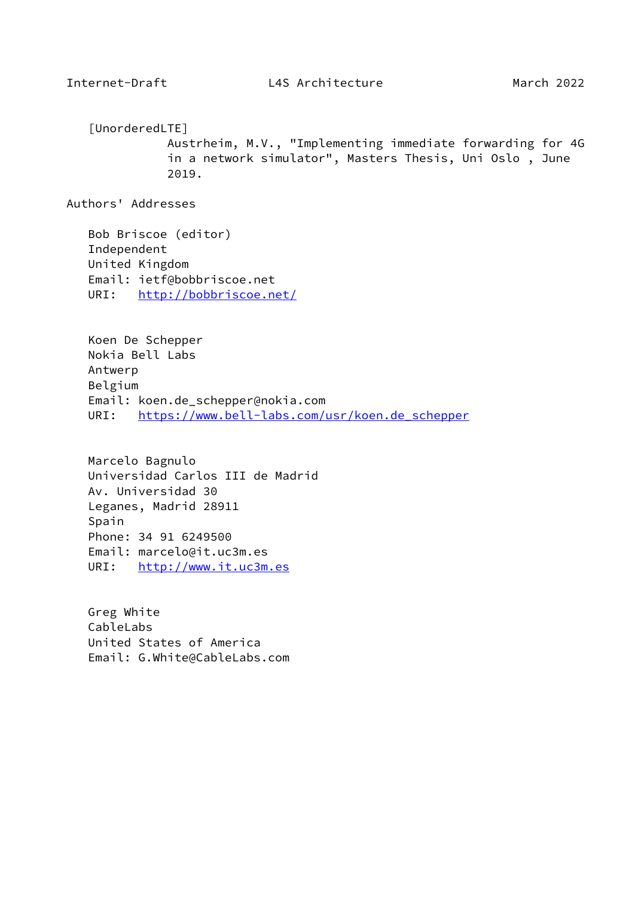[UnorderedLTE]
Austrheim, M.V., "Implementing immediate forwarding for 4G in a network simulator", Masters Thesis, Uni Oslo , June 2019.

## Authors' Addresses

Bob Briscoe (editor)
Independent
United Kingdom
Email: ietf@bobbriscoe.net
URI: http://bobbriscoe.net/

Koen De Schepper
Nokia Bell Labs
Antwerp
Belgium
Email: koen.de_schepper@nokia.com
URI: https://www.bell-labs.com/usr/koen.de_schepper

Marcelo Bagnulo
Universidad Carlos III de Madrid
Av. Universidad 30
Leganes, Madrid 28911
Spain
Phone: 34 91 6249500
Email: marcelo@it.uc3m.es
URI: http://www.it.uc3m.es

Greg White
CableLabs
United States of America
Email: G.White@CableLabs.com